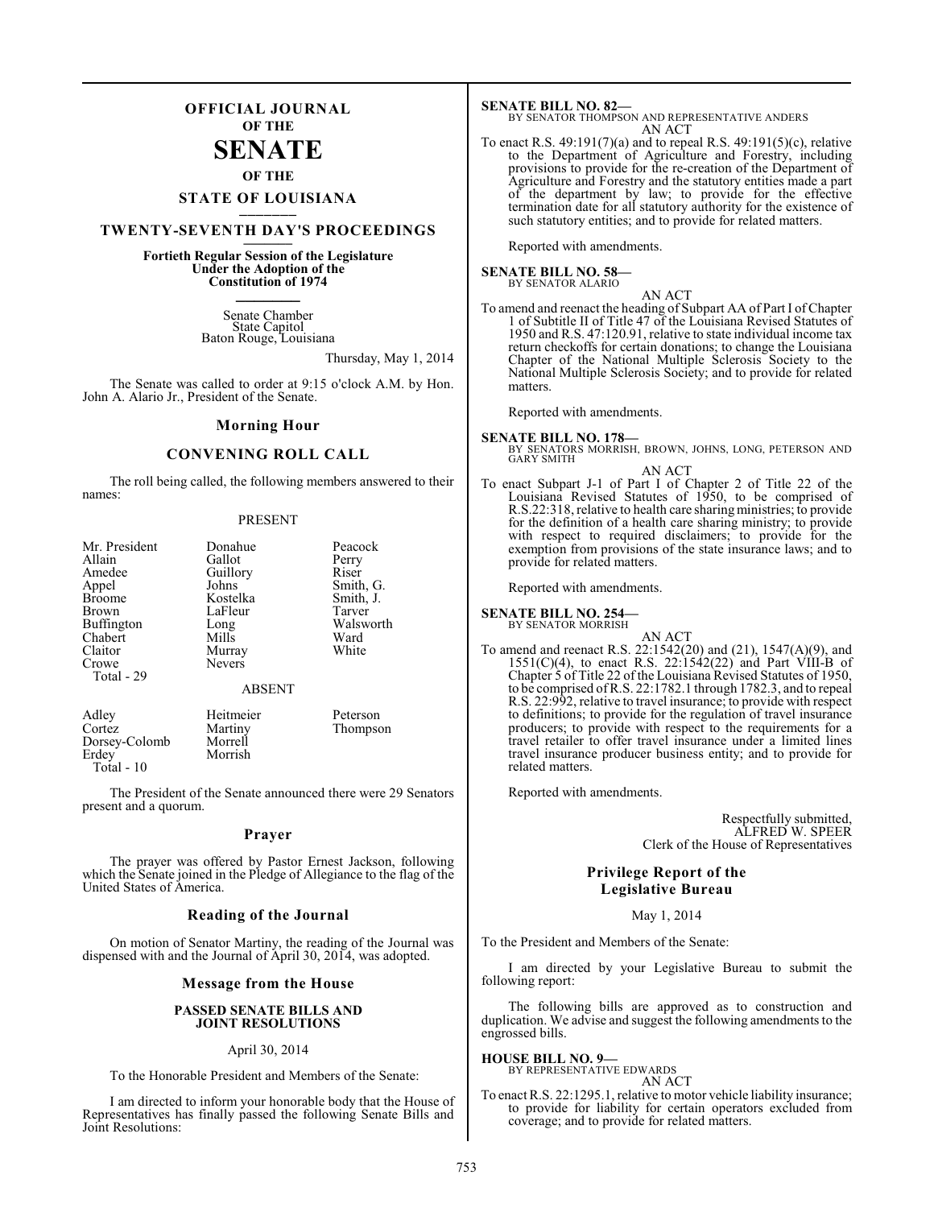# OFFICIAL JOURNAL OF THE SENATE OF THE STATE OF LOUISIANA

## TWENTY-SEVENTH DAY'S PROCEEDINGS

**Fortieth Regular Session of the Legislature Under the Adoption of the Constitution of 1974**

Senate Chamber
State Capitol
Baton Rouge, Louisiana

Thursday, May 1, 2014

The Senate was called to order at 9:15 o'clock A.M. by Hon. John A. Alario Jr., President of the Senate.

### Morning Hour

### CONVENING ROLL CALL

The roll being called, the following members answered to their names:

PRESENT

| | | |
|---|---|---|
| Mr. President | Donahue | Peacock |
| Allain | Gallot | Perry |
| Amedee | Guillory | Riser |
| Appel | Johns | Smith, G. |
| Broome | Kostelka | Smith, J. |
| Brown | LaFleur | Tarver |
| Buffington | Long | Walsworth |
| Chabert | Mills | Ward |
| Claitor | Murray | White |
| Crowe | Nevers | |
| Total - 29 | | |

ABSENT

| | | |
|---|---|---|
| Adley | Heitmeier | Peterson |
| Cortez | Martiny | Thompson |
| Dorsey-Colomb | Morrell | |
| Erdey | Morrish | |
| Total - 10 | | |

The President of the Senate announced there were 29 Senators present and a quorum.

### Prayer

The prayer was offered by Pastor Ernest Jackson, following which the Senate joined in the Pledge of Allegiance to the flag of the United States of America.

### Reading of the Journal

On motion of Senator Martiny, the reading of the Journal was dispensed with and the Journal of April 30, 2014, was adopted.

### Message from the House

**PASSED SENATE BILLS AND JOINT RESOLUTIONS**

April 30, 2014

To the Honorable President and Members of the Senate:

I am directed to inform your honorable body that the House of Representatives has finally passed the following Senate Bills and Joint Resolutions:

**SENATE BILL NO. 82—**
BY SENATOR THOMPSON AND REPRESENTATIVE ANDERS
AN ACT

To enact R.S. 49:191(7)(a) and to repeal R.S. 49:191(5)(c), relative to the Department of Agriculture and Forestry, including provisions to provide for the re-creation of the Department of Agriculture and Forestry and the statutory entities made a part of the department by law; to provide for the effective termination date for all statutory authority for the existence of such statutory entities; and to provide for related matters.

Reported with amendments.

**SENATE BILL NO. 58—**
BY SENATOR ALARIO
AN ACT

To amend and reenact the heading of Subpart AA of Part I of Chapter 1 of Subtitle II of Title 47 of the Louisiana Revised Statutes of 1950 and R.S. 47:120.91, relative to state individual income tax return checkoffs for certain donations; to change the Louisiana Chapter of the National Multiple Sclerosis Society to the National Multiple Sclerosis Society; and to provide for related matters.

Reported with amendments.

**SENATE BILL NO. 178—**
BY SENATORS MORRISH, BROWN, JOHNS, LONG, PETERSON AND GARY SMITH
AN ACT

To enact Subpart J-1 of Part I of Chapter 2 of Title 22 of the Louisiana Revised Statutes of 1950, to be comprised of R.S.22:318, relative to health care sharing ministries; to provide for the definition of a health care sharing ministry; to provide with respect to required disclaimers; to provide for the exemption from provisions of the state insurance laws; and to provide for related matters.

Reported with amendments.

**SENATE BILL NO. 254—**
BY SENATOR MORRISH
AN ACT

To amend and reenact R.S. 22:1542(20) and (21), 1547(A)(9), and 1551(C)(4), to enact R.S. 22:1542(22) and Part VIII-B of Chapter 5 of Title 22 of the Louisiana Revised Statutes of 1950, to be comprised of R.S. 22:1782.1 through 1782.3, and to repeal R.S. 22:992, relative to travel insurance; to provide with respect to definitions; to provide for the regulation of travel insurance producers; to provide with respect to the requirements for a travel retailer to offer travel insurance under a limited lines travel insurance producer business entity; and to provide for related matters.

Reported with amendments.

Respectfully submitted,
ALFRED W. SPEER
Clerk of the House of Representatives

### Privilege Report of the Legislative Bureau

May 1, 2014

To the President and Members of the Senate:

I am directed by your Legislative Bureau to submit the following report:

The following bills are approved as to construction and duplication. We advise and suggest the following amendments to the engrossed bills.

**HOUSE BILL NO. 9—**
BY REPRESENTATIVE EDWARDS
AN ACT

To enact R.S. 22:1295.1, relative to motor vehicle liability insurance; to provide for liability for certain operators excluded from coverage; and to provide for related matters.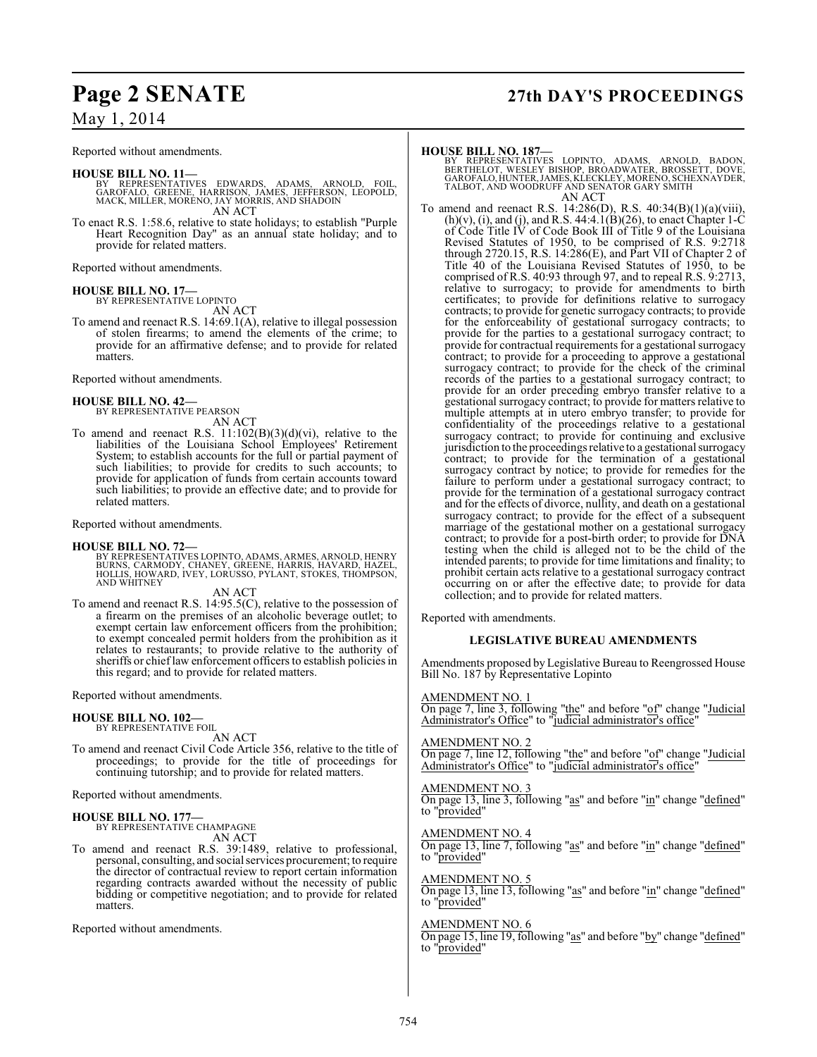Reported without amendments.

**HOUSE BILL NO. 11—**
BY REPRESENTATIVES EDWARDS, ADAMS, ARNOLD, FOIL, GAROFALO, GREENE, HARRISON, JAMES, JEFFERSON, LEOPOLD, MACK, MILLER, MORENO, JAY MORRIS, AND SHADOIN

AN ACT

To enact R.S. 1:58.6, relative to state holidays; to establish "Purple Heart Recognition Day" as an annual state holiday; and to provide for related matters.

Reported without amendments.

**HOUSE BILL NO. 17—**
BY REPRESENTATIVE LOPINTO

AN ACT

To amend and reenact R.S. 14:69.1(A), relative to illegal possession of stolen firearms; to amend the elements of the crime; to provide for an affirmative defense; and to provide for related matters.

Reported without amendments.

**HOUSE BILL NO. 42—**
BY REPRESENTATIVE PEARSON

AN ACT

To amend and reenact R.S. 11:102(B)(3)(d)(vi), relative to the liabilities of the Louisiana School Employees' Retirement System; to establish accounts for the full or partial payment of such liabilities; to provide for credits to such accounts; to provide for application of funds from certain accounts toward such liabilities; to provide an effective date; and to provide for related matters.

Reported without amendments.

**HOUSE BILL NO. 72—**
BY REPRESENTATIVES LOPINTO, ADAMS, ARMES, ARNOLD, HENRY BURNS, CARMODY, CHANEY, GREENE, HARRIS, HAVARD, HAZEL, HOLLIS, HOWARD, IVEY, LORUSSO, PYLANT, STOKES, THOMPSON, AND WHITNEY

AN ACT

To amend and reenact R.S. 14:95.5(C), relative to the possession of a firearm on the premises of an alcoholic beverage outlet; to exempt certain law enforcement officers from the prohibition; to exempt concealed permit holders from the prohibition as it relates to restaurants; to provide relative to the authority of sheriffs or chief law enforcement officers to establish policies in this regard; and to provide for related matters.

Reported without amendments.

**HOUSE BILL NO. 102—**
BY REPRESENTATIVE FOIL

AN ACT

To amend and reenact Civil Code Article 356, relative to the title of proceedings; to provide for the title of proceedings for continuing tutorship; and to provide for related matters.

Reported without amendments.

**HOUSE BILL NO. 177—**
BY REPRESENTATIVE CHAMPAGNE

AN ACT

To amend and reenact R.S. 39:1489, relative to professional, personal, consulting, and social services procurement; to require the director of contractual review to report certain information regarding contracts awarded without the necessity of public bidding or competitive negotiation; and to provide for related matters.

Reported without amendments.

**HOUSE BILL NO. 187—**
BY REPRESENTATIVES LOPINTO, ADAMS, ARNOLD, BADON, BERTHELOT, WESLEY BISHOP, BROADWATER, BROSSETT, DOVE, GAROFALO, HUNTER, JAMES, KLECKLEY, MORENO, SCHEXNAYDER, TALBOT, AND WOODRUFF AND SENATOR GARY SMITH

AN ACT

To amend and reenact R.S. 14:286(D), R.S. 40:34(B)(1)(a)(viii), (h)(v), (i), and (j), and R.S. 44:4.1(B)(26), to enact Chapter 1-C of Code Title IV of Code Book III of Title 9 of the Louisiana Revised Statutes of 1950, to be comprised of R.S. 9:2718 through 2720.15, R.S. 14:286(E), and Part VII of Chapter 2 of Title 40 of the Louisiana Revised Statutes of 1950, to be comprised of R.S. 40:93 through 97, and to repeal R.S. 9:2713, relative to surrogacy; to provide for amendments to birth certificates; to provide for definitions relative to surrogacy contracts; to provide for genetic surrogacy contracts; to provide for the enforceability of gestational surrogacy contracts; to provide for the parties to a gestational surrogacy contract; to provide for contractual requirements for a gestational surrogacy contract; to provide for a proceeding to approve a gestational surrogacy contract; to provide for the check of the criminal records of the parties to a gestational surrogacy contract; to provide for an order preceding embryo transfer relative to a gestational surrogacy contract; to provide for matters relative to multiple attempts at in utero embryo transfer; to provide for confidentiality of the proceedings relative to a gestational surrogacy contract; to provide for continuing and exclusive jurisdiction to the proceedings relative to a gestational surrogacy contract; to provide for the termination of a gestational surrogacy contract by notice; to provide for remedies for the failure to perform under a gestational surrogacy contract; to provide for the termination of a gestational surrogacy contract and for the effects of divorce, nullity, and death on a gestational surrogacy contract; to provide for the effect of a subsequent marriage of the gestational mother on a gestational surrogacy contract; to provide for a post-birth order; to provide for DNA testing when the child is alleged not to be the child of the intended parents; to provide for time limitations and finality; to prohibit certain acts relative to a gestational surrogacy contract occurring on or after the effective date; to provide for data collection; and to provide for related matters.

Reported with amendments.

**LEGISLATIVE BUREAU AMENDMENTS**

Amendments proposed by Legislative Bureau to Reengrossed House Bill No. 187 by Representative Lopinto

AMENDMENT NO. 1
On page 7, line 3, following "the" and before "of" change "Judicial Administrator's Office" to "judicial administrator's office"

AMENDMENT NO. 2
On page 7, line 12, following "the" and before "of" change "Judicial Administrator's Office" to "judicial administrator's office"

AMENDMENT NO. 3
On page 13, line 3, following "as" and before "in" change "defined" to "provided"

AMENDMENT NO. 4
On page 13, line 7, following "as" and before "in" change "defined" to "provided"

AMENDMENT NO. 5
On page 13, line 13, following "as" and before "in" change "defined" to "provided"

AMENDMENT NO. 6
On page 15, line 19, following "as" and before "by" change "defined" to "provided"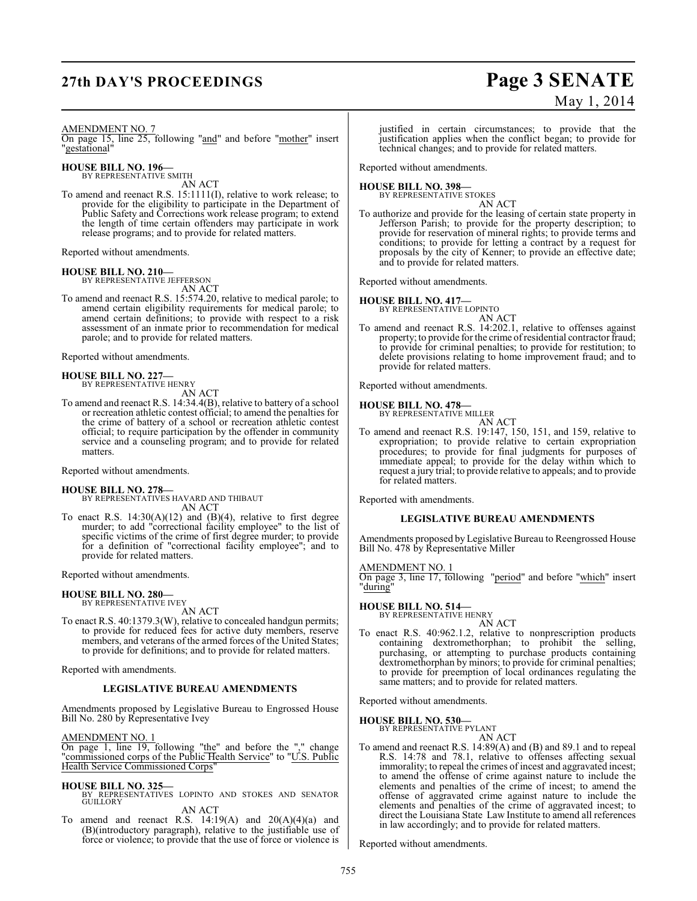AMENDMENT NO. 7

On page 15, line 25, following "and" and before "mother" insert "gestational"

**HOUSE BILL NO. 196—**
BY REPRESENTATIVE SMITH

AN ACT

To amend and reenact R.S. 15:1111(I), relative to work release; to provide for the eligibility to participate in the Department of Public Safety and Corrections work release program; to extend the length of time certain offenders may participate in work release programs; and to provide for related matters.

Reported without amendments.

**HOUSE BILL NO. 210—**
BY REPRESENTATIVE JEFFERSON

AN ACT

To amend and reenact R.S. 15:574.20, relative to medical parole; to amend certain eligibility requirements for medical parole; to amend certain definitions; to provide with respect to a risk assessment of an inmate prior to recommendation for medical parole; and to provide for related matters.

Reported without amendments.

**HOUSE BILL NO. 227—**
BY REPRESENTATIVE HENRY

AN ACT

To amend and reenact R.S. 14:34.4(B), relative to battery of a school or recreation athletic contest official; to amend the penalties for the crime of battery of a school or recreation athletic contest official; to require participation by the offender in community service and a counseling program; and to provide for related matters.

Reported without amendments.

**HOUSE BILL NO. 278—**
BY REPRESENTATIVES HAVARD AND THIBAUT

AN ACT

To enact R.S. 14:30(A)(12) and (B)(4), relative to first degree murder; to add "correctional facility employee" to the list of specific victims of the crime of first degree murder; to provide for a definition of "correctional facility employee"; and to provide for related matters.

Reported without amendments.

**HOUSE BILL NO. 280—**
BY REPRESENTATIVE IVEY

AN ACT

To enact R.S. 40:1379.3(W), relative to concealed handgun permits; to provide for reduced fees for active duty members, reserve members, and veterans of the armed forces of the United States; to provide for definitions; and to provide for related matters.

Reported with amendments.

## LEGISLATIVE BUREAU AMENDMENTS

Amendments proposed by Legislative Bureau to Engrossed House Bill No. 280 by Representative Ivey

AMENDMENT NO. 1

On page 1, line 19, following "the" and before the "," change "commissioned corps of the Public Health Service" to "U.S. Public Health Service Commissioned Corps"

**HOUSE BILL NO. 325—**
BY REPRESENTATIVES LOPINTO AND STOKES AND SENATOR GUILLORY

AN ACT

To amend and reenact R.S. 14:19(A) and 20(A)(4)(a) and (B)(introductory paragraph), relative to the justifiable use of force or violence; to provide that the use of force or violence is justified in certain circumstances; to provide that the justification applies when the conflict began; to provide for technical changes; and to provide for related matters.

Reported without amendments.

**HOUSE BILL NO. 398—**
BY REPRESENTATIVE STOKES

AN ACT

To authorize and provide for the leasing of certain state property in Jefferson Parish; to provide for the property description; to provide for reservation of mineral rights; to provide terms and conditions; to provide for letting a contract by a request for proposals by the city of Kenner; to provide an effective date; and to provide for related matters.

Reported without amendments.

**HOUSE BILL NO. 417—**
BY REPRESENTATIVE LOPINTO

AN ACT

To amend and reenact R.S. 14:202.1, relative to offenses against property; to provide for the crime of residential contractor fraud; to provide for criminal penalties; to provide for restitution; to delete provisions relating to home improvement fraud; and to provide for related matters.

Reported without amendments.

**HOUSE BILL NO. 478—**
BY REPRESENTATIVE MILLER

AN ACT

To amend and reenact R.S. 19:147, 150, 151, and 159, relative to expropriation; to provide relative to certain expropriation procedures; to provide for final judgments for purposes of immediate appeal; to provide for the delay within which to request a jury trial; to provide relative to appeals; and to provide for related matters.

Reported with amendments.

## LEGISLATIVE BUREAU AMENDMENTS

Amendments proposed by Legislative Bureau to Reengrossed House Bill No. 478 by Representative Miller

AMENDMENT NO. 1

On page 3, line 17, following "period" and before "which" insert "during"

**HOUSE BILL NO. 514—**
BY REPRESENTATIVE HENRY

AN ACT

To enact R.S. 40:962.1.2, relative to nonprescription products containing dextromethorphan; to prohibit the selling, purchasing, or attempting to purchase products containing dextromethorphan by minors; to provide for criminal penalties; to provide for preemption of local ordinances regulating the same matters; and to provide for related matters.

Reported without amendments.

**HOUSE BILL NO. 530—**
BY REPRESENTATIVE PYLANT

AN ACT

To amend and reenact R.S. 14:89(A) and (B) and 89.1 and to repeal R.S. 14:78 and 78.1, relative to offenses affecting sexual immorality; to repeal the crimes of incest and aggravated incest; to amend the offense of crime against nature to include the elements and penalties of the crime of incest; to amend the offense of aggravated crime against nature to include the elements and penalties of the crime of aggravated incest; to direct the Louisiana State Law Institute to amend all references in law accordingly; and to provide for related matters.

Reported without amendments.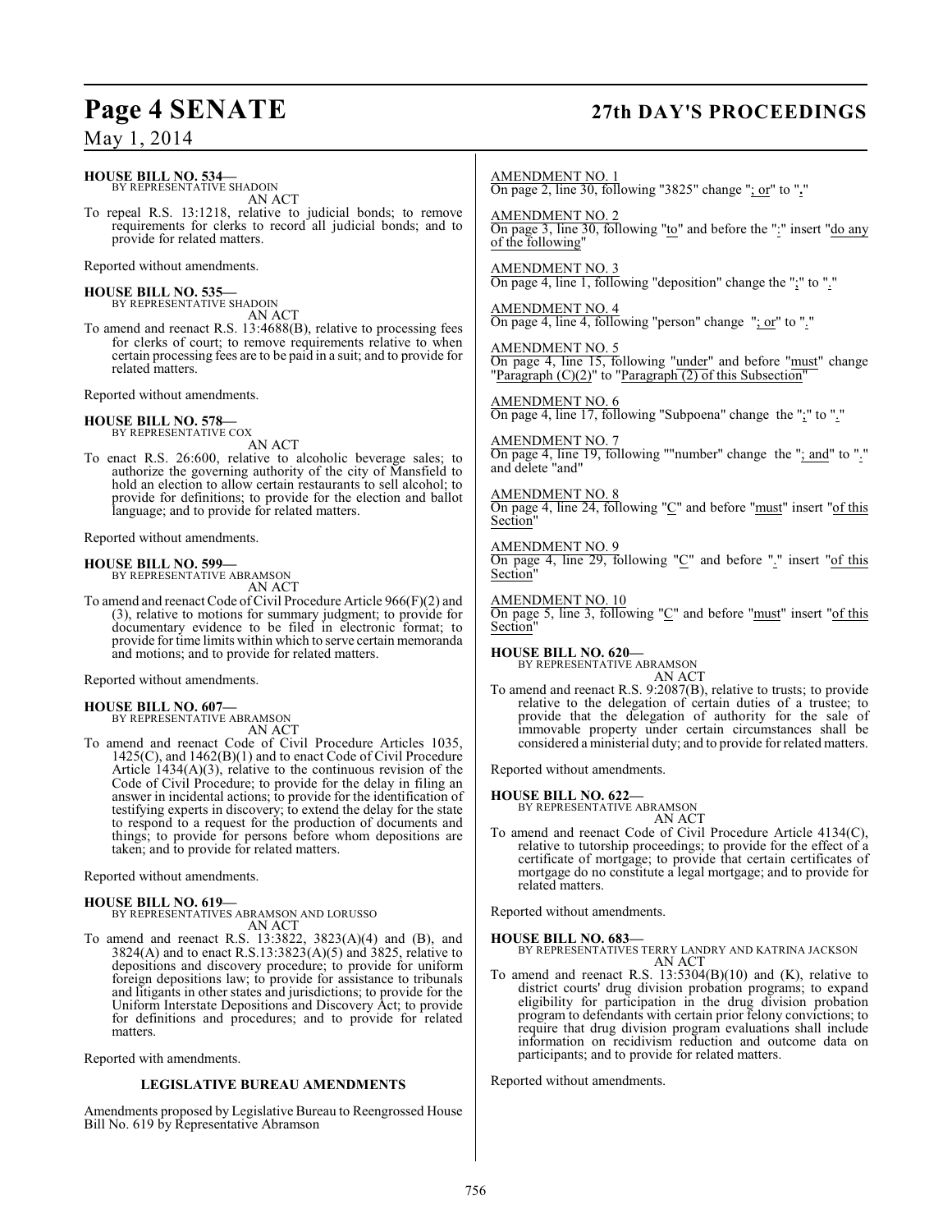**HOUSE BILL NO. 534—**
BY REPRESENTATIVE SHADOIN

AN ACT

To repeal R.S. 13:1218, relative to judicial bonds; to remove requirements for clerks to record all judicial bonds; and to provide for related matters.

Reported without amendments.

**HOUSE BILL NO. 535—**
BY REPRESENTATIVE SHADOIN

AN ACT

To amend and reenact R.S. 13:4688(B), relative to processing fees for clerks of court; to remove requirements relative to when certain processing fees are to be paid in a suit; and to provide for related matters.

Reported without amendments.

**HOUSE BILL NO. 578—**
BY REPRESENTATIVE COX

AN ACT

To enact R.S. 26:600, relative to alcoholic beverage sales; to authorize the governing authority of the city of Mansfield to hold an election to allow certain restaurants to sell alcohol; to provide for definitions; to provide for the election and ballot language; and to provide for related matters.

Reported without amendments.

**HOUSE BILL NO. 599—**
BY REPRESENTATIVE ABRAMSON

AN ACT

To amend and reenact Code of Civil Procedure Article 966(F)(2) and (3), relative to motions for summary judgment; to provide for documentary evidence to be filed in electronic format; to provide for time limits within which to serve certain memoranda and motions; and to provide for related matters.

Reported without amendments.

**HOUSE BILL NO. 607—**
BY REPRESENTATIVE ABRAMSON

AN ACT

To amend and reenact Code of Civil Procedure Articles 1035, 1425(C), and 1462(B)(1) and to enact Code of Civil Procedure Article 1434(A)(3), relative to the continuous revision of the Code of Civil Procedure; to provide for the delay in filing an answer in incidental actions; to provide for the identification of testifying experts in discovery; to extend the delay for the state to respond to a request for the production of documents and things; to provide for persons before whom depositions are taken; and to provide for related matters.

Reported without amendments.

**HOUSE BILL NO. 619—**
BY REPRESENTATIVES ABRAMSON AND LORUSSO

AN ACT

To amend and reenact R.S. 13:3822, 3823(A)(4) and (B), and 3824(A) and to enact R.S.13:3823(A)(5) and 3825, relative to depositions and discovery procedure; to provide for uniform foreign depositions law; to provide for assistance to tribunals and litigants in other states and jurisdictions; to provide for the Uniform Interstate Depositions and Discovery Act; to provide for definitions and procedures; and to provide for related matters.

Reported with amendments.

**LEGISLATIVE BUREAU AMENDMENTS**

Amendments proposed by Legislative Bureau to Reengrossed House Bill No. 619 by Representative Abramson

AMENDMENT NO. 1
On page 2, line 30, following "3825" change "; or" to "."

AMENDMENT NO. 2
On page 3, line 30, following "to" and before the ":" insert "do any of the following"

AMENDMENT NO. 3
On page 4, line 1, following "deposition" change the ";" to "."

AMENDMENT NO. 4
On page 4, line 4, following "person" change "; or" to "."

AMENDMENT NO. 5
On page 4, line 15, following "under" and before "must" change "Paragraph (C)(2)" to "Paragraph (2) of this Subsection"

AMENDMENT NO. 6
On page 4, line 17, following "Subpoena" change the ";" to "."

AMENDMENT NO. 7
On page 4, line 19, following ""number" change the "; and" to "." and delete "and"

AMENDMENT NO. 8
On page 4, line 24, following "C" and before "must" insert "of this Section"

AMENDMENT NO. 9
On page 4, line 29, following "C" and before "." insert "of this Section"

AMENDMENT NO. 10
On page 5, line 3, following "C" and before "must" insert "of this Section"

**HOUSE BILL NO. 620—**
BY REPRESENTATIVE ABRAMSON

AN ACT

To amend and reenact R.S. 9:2087(B), relative to trusts; to provide relative to the delegation of certain duties of a trustee; to provide that the delegation of authority for the sale of immovable property under certain circumstances shall be considered a ministerial duty; and to provide for related matters.

Reported without amendments.

**HOUSE BILL NO. 622—**
BY REPRESENTATIVE ABRAMSON

AN ACT

To amend and reenact Code of Civil Procedure Article 4134(C), relative to tutorship proceedings; to provide for the effect of a certificate of mortgage; to provide that certain certificates of mortgage do no constitute a legal mortgage; and to provide for related matters.

Reported without amendments.

**HOUSE BILL NO. 683—**
BY REPRESENTATIVES TERRY LANDRY AND KATRINA JACKSON

AN ACT

To amend and reenact R.S. 13:5304(B)(10) and (K), relative to district courts' drug division probation programs; to expand eligibility for participation in the drug division probation program to defendants with certain prior felony convictions; to require that drug division program evaluations shall include information on recidivism reduction and outcome data on participants; and to provide for related matters.

Reported without amendments.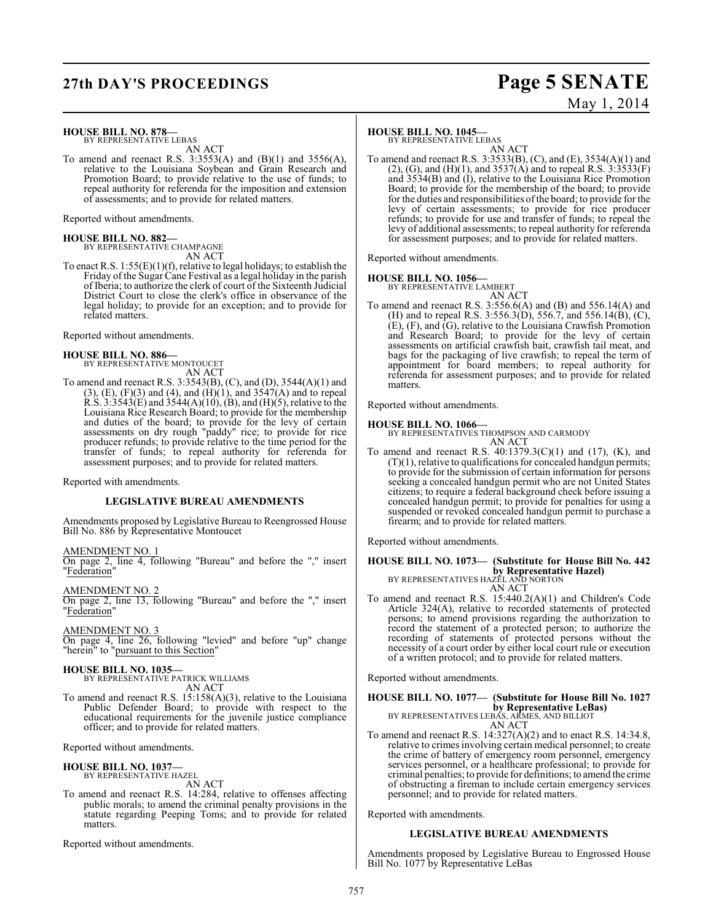**HOUSE BILL NO. 878—**
BY REPRESENTATIVE LEBAS

AN ACT

To amend and reenact R.S. 3:3553(A) and (B)(1) and 3556(A), relative to the Louisiana Soybean and Grain Research and Promotion Board; to provide relative to the use of funds; to repeal authority for referenda for the imposition and extension of assessments; and to provide for related matters.

Reported without amendments.

**HOUSE BILL NO. 882—**
BY REPRESENTATIVE CHAMPAGNE

AN ACT

To enact R.S. 1:55(E)(1)(f), relative to legal holidays; to establish the Friday of the Sugar Cane Festival as a legal holiday in the parish of Iberia; to authorize the clerk of court of the Sixteenth Judicial District Court to close the clerk's office in observance of the legal holiday; to provide for an exception; and to provide for related matters.

Reported without amendments.

**HOUSE BILL NO. 886—**
BY REPRESENTATIVE MONTOUCET

AN ACT

To amend and reenact R.S. 3:3543(B), (C), and (D), 3544(A)(1) and (3), (E), (F)(3) and (4), and (H)(1), and 3547(A) and to repeal R.S. 3:3543(E) and 3544(A)(10), (B), and (H)(5), relative to the Louisiana Rice Research Board; to provide for the membership and duties of the board; to provide for the levy of certain assessments on dry rough "paddy" rice; to provide for rice producer refunds; to provide relative to the time period for the transfer of funds; to repeal authority for referenda for assessment purposes; and to provide for related matters.

Reported with amendments.

**LEGISLATIVE BUREAU AMENDMENTS**

Amendments proposed by Legislative Bureau to Reengrossed House Bill No. 886 by Representative Montoucet

AMENDMENT NO. 1

On page 2, line 4, following "Bureau" and before the "," insert "Federation"

AMENDMENT NO. 2

On page 2, line 13, following "Bureau" and before the "," insert "Federation"

AMENDMENT NO. 3

On page 4, line 26, following "levied" and before "up" change "herein" to "pursuant to this Section"

**HOUSE BILL NO. 1035—**
BY REPRESENTATIVE PATRICK WILLIAMS

AN ACT

To amend and reenact R.S. 15:158(A)(3), relative to the Louisiana Public Defender Board; to provide with respect to the educational requirements for the juvenile justice compliance officer; and to provide for related matters.

Reported without amendments.

**HOUSE BILL NO. 1037—**
BY REPRESENTATIVE HAZEL

AN ACT

To amend and reenact R.S. 14:284, relative to offenses affecting public morals; to amend the criminal penalty provisions in the statute regarding Peeping Toms; and to provide for related matters.

Reported without amendments.

**HOUSE BILL NO. 1045—**
BY REPRESENTATIVE LEBAS

AN ACT

To amend and reenact R.S. 3:3533(B), (C), and (E), 3534(A)(1) and (2), (G), and (H)(1), and 3537(A) and to repeal R.S. 3:3533(F) and 3534(B) and (I), relative to the Louisiana Rice Promotion Board; to provide for the membership of the board; to provide for the duties and responsibilities of the board; to provide for the levy of certain assessments; to provide for rice producer refunds; to provide for use and transfer of funds; to repeal the levy of additional assessments; to repeal authority for referenda for assessment purposes; and to provide for related matters.

Reported without amendments.

**HOUSE BILL NO. 1056—**
BY REPRESENTATIVE LAMBERT

AN ACT

To amend and reenact R.S. 3:556.6(A) and (B) and 556.14(A) and (H) and to repeal R.S. 3:556.3(D), 556.7, and 556.14(B), (C), (E), (F), and (G), relative to the Louisiana Crawfish Promotion and Research Board; to provide for the levy of certain assessments on artificial crawfish bait, crawfish tail meat, and bags for the packaging of live crawfish; to repeal the term of appointment for board members; to repeal authority for referenda for assessment purposes; and to provide for related matters.

Reported without amendments.

**HOUSE BILL NO. 1066—**
BY REPRESENTATIVES THOMPSON AND CARMODY

AN ACT

To amend and reenact R.S. 40:1379.3(C)(1) and (17), (K), and (T)(1), relative to qualifications for concealed handgun permits; to provide for the submission of certain information for persons seeking a concealed handgun permit who are not United States citizens; to require a federal background check before issuing a concealed handgun permit; to provide for penalties for using a suspended or revoked concealed handgun permit to purchase a firearm; and to provide for related matters.

Reported without amendments.

**HOUSE BILL NO. 1073— (Substitute for House Bill No. 442 by Representative Hazel)**
BY REPRESENTATIVES HAZEL AND NORTON

AN ACT

To amend and reenact R.S. 15:440.2(A)(1) and Children's Code Article 324(A), relative to recorded statements of protected persons; to amend provisions regarding the authorization to record the statement of a protected person; to authorize the recording of statements of protected persons without the necessity of a court order by either local court rule or execution of a written protocol; and to provide for related matters.

Reported without amendments.

**HOUSE BILL NO. 1077— (Substitute for House Bill No. 1027 by Representative LeBas)**
BY REPRESENTATIVES LEBAS, ARMES, AND BILLIOT

AN ACT

To amend and reenact R.S. 14:327(A)(2) and to enact R.S. 14:34.8, relative to crimes involving certain medical personnel; to create the crime of battery of emergency room personnel, emergency services personnel, or a healthcare professional; to provide for criminal penalties; to provide for definitions; to amend the crime of obstructing a fireman to include certain emergency services personnel; and to provide for related matters.

Reported with amendments.

**LEGISLATIVE BUREAU AMENDMENTS**

Amendments proposed by Legislative Bureau to Engrossed House Bill No. 1077 by Representative LeBas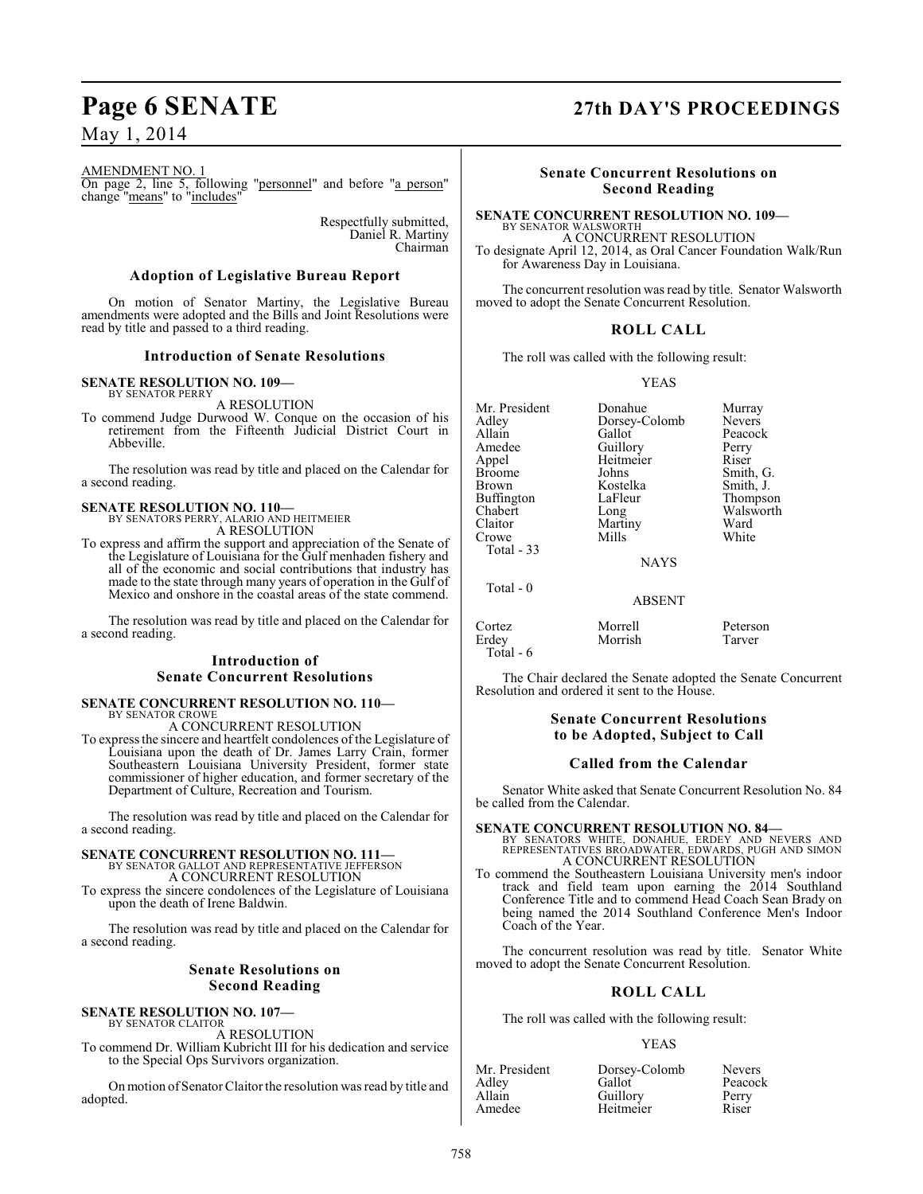AMENDMENT NO. 1
On page 2, line 5, following "personnel" and before "a person" change "means" to "includes"

Respectfully submitted,
Daniel R. Martiny
Chairman

### Adoption of Legislative Bureau Report

On motion of Senator Martiny, the Legislative Bureau amendments were adopted and the Bills and Joint Resolutions were read by title and passed to a third reading.

### Introduction of Senate Resolutions

**SENATE RESOLUTION NO. 109—**
BY SENATOR PERRY
A RESOLUTION
To commend Judge Durwood W. Conque on the occasion of his retirement from the Fifteenth Judicial District Court in Abbeville.

The resolution was read by title and placed on the Calendar for a second reading.

**SENATE RESOLUTION NO. 110—**
BY SENATORS PERRY, ALARIO AND HEITMEIER
A RESOLUTION
To express and affirm the support and appreciation of the Senate of the Legislature of Louisiana for the Gulf menhaden fishery and all of the economic and social contributions that industry has made to the state through many years of operation in the Gulf of Mexico and onshore in the coastal areas of the state commend.

The resolution was read by title and placed on the Calendar for a second reading.

### Introduction of Senate Concurrent Resolutions

**SENATE CONCURRENT RESOLUTION NO. 110—**
BY SENATOR CROWE
A CONCURRENT RESOLUTION
To express the sincere and heartfelt condolences of the Legislature of Louisiana upon the death of Dr. James Larry Crain, former Southeastern Louisiana University President, former state commissioner of higher education, and former secretary of the Department of Culture, Recreation and Tourism.

The resolution was read by title and placed on the Calendar for a second reading.

**SENATE CONCURRENT RESOLUTION NO. 111—**
BY SENATOR GALLOT AND REPRESENTATIVE JEFFERSON
A CONCURRENT RESOLUTION
To express the sincere condolences of the Legislature of Louisiana upon the death of Irene Baldwin.

The resolution was read by title and placed on the Calendar for a second reading.

### Senate Resolutions on Second Reading

**SENATE RESOLUTION NO. 107—**
BY SENATOR CLAITOR
A RESOLUTION
To commend Dr. William Kubricht III for his dedication and service to the Special Ops Survivors organization.

On motion of Senator Claitor the resolution was read by title and adopted.

### Senate Concurrent Resolutions on Second Reading

**SENATE CONCURRENT RESOLUTION NO. 109—**
BY SENATOR WALSWORTH
A CONCURRENT RESOLUTION
To designate April 12, 2014, as Oral Cancer Foundation Walk/Run for Awareness Day in Louisiana.

The concurrent resolution was read by title. Senator Walsworth moved to adopt the Senate Concurrent Resolution.

### ROLL CALL

The roll was called with the following result:

YEAS

| | | |
|---|---|---|
| Mr. President | Donahue | Murray |
| Adley | Dorsey-Colomb | Nevers |
| Allain | Gallot | Peacock |
| Amedee | Guillory | Perry |
| Appel | Heitmeier | Riser |
| Broome | Johns | Smith, G. |
| Brown | Kostelka | Smith, J. |
| Buffington | LaFleur | Thompson |
| Chabert | Long | Walsworth |
| Claitor | Martiny | Ward |
| Crowe | Mills | White |

Total - 33

NAYS

Total - 0

ABSENT

| | | |
|---|---|---|
| Cortez | Morrell | Peterson |
| Erdey | Morrish | Tarver |

Total - 6

The Chair declared the Senate adopted the Senate Concurrent Resolution and ordered it sent to the House.

### Senate Concurrent Resolutions to be Adopted, Subject to Call

### Called from the Calendar

Senator White asked that Senate Concurrent Resolution No. 84 be called from the Calendar.

**SENATE CONCURRENT RESOLUTION NO. 84—**
BY SENATORS WHITE, DONAHUE, ERDEY AND NEVERS AND REPRESENTATIVES BROADWATER, EDWARDS, PUGH AND SIMON
A CONCURRENT RESOLUTION
To commend the Southeastern Louisiana University men's indoor track and field team upon earning the 2014 Southland Conference Title and to commend Head Coach Sean Brady on being named the 2014 Southland Conference Men's Indoor Coach of the Year.

The concurrent resolution was read by title. Senator White moved to adopt the Senate Concurrent Resolution.

### ROLL CALL

The roll was called with the following result:

YEAS

| | | |
|---|---|---|
| Mr. President | Dorsey-Colomb | Nevers |
| Adley | Gallot | Peacock |
| Allain | Guillory | Perry |
| Amedee | Heitmeier | Riser |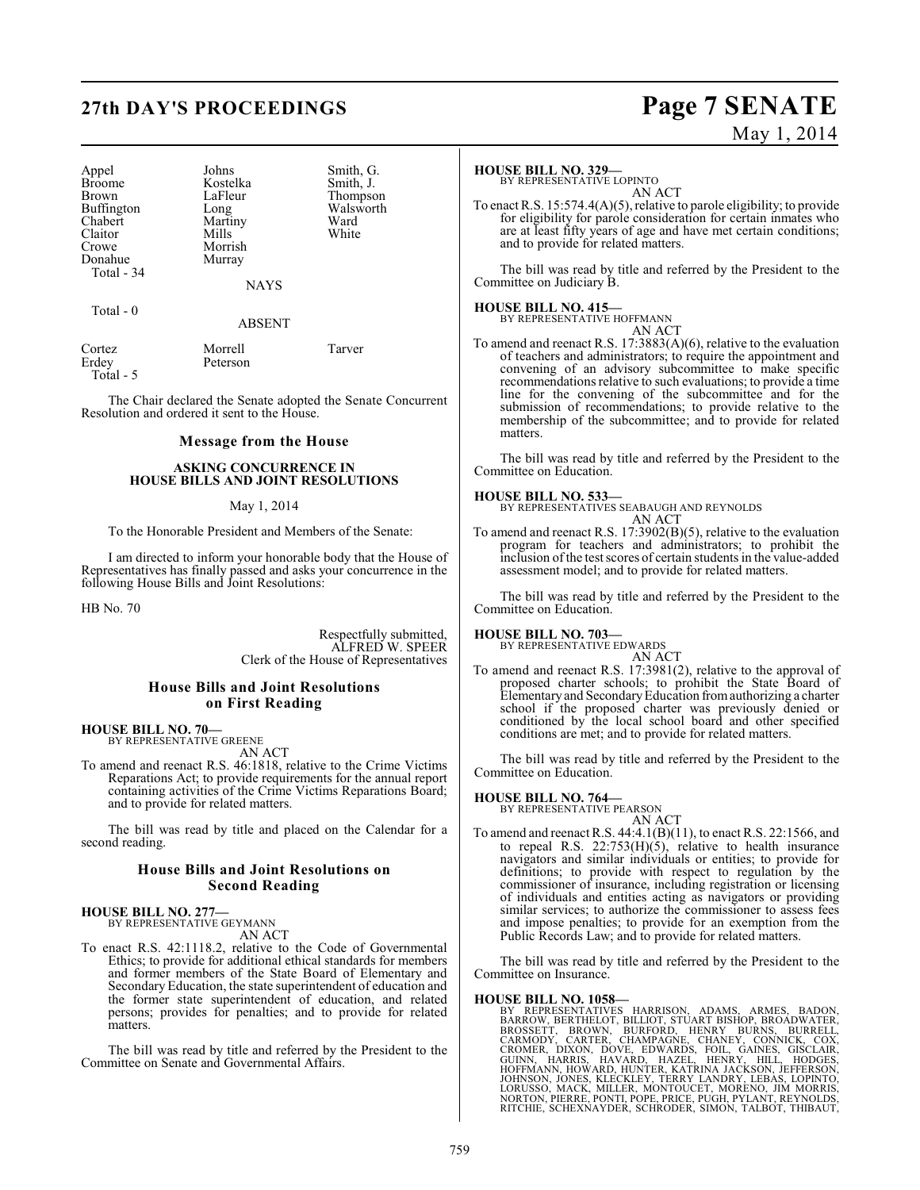| | | |
|---|---|---|
| Appel | Johns | Smith, G. |
| Broome | Kostelka | Smith, J. |
| Brown | LaFleur | Thompson |
| Buffington | Long | Walsworth |
| Chabert | Martiny | Ward |
| Claitor | Mills | White |
| Crowe | Morrish | |
| Donahue | Murray | |
| Total - 34 | | |

NAYS

Total - 0

ABSENT

| | | |
|---|---|---|
| Cortez | Morrell | Tarver |
| Erdey | Peterson | |
| Total - 5 | | |

The Chair declared the Senate adopted the Senate Concurrent Resolution and ordered it sent to the House.

## Message from the House

### ASKING CONCURRENCE IN HOUSE BILLS AND JOINT RESOLUTIONS

May 1, 2014

To the Honorable President and Members of the Senate:

I am directed to inform your honorable body that the House of Representatives has finally passed and asks your concurrence in the following House Bills and Joint Resolutions:

HB No. 70

Respectfully submitted,
ALFRED W. SPEER
Clerk of the House of Representatives

## House Bills and Joint Resolutions on First Reading

**HOUSE BILL NO. 70—**
BY REPRESENTATIVE GREENE
AN ACT

To amend and reenact R.S. 46:1818, relative to the Crime Victims Reparations Act; to provide requirements for the annual report containing activities of the Crime Victims Reparations Board; and to provide for related matters.

The bill was read by title and placed on the Calendar for a second reading.

## House Bills and Joint Resolutions on Second Reading

**HOUSE BILL NO. 277—**
BY REPRESENTATIVE GEYMANN
AN ACT

To enact R.S. 42:1118.2, relative to the Code of Governmental Ethics; to provide for additional ethical standards for members and former members of the State Board of Elementary and Secondary Education, the state superintendent of education and the former state superintendent of education, and related persons; provides for penalties; and to provide for related matters.

The bill was read by title and referred by the President to the Committee on Senate and Governmental Affairs.

**HOUSE BILL NO. 329—**
BY REPRESENTATIVE LOPINTO
AN ACT

To enact R.S. 15:574.4(A)(5), relative to parole eligibility; to provide for eligibility for parole consideration for certain inmates who are at least fifty years of age and have met certain conditions; and to provide for related matters.

The bill was read by title and referred by the President to the Committee on Judiciary B.

**HOUSE BILL NO. 415—**
BY REPRESENTATIVE HOFFMANN
AN ACT

To amend and reenact R.S. 17:3883(A)(6), relative to the evaluation of teachers and administrators; to require the appointment and convening of an advisory subcommittee to make specific recommendations relative to such evaluations; to provide a time line for the convening of the subcommittee and for the submission of recommendations; to provide relative to the membership of the subcommittee; and to provide for related matters.

The bill was read by title and referred by the President to the Committee on Education.

**HOUSE BILL NO. 533—**
BY REPRESENTATIVES SEABAUGH AND REYNOLDS
AN ACT

To amend and reenact R.S. 17:3902(B)(5), relative to the evaluation program for teachers and administrators; to prohibit the inclusion of the test scores of certain students in the value-added assessment model; and to provide for related matters.

The bill was read by title and referred by the President to the Committee on Education.

**HOUSE BILL NO. 703—**
BY REPRESENTATIVE EDWARDS
AN ACT

To amend and reenact R.S. 17:3981(2), relative to the approval of proposed charter schools; to prohibit the State Board of Elementary and Secondary Education from authorizing a charter school if the proposed charter was previously denied or conditioned by the local school board and other specified conditions are met; and to provide for related matters.

The bill was read by title and referred by the President to the Committee on Education.

**HOUSE BILL NO. 764—**
BY REPRESENTATIVE PEARSON
AN ACT

To amend and reenact R.S. 44:4.1(B)(11), to enact R.S. 22:1566, and to repeal R.S. 22:753(H)(5), relative to health insurance navigators and similar individuals or entities; to provide for definitions; to provide with respect to regulation by the commissioner of insurance, including registration or licensing of individuals and entities acting as navigators or providing similar services; to authorize the commissioner to assess fees and impose penalties; to provide for an exemption from the Public Records Law; and to provide for related matters.

The bill was read by title and referred by the President to the Committee on Insurance.

**HOUSE BILL NO. 1058—**
BY REPRESENTATIVES HARRISON, ADAMS, ARMES, BADON, BARROW, BERTHELOT, BILLIOT, STUART BISHOP, BROADWATER, BROSSETT, BROWN, BURFORD, HENRY BURNS, BURRELL, CARMODY, CARTER, CHAMPAGNE, CHANEY, CONNICK, COX, CROMER, DIXON, DOVE, EDWARDS, FOIL, GAINES, GISCLAIR, GUINN, HARRIS, HAVARD, HAZEL, HENRY, HILL, HODGES, HOFFMANN, HOWARD, HUNTER, KATRINA JACKSON, JEFFERSON, JOHNSON, JONES, KLECKLEY, TERRY LANDRY, LEBAS, LOPINTO, LORUSSO, MACK, MILLER, MONTOUCET, MORENO, JIM MORRIS, NORTON, PIERRE, PONTI, POPE, PRICE, PUGH, PYLANT, REYNOLDS, RITCHIE, SCHEXNAYDER, SCHRODER, SIMON, TALBOT, THIBAUT,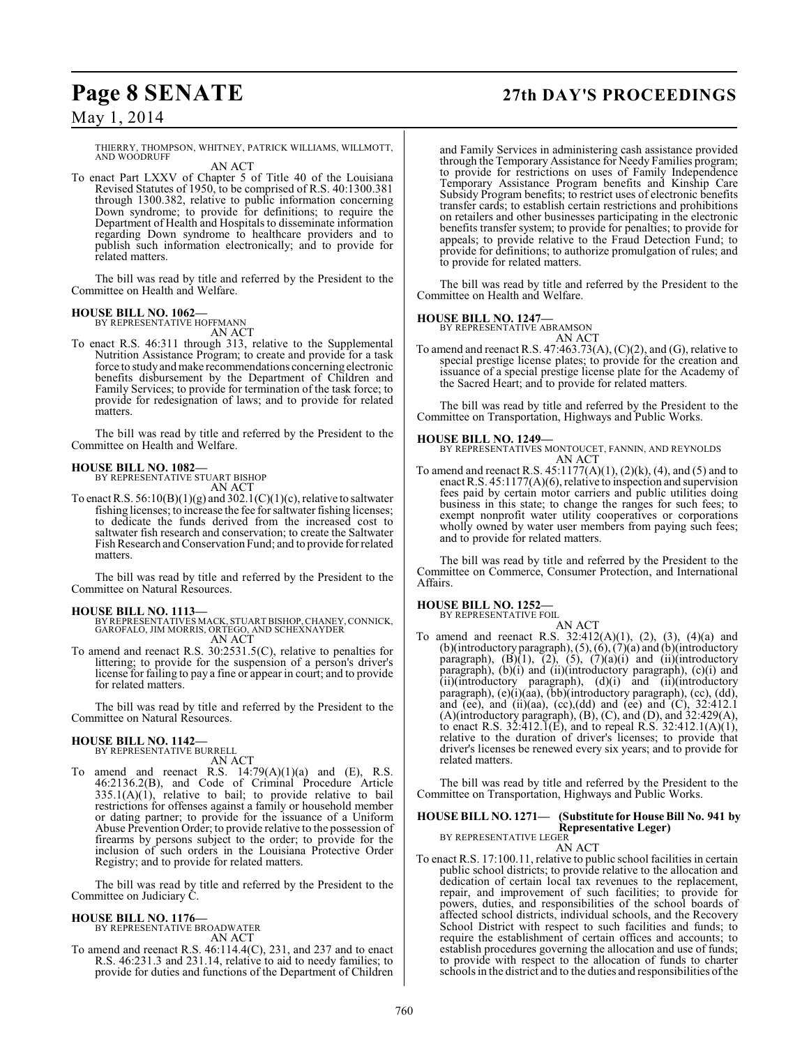THIERRY, THOMPSON, WHITNEY, PATRICK WILLIAMS, WILLMOTT, AND WOODRUFF

AN ACT

To enact Part LXXV of Chapter 5 of Title 40 of the Louisiana Revised Statutes of 1950, to be comprised of R.S. 40:1300.381 through 1300.382, relative to public information concerning Down syndrome; to provide for definitions; to require the Department of Health and Hospitals to disseminate information regarding Down syndrome to healthcare providers and to publish such information electronically; and to provide for related matters.

The bill was read by title and referred by the President to the Committee on Health and Welfare.

**HOUSE BILL NO. 1062—**
BY REPRESENTATIVE HOFFMANN

AN ACT

To enact R.S. 46:311 through 313, relative to the Supplemental Nutrition Assistance Program; to create and provide for a task force to study and make recommendations concerning electronic benefits disbursement by the Department of Children and Family Services; to provide for termination of the task force; to provide for redesignation of laws; and to provide for related matters.

The bill was read by title and referred by the President to the Committee on Health and Welfare.

**HOUSE BILL NO. 1082—**
BY REPRESENTATIVE STUART BISHOP

AN ACT

To enact R.S. 56:10(B)(1)(g) and 302.1(C)(1)(c), relative to saltwater fishing licenses; to increase the fee for saltwater fishing licenses; to dedicate the funds derived from the increased cost to saltwater fish research and conservation; to create the Saltwater Fish Research and Conservation Fund; and to provide for related matters.

The bill was read by title and referred by the President to the Committee on Natural Resources.

**HOUSE BILL NO. 1113—**
BY REPRESENTATIVES MACK, STUART BISHOP, CHANEY, CONNICK, GAROFALO, JIM MORRIS, ORTEGO, AND SCHEXNAYDER

AN ACT

To amend and reenact R.S. 30:2531.5(C), relative to penalties for littering; to provide for the suspension of a person's driver's license for failing to pay a fine or appear in court; and to provide for related matters.

The bill was read by title and referred by the President to the Committee on Natural Resources.

**HOUSE BILL NO. 1142—**
BY REPRESENTATIVE BURRELL

AN ACT

To amend and reenact R.S. 14:79(A)(1)(a) and (E), R.S. 46:2136.2(B), and Code of Criminal Procedure Article 335.1(A)(1), relative to bail; to provide relative to bail restrictions for offenses against a family or household member or dating partner; to provide for the issuance of a Uniform Abuse Prevention Order; to provide relative to the possession of firearms by persons subject to the order; to provide for the inclusion of such orders in the Louisiana Protective Order Registry; and to provide for related matters.

The bill was read by title and referred by the President to the Committee on Judiciary C.

**HOUSE BILL NO. 1176—**
BY REPRESENTATIVE BROADWATER

AN ACT

To amend and reenact R.S. 46:114.4(C), 231, and 237 and to enact R.S. 46:231.3 and 231.14, relative to aid to needy families; to provide for duties and functions of the Department of Children and Family Services in administering cash assistance provided through the Temporary Assistance for Needy Families program; to provide for restrictions on uses of Family Independence Temporary Assistance Program benefits and Kinship Care Subsidy Program benefits; to restrict uses of electronic benefits transfer cards; to establish certain restrictions and prohibitions on retailers and other businesses participating in the electronic benefits transfer system; to provide for penalties; to provide for appeals; to provide relative to the Fraud Detection Fund; to provide for definitions; to authorize promulgation of rules; and to provide for related matters.

The bill was read by title and referred by the President to the Committee on Health and Welfare.

**HOUSE BILL NO. 1247—**
BY REPRESENTATIVE ABRAMSON

AN ACT

To amend and reenact R.S. 47:463.73(A), (C)(2), and (G), relative to special prestige license plates; to provide for the creation and issuance of a special prestige license plate for the Academy of the Sacred Heart; and to provide for related matters.

The bill was read by title and referred by the President to the Committee on Transportation, Highways and Public Works.

**HOUSE BILL NO. 1249—**
BY REPRESENTATIVES MONTOUCET, FANNIN, AND REYNOLDS

AN ACT

To amend and reenact R.S. 45:1177(A)(1), (2)(k), (4), and (5) and to enact R.S. 45:1177(A)(6), relative to inspection and supervision fees paid by certain motor carriers and public utilities doing business in this state; to change the ranges for such fees; to exempt nonprofit water utility cooperatives or corporations wholly owned by water user members from paying such fees; and to provide for related matters.

The bill was read by title and referred by the President to the Committee on Commerce, Consumer Protection, and International Affairs.

**HOUSE BILL NO. 1252—**
BY REPRESENTATIVE FOIL

AN ACT

To amend and reenact R.S. 32:412(A)(1), (2), (3), (4)(a) and (b)(introductory paragraph), (5), (6), (7)(a) and (b)(introductory paragraph), (B)(1), (2), (5), (7)(a)(i) and (ii)(introductory paragraph), (b)(i) and (ii)(introductory paragraph), (c)(i) and (ii)(introductory paragraph), (d)(i) and (ii)(introductory paragraph), (e)(i)(aa), (bb)(introductory paragraph), (cc), (dd), and (ee), and (ii)(aa), (cc),(dd) and (ee) and (C), 32:412.1 (A)(introductory paragraph), (B), (C), and (D), and 32:429(A), to enact R.S. 32:412.1(E), and to repeal R.S. 32:412.1(A)(1), relative to the duration of driver's licenses; to provide that driver's licenses be renewed every six years; and to provide for related matters.

The bill was read by title and referred by the President to the Committee on Transportation, Highways and Public Works.

**HOUSE BILL NO. 1271— (Substitute for House Bill No. 941 by Representative Leger)**
BY REPRESENTATIVE LEGER

AN ACT

To enact R.S. 17:100.11, relative to public school facilities in certain public school districts; to provide relative to the allocation and dedication of certain local tax revenues to the replacement, repair, and improvement of such facilities; to provide for powers, duties, and responsibilities of the school boards of affected school districts, individual schools, and the Recovery School District with respect to such facilities and funds; to require the establishment of certain offices and accounts; to establish procedures governing the allocation and use of funds; to provide with respect to the allocation of funds to charter schools in the district and to the duties and responsibilities of the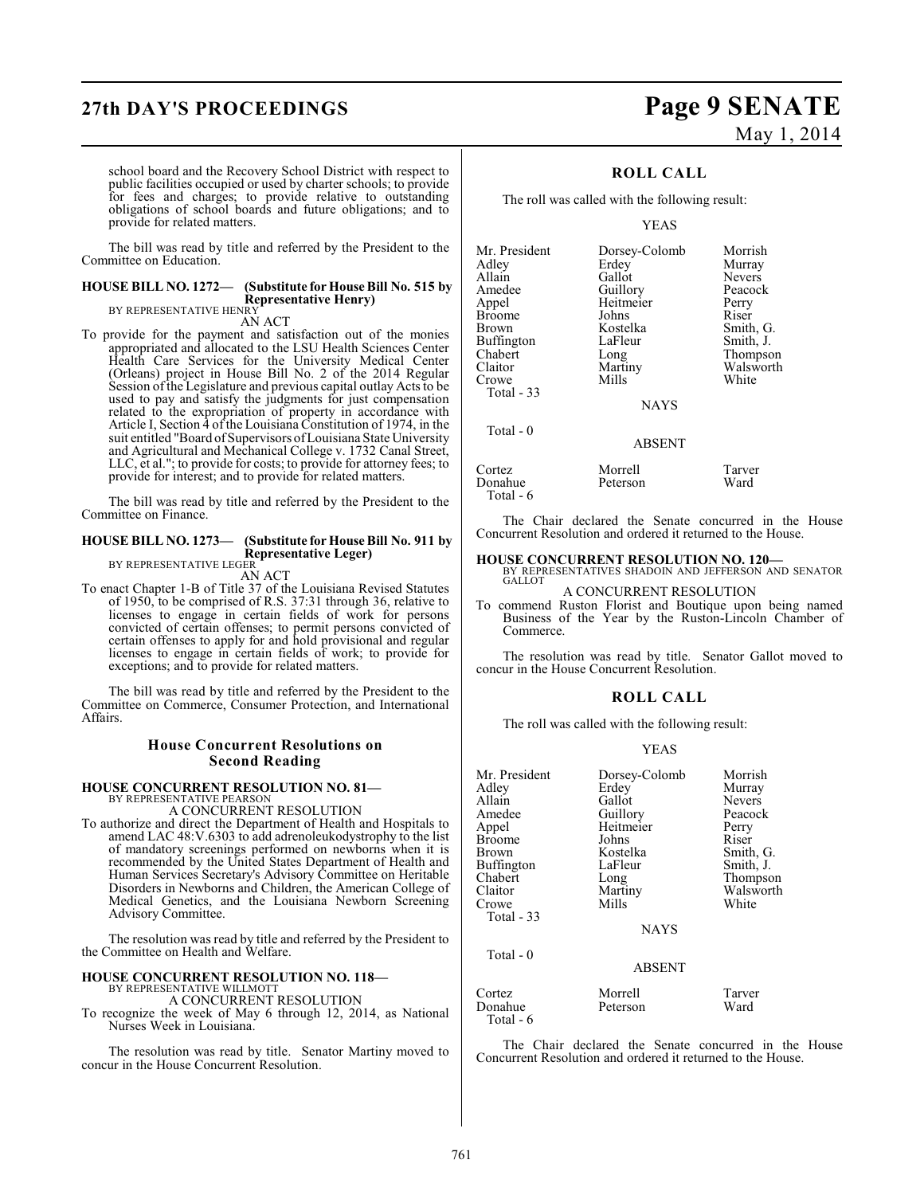school board and the Recovery School District with respect to public facilities occupied or used by charter schools; to provide for fees and charges; to provide relative to outstanding obligations of school boards and future obligations; and to provide for related matters.

The bill was read by title and referred by the President to the Committee on Education.

**HOUSE BILL NO. 1272— (Substitute for House Bill No. 515 by Representative Henry)**
BY REPRESENTATIVE HENRY

AN ACT

To provide for the payment and satisfaction out of the monies appropriated and allocated to the LSU Health Sciences Center Health Care Services for the University Medical Center (Orleans) project in House Bill No. 2 of the 2014 Regular Session of the Legislature and previous capital outlay Acts to be used to pay and satisfy the judgments for just compensation related to the expropriation of property in accordance with Article I, Section 4 of the Louisiana Constitution of 1974, in the suit entitled "Board of Supervisors of Louisiana State University and Agricultural and Mechanical College v. 1732 Canal Street, LLC, et al."; to provide for costs; to provide for attorney fees; to provide for interest; and to provide for related matters.

The bill was read by title and referred by the President to the Committee on Finance.

**HOUSE BILL NO. 1273— (Substitute for House Bill No. 911 by Representative Leger)**
BY REPRESENTATIVE LEGER

AN ACT

To enact Chapter 1-B of Title 37 of the Louisiana Revised Statutes of 1950, to be comprised of R.S. 37:31 through 36, relative to licenses to engage in certain fields of work for persons convicted of certain offenses; to permit persons convicted of certain offenses to apply for and hold provisional and regular licenses to engage in certain fields of work; to provide for exceptions; and to provide for related matters.

The bill was read by title and referred by the President to the Committee on Commerce, Consumer Protection, and International Affairs.

## House Concurrent Resolutions on Second Reading

**HOUSE CONCURRENT RESOLUTION NO. 81—**
BY REPRESENTATIVE PEARSON

A CONCURRENT RESOLUTION

To authorize and direct the Department of Health and Hospitals to amend LAC 48:V.6303 to add adrenoleukodystrophy to the list of mandatory screenings performed on newborns when it is recommended by the United States Department of Health and Human Services Secretary's Advisory Committee on Heritable Disorders in Newborns and Children, the American College of Medical Genetics, and the Louisiana Newborn Screening Advisory Committee.

The resolution was read by title and referred by the President to the Committee on Health and Welfare.

**HOUSE CONCURRENT RESOLUTION NO. 118—**
BY REPRESENTATIVE WILLMOTT

A CONCURRENT RESOLUTION

To recognize the week of May 6 through 12, 2014, as National Nurses Week in Louisiana.

The resolution was read by title. Senator Martiny moved to concur in the House Concurrent Resolution.

### ROLL CALL

The roll was called with the following result:

YEAS

| | | |
|---|---|---|
| Mr. President | Dorsey-Colomb | Morrish |
| Adley | Erdey | Murray |
| Allain | Gallot | Nevers |
| Amedee | Guillory | Peacock |
| Appel | Heitmeier | Perry |
| Broome | Johns | Riser |
| Brown | Kostelka | Smith, G. |
| Buffington | LaFleur | Smith, J. |
| Chabert | Long | Thompson |
| Claitor | Martiny | Walsworth |
| Crowe | Mills | White |
| Total - 33 | | |

NAYS

Total - 0

ABSENT

| | | |
|---|---|---|
| Cortez | Morrell | Tarver |
| Donahue | Peterson | Ward |
| Total - 6 | | |

The Chair declared the Senate concurred in the House Concurrent Resolution and ordered it returned to the House.

**HOUSE CONCURRENT RESOLUTION NO. 120—**
BY REPRESENTATIVES SHADOIN AND JEFFERSON AND SENATOR GALLOT

A CONCURRENT RESOLUTION

To commend Ruston Florist and Boutique upon being named Business of the Year by the Ruston-Lincoln Chamber of Commerce.

The resolution was read by title. Senator Gallot moved to concur in the House Concurrent Resolution.

### ROLL CALL

The roll was called with the following result:

YEAS

| | | |
|---|---|---|
| Mr. President | Dorsey-Colomb | Morrish |
| Adley | Erdey | Murray |
| Allain | Gallot | Nevers |
| Amedee | Guillory | Peacock |
| Appel | Heitmeier | Perry |
| Broome | Johns | Riser |
| Brown | Kostelka | Smith, G. |
| Buffington | LaFleur | Smith, J. |
| Chabert | Long | Thompson |
| Claitor | Martiny | Walsworth |
| Crowe | Mills | White |
| Total - 33 | | |

NAYS

Total - 0

ABSENT

| | | |
|---|---|---|
| Cortez | Morrell | Tarver |
| Donahue | Peterson | Ward |
| Total - 6 | | |

The Chair declared the Senate concurred in the House Concurrent Resolution and ordered it returned to the House.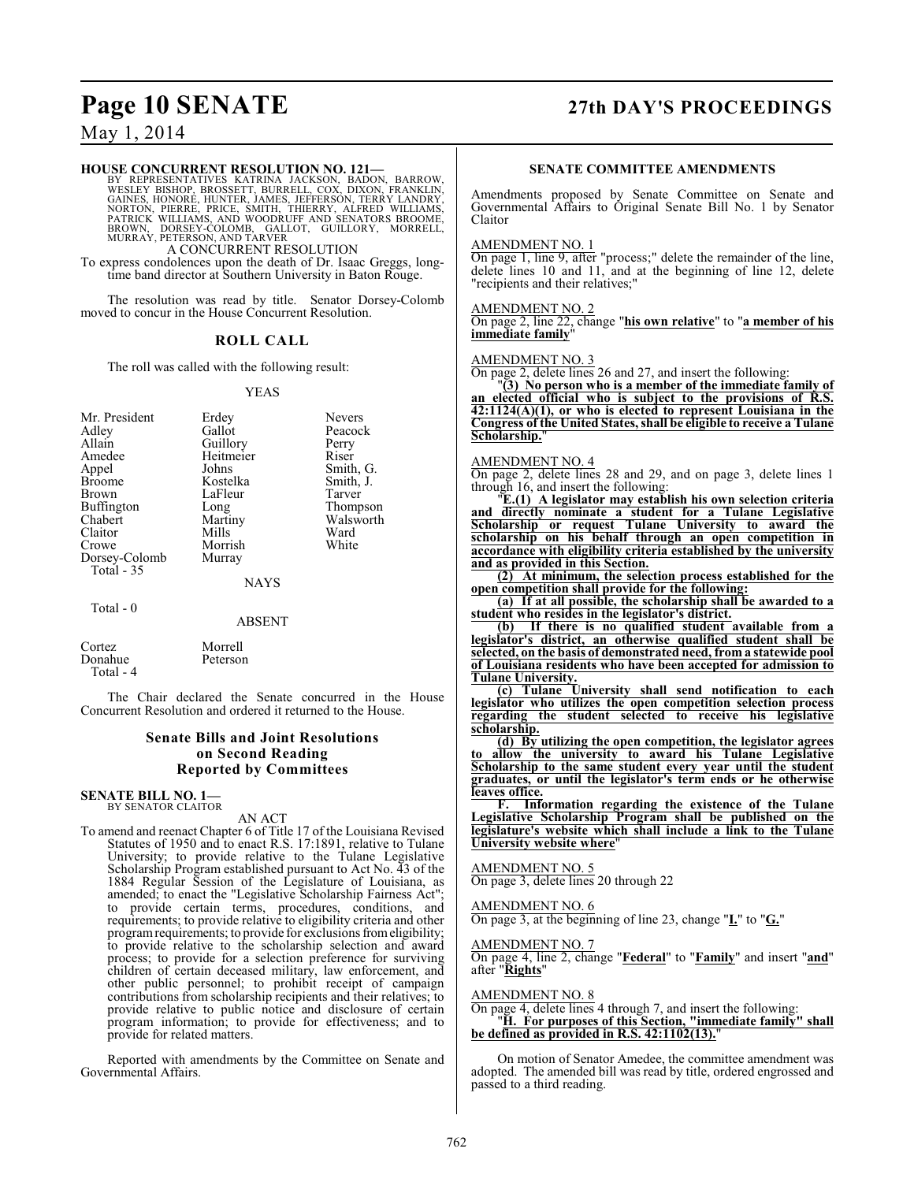**HOUSE CONCURRENT RESOLUTION NO. 121—**
BY REPRESENTATIVES KATRINA JACKSON, BADON, BARROW, WESLEY BISHOP, BROSSETT, BURRELL, COX, DIXON, FRANKLIN, GAINES, HONORE, HUNTER, JAMES, JEFFERSON, TERRY LANDRY, NORTON, PIERRE, PRICE, SMITH, THIERRY, ALFRED WILLIAMS, PATRICK WILLIAMS, AND WOODRUFF AND SENATORS BROOME, BROWN, DORSEY-COLOMB, GALLOT, GUILLORY, MORRELL, MURRAY, PETERSON, AND TARVER

A CONCURRENT RESOLUTION

To express condolences upon the death of Dr. Isaac Greggs, long-time band director at Southern University in Baton Rouge.

The resolution was read by title. Senator Dorsey-Colomb moved to concur in the House Concurrent Resolution.

## ROLL CALL

The roll was called with the following result:

YEAS

| | | |
|---|---|---|
| Mr. President | Erdey | Nevers |
| Adley | Gallot | Peacock |
| Allain | Guillory | Perry |
| Amedee | Heitmeier | Riser |
| Appel | Johns | Smith, G. |
| Broome | Kostelka | Smith, J. |
| Brown | LaFleur | Tarver |
| Buffington | Long | Thompson |
| Chabert | Martiny | Walsworth |
| Claitor | Mills | Ward |
| Crowe | Morrish | White |
| Dorsey-Colomb | Murray | |

Total - 35

NAYS

Total - 0

ABSENT

| | |
|---|---|
| Cortez | Morrell |
| Donahue | Peterson |

Total - 4

The Chair declared the Senate concurred in the House Concurrent Resolution and ordered it returned to the House.

## Senate Bills and Joint Resolutions on Second Reading Reported by Committees

**SENATE BILL NO. 1—**
BY SENATOR CLAITOR

AN ACT

To amend and reenact Chapter 6 of Title 17 of the Louisiana Revised Statutes of 1950 and to enact R.S. 17:1891, relative to Tulane University; to provide relative to the Tulane Legislative Scholarship Program established pursuant to Act No. 43 of the 1884 Regular Session of the Legislature of Louisiana, as amended; to enact the "Legislative Scholarship Fairness Act"; to provide certain terms, procedures, conditions, and requirements; to provide relative to eligibility criteria and other program requirements; to provide for exclusions from eligibility; to provide relative to the scholarship selection and award process; to provide for a selection preference for surviving children of certain deceased military, law enforcement, and other public personnel; to prohibit receipt of campaign contributions from scholarship recipients and their relatives; to provide relative to public notice and disclosure of certain program information; to provide for effectiveness; and to provide for related matters.

Reported with amendments by the Committee on Senate and Governmental Affairs.

### SENATE COMMITTEE AMENDMENTS

Amendments proposed by Senate Committee on Senate and Governmental Affairs to Original Senate Bill No. 1 by Senator Claitor

AMENDMENT NO. 1

On page 1, line 9, after "process;" delete the remainder of the line, delete lines 10 and 11, and at the beginning of line 12, delete "recipients and their relatives;"

AMENDMENT NO. 2

On page 2, line 22, change "**his own relative**" to "**a member of his immediate family**"

AMENDMENT NO. 3

On page 2, delete lines 26 and 27, and insert the following:

"**(3) No person who is a member of the immediate family of an elected official who is subject to the provisions of R.S. 42:1124(A)(1), or who is elected to represent Louisiana in the Congress of the United States, shall be eligible to receive a Tulane Scholarship.**"

AMENDMENT NO. 4

On page 2, delete lines 28 and 29, and on page 3, delete lines 1 through 16, and insert the following:

"**E.(1) A legislator may establish his own selection criteria and directly nominate a student for a Tulane Legislative Scholarship or request Tulane University to award the scholarship on his behalf through an open competition in accordance with eligibility criteria established by the university and as provided in this Section.**

**(2) At minimum, the selection process established for the open competition shall provide for the following:**

**(a) If at all possible, the scholarship shall be awarded to a student who resides in the legislator's district.**

**(b) If there is no qualified student available from a legislator's district, an otherwise qualified student shall be selected, on the basis of demonstrated need, from a statewide pool of Louisiana residents who have been accepted for admission to Tulane University.**

**(c) Tulane University shall send notification to each legislator who utilizes the open competition selection process regarding the student selected to receive his legislative scholarship.**

**(d) By utilizing the open competition, the legislator agrees to allow the university to award his Tulane Legislative Scholarship to the same student every year until the student graduates, or until the legislator's term ends or he otherwise leaves office.**

**F. Information regarding the existence of the Tulane Legislative Scholarship Program shall be published on the legislature's website which shall include a link to the Tulane University website where**"

AMENDMENT NO. 5

On page 3, delete lines 20 through 22

AMENDMENT NO. 6

On page 3, at the beginning of line 23, change "**I.**" to "**G.**"

AMENDMENT NO. 7

On page 4, line 2, change "**Federal**" to "**Family**" and insert "**and**" after "**Rights**"

AMENDMENT NO. 8

On page 4, delete lines 4 through 7, and insert the following:

"**H. For purposes of this Section, "immediate family" shall be defined as provided in R.S. 42:1102(13).**"

On motion of Senator Amedee, the committee amendment was adopted. The amended bill was read by title, ordered engrossed and passed to a third reading.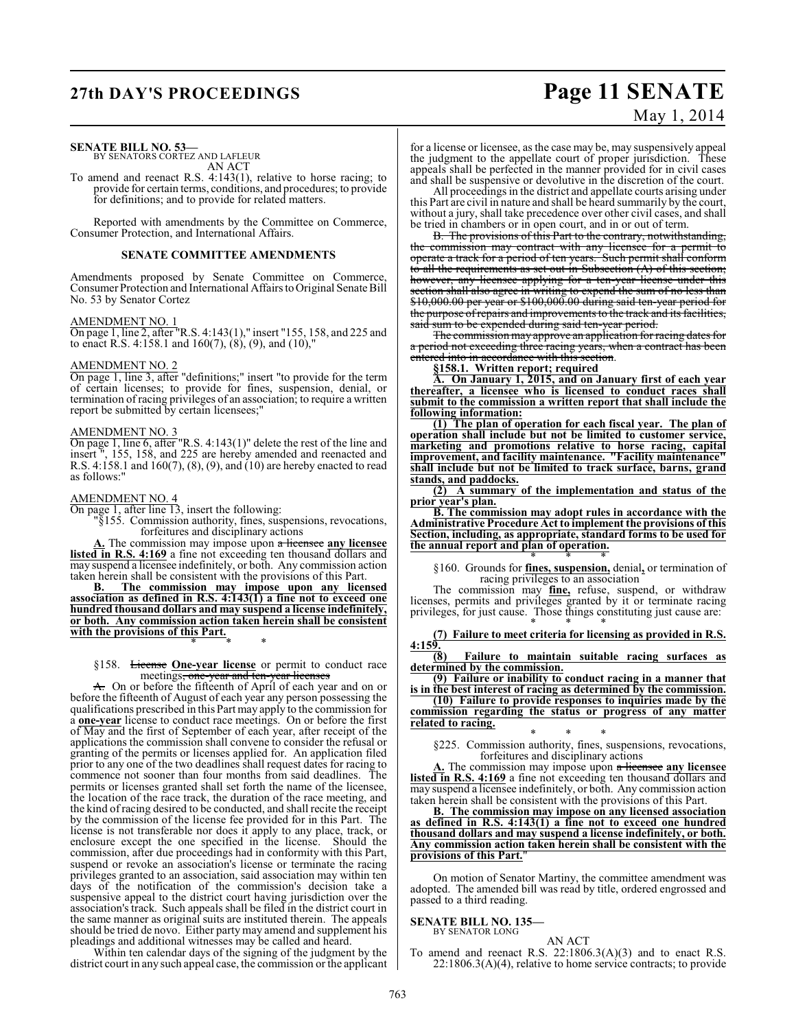**SENATE BILL NO. 53—**
BY SENATORS CORTEZ AND LAFLEUR

AN ACT

To amend and reenact R.S. 4:143(1), relative to horse racing; to provide for certain terms, conditions, and procedures; to provide for definitions; and to provide for related matters.

Reported with amendments by the Committee on Commerce, Consumer Protection, and International Affairs.

**SENATE COMMITTEE AMENDMENTS**

Amendments proposed by Senate Committee on Commerce, Consumer Protection and International Affairs to Original Senate Bill No. 53 by Senator Cortez

AMENDMENT NO. 1
On page 1, line 2, after "R.S. 4:143(1)," insert "155, 158, and 225 and to enact R.S. 4:158.1 and 160(7), (8), (9), and (10),"

AMENDMENT NO. 2
On page 1, line 3, after "definitions;" insert "to provide for the term of certain licenses; to provide for fines, suspension, denial, or termination of racing privileges of an association; to require a written report be submitted by certain licensees;"

AMENDMENT NO. 3
On page 1, line 6, after "R.S. 4:143(1)" delete the rest of the line and insert ", 155, 158, and 225 are hereby amended and reenacted and R.S. 4:158.1 and 160(7), (8), (9), and (10) are hereby enacted to read as follows:"

AMENDMENT NO. 4
On page 1, after line 13, insert the following:

"§155. Commission authority, fines, suspensions, revocations, forfeitures and disciplinary actions

**A.** The commission may impose upon ~~a licensee~~ **any licensee listed in R.S. 4:169** a fine not exceeding ten thousand dollars and may suspend a licensee indefinitely, or both. Any commission action taken herein shall be consistent with the provisions of this Part.

**B. The commission may impose upon any licensed association as defined in R.S. 4:143(1) a fine not to exceed one hundred thousand dollars and may suspend a license indefinitely, or both. Any commission action taken herein shall be consistent with the provisions of this Part.**

\* \* \*

§158. ~~License~~ **One-year license** or permit to conduct race meetings~~; one-year and ten-year licenses~~

~~A.~~ On or before the fifteenth of April of each year and on or before the fifteenth of August of each year any person possessing the qualifications prescribed in this Part may apply to the commission for a **one-year** license to conduct race meetings. On or before the first of May and the first of September of each year, after receipt of the applications the commission shall convene to consider the refusal or granting of the permits or licenses applied for. An application filed prior to any one of the two deadlines shall request dates for racing to commence not sooner than four months from said deadlines. The permits or licenses granted shall set forth the name of the licensee, the location of the race track, the duration of the race meeting, and the kind of racing desired to be conducted, and shall recite the receipt by the commission of the license fee provided for in this Part. The license is not transferable nor does it apply to any place, track, or enclosure except the one specified in the license. Should the commission, after due proceedings had in conformity with this Part, suspend or revoke an association's license or terminate the racing privileges granted to an association, said association may within ten days of the notification of the commission's decision take a suspensive appeal to the district court having jurisdiction over the association's track. Such appeals shall be filed in the district court in the same manner as original suits are instituted therein. The appeals should be tried de novo. Either party may amend and supplement his pleadings and additional witnesses may be called and heard.

Within ten calendar days of the signing of the judgment by the district court in any such appeal case, the commission or the applicant for a license or licensee, as the case may be, may suspensively appeal the judgment to the appellate court of proper jurisdiction. These appeals shall be perfected in the manner provided for in civil cases and shall be suspensive or devolutive in the discretion of the court.

All proceedings in the district and appellate courts arising under this Part are civil in nature and shall be heard summarily by the court, without a jury, shall take precedence over other civil cases, and shall be tried in chambers or in open court, and in or out of term.

~~B. The provisions of this Part to the contrary, notwithstanding, the commission may contract with any licensee for a permit to operate a track for a period of ten years. Such permit shall conform to all the requirements as set out in Subsection (A) of this section; however, any licensee applying for a ten-year license under this section shall also agree in writing to expend the sum of no less than \$10,000.00 per year or \$100,000.00 during said ten-year period for the purpose of repairs and improvements to the track and its facilities, said sum to be expended during said ten-year period.~~

~~The commission may approve an application for racing dates for a period not exceeding three racing years, when a contract has been entered into in accordance with this section.~~

**§158.1. Written report; required**

**A. On January 1, 2015, and on January first of each year thereafter, a licensee who is licensed to conduct races shall submit to the commission a written report that shall include the following information:**

**(1) The plan of operation for each fiscal year. The plan of operation shall include but not be limited to customer service, marketing and promotions relative to horse racing, capital improvement, and facility maintenance. "Facility maintenance" shall include but not be limited to track surface, barns, grand stands, and paddocks.**

**(2) A summary of the implementation and status of the prior year's plan.**

**B. The commission may adopt rules in accordance with the Administrative Procedure Act to implement the provisions of this Section, including, as appropriate, standard forms to be used for the annual report and plan of operation.**

\* \* \*

§160. Grounds for **fines, suspension,** denial**,** or termination of racing privileges to an association

The commission may **fine,** refuse, suspend, or withdraw licenses, permits and privileges granted by it or terminate racing privileges, for just cause. Those things constituting just cause are:

\* \* \*

**(7) Failure to meet criteria for licensing as provided in R.S. 4:159.**

**(8) Failure to maintain suitable racing surfaces as determined by the commission.**

**(9) Failure or inability to conduct racing in a manner that is in the best interest of racing as determined by the commission.**

**(10) Failure to provide responses to inquiries made by the commission regarding the status or progress of any matter related to racing.**

\* \* \*

§225. Commission authority, fines, suspensions, revocations, forfeitures and disciplinary actions

**A.** The commission may impose upon ~~a licensee~~ **any licensee listed in R.S. 4:169** a fine not exceeding ten thousand dollars and may suspend a licensee indefinitely, or both. Any commission action taken herein shall be consistent with the provisions of this Part.

**B. The commission may impose on any licensed association as defined in R.S. 4:143(1) a fine not to exceed one hundred thousand dollars and may suspend a license indefinitely, or both. Any commission action taken herein shall be consistent with the provisions of this Part.**"

On motion of Senator Martiny, the committee amendment was adopted. The amended bill was read by title, ordered engrossed and passed to a third reading.

**SENATE BILL NO. 135—**
BY SENATOR LONG

AN ACT

To amend and reenact R.S. 22:1806.3(A)(3) and to enact R.S. 22:1806.3(A)(4), relative to home service contracts; to provide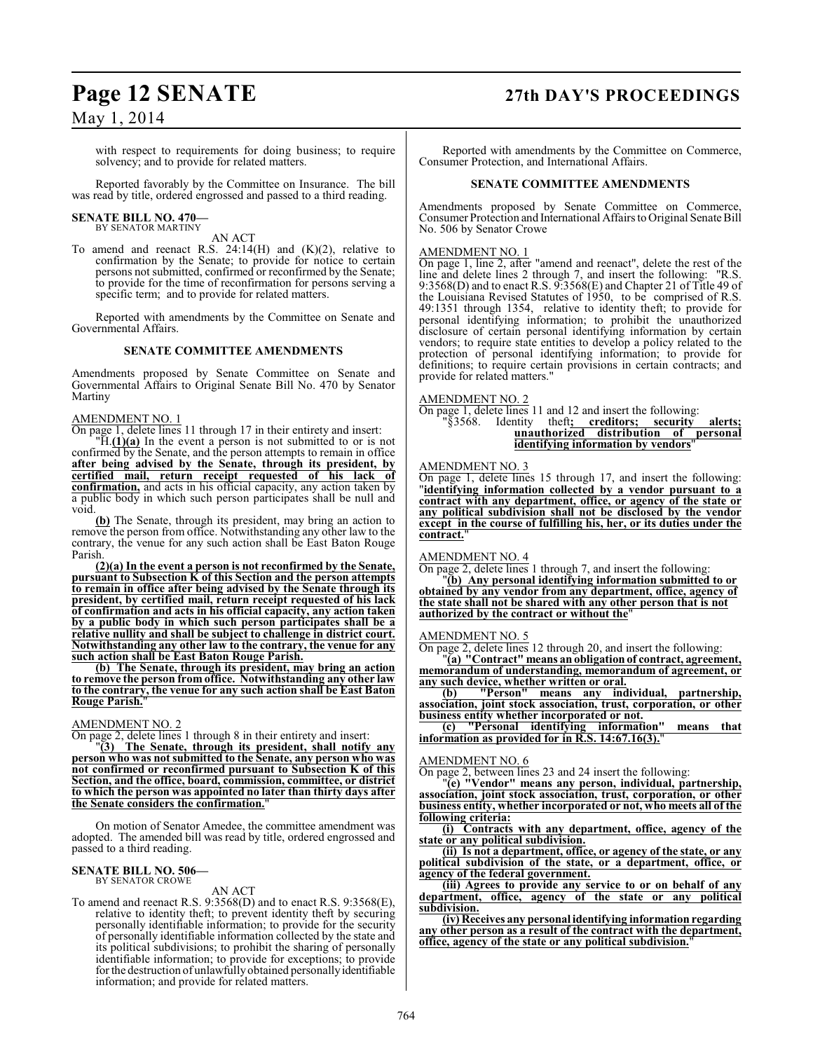with respect to requirements for doing business; to require solvency; and to provide for related matters.

Reported favorably by the Committee on Insurance. The bill was read by title, ordered engrossed and passed to a third reading.

**SENATE BILL NO. 470—**
BY SENATOR MARTINY

AN ACT

To amend and reenact R.S. 24:14(H) and (K)(2), relative to confirmation by the Senate; to provide for notice to certain persons not submitted, confirmed or reconfirmed by the Senate; to provide for the time of reconfirmation for persons serving a specific term; and to provide for related matters.

Reported with amendments by the Committee on Senate and Governmental Affairs.

**SENATE COMMITTEE AMENDMENTS**

Amendments proposed by Senate Committee on Senate and Governmental Affairs to Original Senate Bill No. 470 by Senator Martiny

AMENDMENT NO. 1

On page 1, delete lines 11 through 17 in their entirety and insert:

"H.**(1)(a)** In the event a person is not submitted to or is not confirmed by the Senate, and the person attempts to remain in office **after being advised by the Senate, through its president, by certified mail, return receipt requested of his lack of confirmation,** and acts in his official capacity, any action taken by a public body in which such person participates shall be null and void.

**(b)** The Senate, through its president, may bring an action to remove the person from office. Notwithstanding any other law to the contrary, the venue for any such action shall be East Baton Rouge Parish.

**(2)(a) In the event a person is not reconfirmed by the Senate, pursuant to Subsection K of this Section and the person attempts to remain in office after being advised by the Senate through its president, by certified mail, return receipt requested of his lack of confirmation and acts in his official capacity, any action taken by a public body in which such person participates shall be a relative nullity and shall be subject to challenge in district court. Notwithstanding any other law to the contrary, the venue for any such action shall be East Baton Rouge Parish.**

**(b) The Senate, through its president, may bring an action to remove the person from office. Notwithstanding any other law to the contrary, the venue for any such action shall be East Baton Rouge Parish.**"

AMENDMENT NO. 2

On page 2, delete lines 1 through 8 in their entirety and insert:

"**(3) The Senate, through its president, shall notify any person who was not submitted to the Senate, any person who was not confirmed or reconfirmed pursuant to Subsection K of this Section, and the office, board, commission, committee, or district to which the person was appointed no later than thirty days after the Senate considers the confirmation.**"

On motion of Senator Amedee, the committee amendment was adopted. The amended bill was read by title, ordered engrossed and passed to a third reading.

**SENATE BILL NO. 506—**
BY SENATOR CROWE

AN ACT

To amend and reenact R.S. 9:3568(D) and to enact R.S. 9:3568(E), relative to identity theft; to prevent identity theft by securing personally identifiable information; to provide for the security of personally identifiable information collected by the state and its political subdivisions; to prohibit the sharing of personally identifiable information; to provide for exceptions; to provide for the destruction of unlawfully obtained personally identifiable information; and provide for related matters.

Reported with amendments by the Committee on Commerce, Consumer Protection, and International Affairs.

**SENATE COMMITTEE AMENDMENTS**

Amendments proposed by Senate Committee on Commerce, Consumer Protection and International Affairs to Original Senate Bill No. 506 by Senator Crowe

AMENDMENT NO. 1

On page 1, line 2, after "amend and reenact", delete the rest of the line and delete lines 2 through 7, and insert the following: "R.S. 9:3568(D) and to enact R.S. 9:3568(E) and Chapter 21 of Title 49 of the Louisiana Revised Statutes of 1950, to be comprised of R.S. 49:1351 through 1354, relative to identity theft; to provide for personal identifying information; to prohibit the unauthorized disclosure of certain personal identifying information by certain vendors; to require state entities to develop a policy related to the protection of personal identifying information; to provide for definitions; to require certain provisions in certain contracts; and provide for related matters."

AMENDMENT NO. 2

On page 1, delete lines 11 and 12 and insert the following:

"§3568. Identity theft**; creditors; security alerts; unauthorized distribution of personal identifying information by vendors**"

AMENDMENT NO. 3

On page 1, delete lines 15 through 17, and insert the following: "**identifying information collected by a vendor pursuant to a contract with any department, office, or agency of the state or any political subdivision shall not be disclosed by the vendor except in the course of fulfilling his, her, or its duties under the contract.**"

AMENDMENT NO. 4

On page 2, delete lines 1 through 7, and insert the following:

"**(b) Any personal identifying information submitted to or obtained by any vendor from any department, office, agency of the state shall not be shared with any other person that is not authorized by the contract or without the**"

AMENDMENT NO. 5

On page 2, delete lines 12 through 20, and insert the following:

"**(a) "Contract" means an obligation of contract, agreement, memorandum of understanding, memorandum of agreement, or any such device, whether written or oral.**

**(b) "Person" means any individual, partnership, association, joint stock association, trust, corporation, or other business entity whether incorporated or not.**

**(c) "Personal identifying information" means that information as provided for in R.S. 14:67.16(3).**"

AMENDMENT NO. 6

On page 2, between lines 23 and 24 insert the following:

"**(e) "Vendor" means any person, individual, partnership, association, joint stock association, trust, corporation, or other business entity, whether incorporated or not, who meets all of the following criteria:**

**(i) Contracts with any department, office, agency of the state or any political subdivision.**

**(ii) Is not a department, office, or agency of the state, or any political subdivision of the state, or a department, office, or agency of the federal government.**

**(iii) Agrees to provide any service to or on behalf of any department, office, agency of the state or any political subdivision.**

**(iv) Receives any personal identifying information regarding any other person as a result of the contract with the department, office, agency of the state or any political subdivision.**"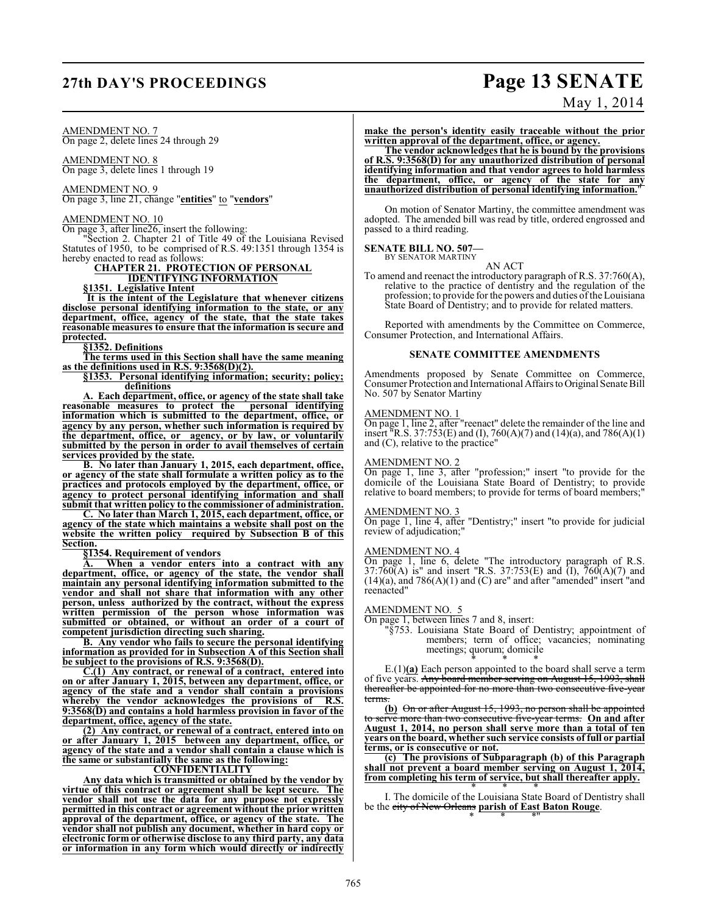AMENDMENT NO. 7
On page 2, delete lines 24 through 29

AMENDMENT NO. 8
On page 3, delete lines 1 through 19

AMENDMENT NO. 9
On page 3, line 21, change "**entities**" to "**vendors**"

AMENDMENT NO. 10
On page 3, after line26, insert the following:

"Section 2. Chapter 21 of Title 49 of the Louisiana Revised Statutes of 1950, to be comprised of R.S. 49:1351 through 1354 is hereby enacted to read as follows:

**CHAPTER 21. PROTECTION OF PERSONAL IDENTIFYING INFORMATION**

**§1351. Legislative Intent**

**It is the intent of the Legislature that whenever citizens disclose personal identifying information to the state, or any department, office, agency of the state, that the state takes reasonable measures to ensure that the information is secure and protected.**

**§1352. Definitions**

**The terms used in this Section shall have the same meaning as the definitions used in R.S. 9:3568(D)(2).**

**§1353. Personal identifying information; security; policy; definitions**

**A. Each department, office, or agency of the state shall take reasonable measures to protect the personal identifying information which is submitted to the department, office, or agency by any person, whether such information is required by the department, office, or agency, or by law, or voluntarily submitted by the person in order to avail themselves of certain services provided by the state.**

**B. No later than January 1, 2015, each department, office, or agency of the state shall formulate a written policy as to the practices and protocols employed by the department, office, or agency to protect personal identifying information and shall submit that written policy to the commissioner of administration.**

**C. No later than March 1, 2015, each department, office, or agency of the state which maintains a website shall post on the website the written policy required by Subsection B of this Section.**

**§1354. Requirement of vendors**

**A. When a vendor enters into a contract with any department, office, or agency of the state, the vendor shall maintain any personal identifying information submitted to the vendor and shall not share that information with any other person, unless authorized by the contract, without the express written permission of the person whose information was submitted or obtained, or without an order of a court of competent jurisdiction directing such sharing.**

**B. Any vendor who fails to secure the personal identifying information as provided for in Subsection A of this Section shall be subject to the provisions of R.S. 9:3568(D).**

**C.(1) Any contract, or renewal of a contract, entered into on or after January 1, 2015, between any department, office, or agency of the state and a vendor shall contain a provisions whereby the vendor acknowledges the provisions of R.S. 9:3568(D) and contains a hold harmless provision in favor of the department, office, agency of the state.**

**(2) Any contract, or renewal of a contract, entered into on or after January 1, 2015 between any department, office, or agency of the state and a vendor shall contain a clause which is the same or substantially the same as the following:**

**CONFIDENTIALITY**

**Any data which is transmitted or obtained by the vendor by virtue of this contract or agreement shall be kept secure. The vendor shall not use the data for any purpose not expressly permitted in this contract or agreement without the prior written approval of the department, office, or agency of the state. The vendor shall not publish any document, whether in hard copy or electronic form or otherwise disclose to any third party, any data or information in any form which would directly or indirectly make the person's identity easily traceable without the prior written approval of the department, office, or agency.**

**The vendor acknowledges that he is bound by the provisions of R.S. 9:3568(D) for any unauthorized distribution of personal identifying information and that vendor agrees to hold harmless the department, office, or agency of the state for any unauthorized distribution of personal identifying information.**"

On motion of Senator Martiny, the committee amendment was adopted. The amended bill was read by title, ordered engrossed and passed to a third reading.

**SENATE BILL NO. 507—**
BY SENATOR MARTINY

AN ACT

To amend and reenact the introductory paragraph of R.S. 37:760(A), relative to the practice of dentistry and the regulation of the profession; to provide for the powers and duties of the Louisiana State Board of Dentistry; and to provide for related matters.

Reported with amendments by the Committee on Commerce, Consumer Protection, and International Affairs.

**SENATE COMMITTEE AMENDMENTS**

Amendments proposed by Senate Committee on Commerce, Consumer Protection and International Affairs to Original Senate Bill No. 507 by Senator Martiny

AMENDMENT NO. 1
On page 1, line 2, after "reenact" delete the remainder of the line and insert "R.S. 37:753(E) and (I), 760(A)(7) and (14)(a), and 786(A)(1) and (C), relative to the practice"

AMENDMENT NO. 2
On page 1, line 3, after "profession;" insert "to provide for the domicile of the Louisiana State Board of Dentistry; to provide relative to board members; to provide for terms of board members;"

AMENDMENT NO. 3
On page 1, line 4, after "Dentistry;" insert "to provide for judicial review of adjudication;"

AMENDMENT NO. 4
On page 1, line 6, delete "The introductory paragraph of R.S. 37:760(A) is" and insert "R.S. 37:753(E) and (I), 760(A)(7) and (14)(a), and 786(A)(1) and (C) are" and after "amended" insert "and reenacted"

AMENDMENT NO. 5
On page 1, between lines 7 and 8, insert:

"§753. Louisiana State Board of Dentistry; appointment of members; term of office; vacancies; nominating meetings; quorum; domicile

\* \* \*

E.(1)**(a)** Each person appointed to the board shall serve a term of five years. ~~Any board member serving on August 15, 1993, shall thereafter be appointed for no more than two consecutive five-year terms.~~

**(b)** ~~On or after August 15, 1993, no person shall be appointed to serve more than two consecutive five-year terms.~~ **On and after August 1, 2014, no person shall serve more than a total of ten years on the board, whether such service consists of full or partial terms, or is consecutive or not.**

**(c) The provisions of Subparagraph (b) of this Paragraph shall not prevent a board member serving on August 1, 2014, from completing his term of service, but shall thereafter apply.**

\* \* \*

I. The domicile of the Louisiana State Board of Dentistry shall be the ~~city of New Orleans~~ **parish of East Baton Rouge**.

\* \* \*"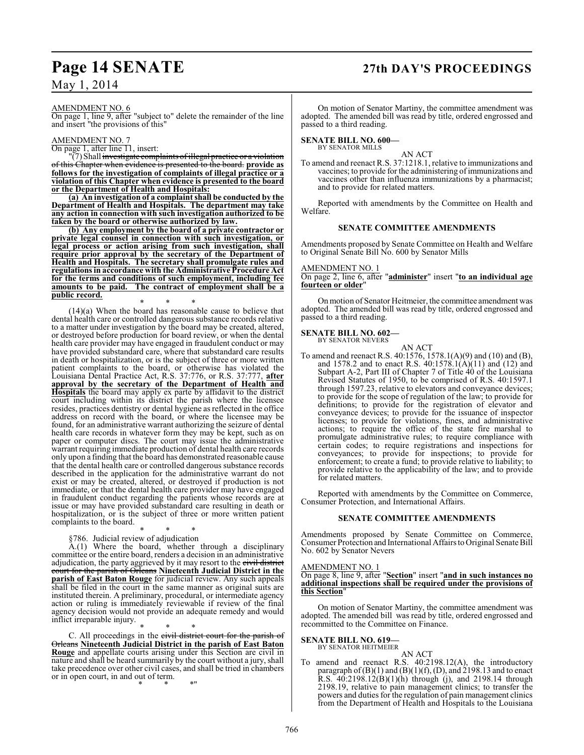AMENDMENT NO. 6

On page 1, line 9, after "subject to" delete the remainder of the line and insert "the provisions of this"

AMENDMENT NO. 7

On page 1, after line 11, insert:

"(7) Shall ~~investigate complaints of illegal practice or a violation of this Chapter when evidence is presented to the board.~~ **provide as follows for the investigation of complaints of illegal practice or a violation of this Chapter when evidence is presented to the board or the Department of Health and Hospitals:**

**(a) An investigation of a complaint shall be conducted by the Department of Health and Hospitals. The department may take any action in connection with such investigation authorized to be taken by the board or otherwise authorized by law.**

**(b) Any employment by the board of a private contractor or private legal counsel in connection with such investigation, or legal process or action arising from such investigation, shall require prior approval by the secretary of the Department of Health and Hospitals. The secretary shall promulgate rules and regulations in accordance with the Administrative Procedure Act for the terms and conditions of such employment, including fee amounts to be paid. The contract of employment shall be a public record.**

\* \* \*

(14)(a) When the board has reasonable cause to believe that dental health care or controlled dangerous substance records relative to a matter under investigation by the board may be created, altered, or destroyed before production for board review, or when the dental health care provider may have engaged in fraudulent conduct or may have provided substandard care, where that substandard care results in death or hospitalization, or is the subject of three or more written patient complaints to the board, or otherwise has violated the Louisiana Dental Practice Act, R.S. 37:776, or R.S. 37:777, **after approval by the secretary of the Department of Health and Hospitals** the board may apply ex parte by affidavit to the district court including within its district the parish where the licensee resides, practices dentistry or dental hygiene as reflected in the office address on record with the board, or where the licensee may be found, for an administrative warrant authorizing the seizure of dental health care records in whatever form they may be kept, such as on paper or computer discs. The court may issue the administrative warrant requiring immediate production of dental health care records only upon a finding that the board has demonstrated reasonable cause that the dental health care or controlled dangerous substance records described in the application for the administrative warrant do not exist or may be created, altered, or destroyed if production is not immediate, or that the dental health care provider may have engaged in fraudulent conduct regarding the patients whose records are at issue or may have provided substandard care resulting in death or hospitalization, or is the subject of three or more written patient complaints to the board.

\* \* \*

§786. Judicial review of adjudication

A.(1) Where the board, whether through a disciplinary committee or the entire board, renders a decision in an administrative adjudication, the party aggrieved by it may resort to the ~~civil district court for the parish of Orleans~~ **Nineteenth Judicial District in the parish of East Baton Rouge** for judicial review. Any such appeals shall be filed in the court in the same manner as original suits are instituted therein. A preliminary, procedural, or intermediate agency action or ruling is immediately reviewable if review of the final agency decision would not provide an adequate remedy and would inflict irreparable injury.

\* \* \*

C. All proceedings in the ~~civil district court for the parish of Orleans~~ **Nineteenth Judicial District in the parish of East Baton Rouge** and appellate courts arising under this Section are civil in nature and shall be heard summarily by the court without a jury, shall take precedence over other civil cases, and shall be tried in chambers or in open court, in and out of term.

\* \* \*"

On motion of Senator Martiny, the committee amendment was adopted. The amended bill was read by title, ordered engrossed and passed to a third reading.

**SENATE BILL NO. 600—**
BY SENATOR MILLS

AN ACT

To amend and reenact R.S. 37:1218.1, relative to immunizations and vaccines; to provide for the administering of immunizations and vaccines other than influenza immunizations by a pharmacist; and to provide for related matters.

Reported with amendments by the Committee on Health and Welfare.

### SENATE COMMITTEE AMENDMENTS

Amendments proposed by Senate Committee on Health and Welfare to Original Senate Bill No. 600 by Senator Mills

AMENDMENT NO. 1

On page 2, line 6, after "**administer**" insert "**to an individual age fourteen or older**"

On motion of Senator Heitmeier, the committee amendment was adopted. The amended bill was read by title, ordered engrossed and passed to a third reading.

**SENATE BILL NO. 602—**
BY SENATOR NEVERS

AN ACT

To amend and reenact R.S. 40:1576, 1578.1(A)(9) and (10) and (B), and 1578.2 and to enact R.S. 40:1578.1(A)(11) and (12) and Subpart A-2, Part III of Chapter 7 of Title 40 of the Louisiana Revised Statutes of 1950, to be comprised of R.S. 40:1597.1 through 1597.23, relative to elevators and conveyance devices; to provide for the scope of regulation of the law; to provide for definitions; to provide for the registration of elevator and conveyance devices; to provide for the issuance of inspector licenses; to provide for violations, fines, and administrative actions; to require the office of the state fire marshal to promulgate administrative rules; to require compliance with certain codes; to require registrations and inspections for conveyances; to provide for inspections; to provide for enforcement; to create a fund; to provide relative to liability; to provide relative to the applicability of the law; and to provide for related matters.

Reported with amendments by the Committee on Commerce, Consumer Protection, and International Affairs.

### SENATE COMMITTEE AMENDMENTS

Amendments proposed by Senate Committee on Commerce, Consumer Protection and International Affairs to Original Senate Bill No. 602 by Senator Nevers

AMENDMENT NO. 1

On page 8, line 9, after "**Section**" insert "**and in such instances no additional inspections shall be required under the provisions of this Section**"

On motion of Senator Martiny, the committee amendment was adopted. The amended bill was read by title, ordered engrossed and recommitted to the Committee on Finance.

**SENATE BILL NO. 619—**
BY SENATOR HEITMEIER

AN ACT

To amend and reenact R.S. 40:2198.12(A), the introductory paragraph of (B)(1) and (B)(1)(f), (D), and 2198.13 and to enact R.S. 40:2198.12(B)(1)(h) through (j), and 2198.14 through 2198.19, relative to pain management clinics; to transfer the powers and duties for the regulation of pain management clinics from the Department of Health and Hospitals to the Louisiana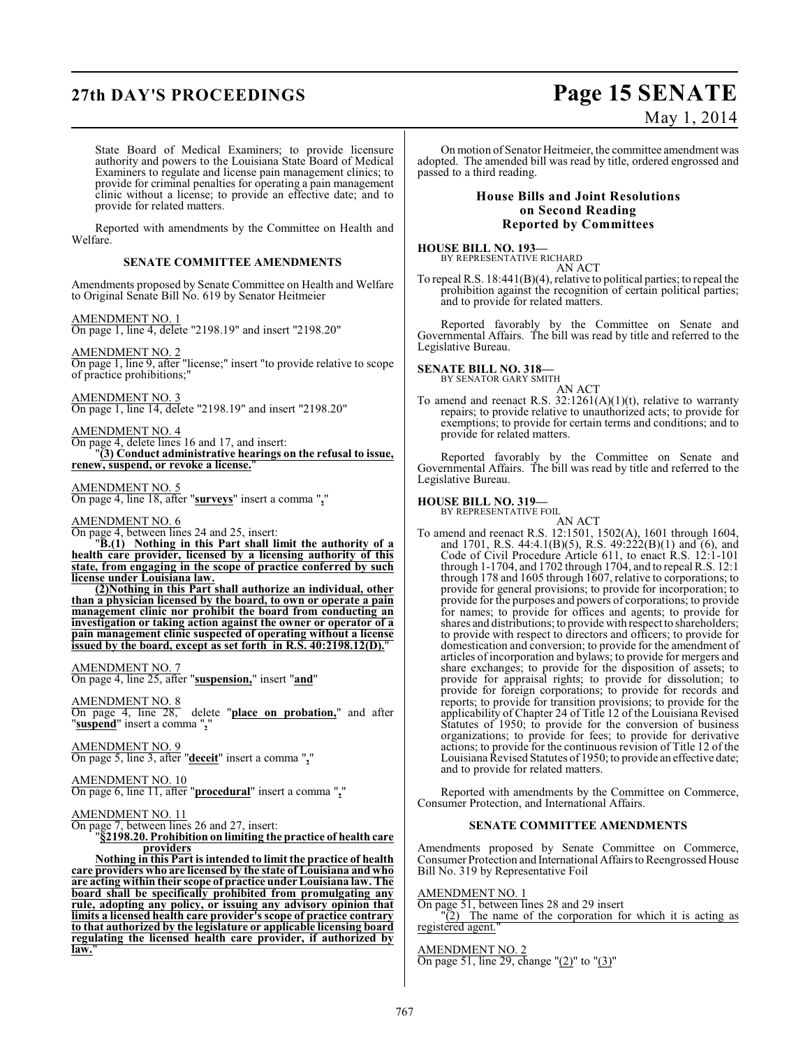State Board of Medical Examiners; to provide licensure authority and powers to the Louisiana State Board of Medical Examiners to regulate and license pain management clinics; to provide for criminal penalties for operating a pain management clinic without a license; to provide an effective date; and to provide for related matters.

Reported with amendments by the Committee on Health and Welfare.

### SENATE COMMITTEE AMENDMENTS

Amendments proposed by Senate Committee on Health and Welfare to Original Senate Bill No. 619 by Senator Heitmeier

AMENDMENT NO. 1
On page 1, line 4, delete "2198.19" and insert "2198.20"

AMENDMENT NO. 2
On page 1, line 9, after "license;" insert "to provide relative to scope of practice prohibitions;"

AMENDMENT NO. 3
On page 1, line 14, delete "2198.19" and insert "2198.20"

AMENDMENT NO. 4
On page 4, delete lines 16 and 17, and insert:
"**(3) Conduct administrative hearings on the refusal to issue, renew, suspend, or revoke a license.**"

AMENDMENT NO. 5
On page 4, line 18, after "**surveys**" insert a comma "**,**"

AMENDMENT NO. 6
On page 4, between lines 24 and 25, insert:
"**B.(1) Nothing in this Part shall limit the authority of a health care provider, licensed by a licensing authority of this state, from engaging in the scope of practice conferred by such license under Louisiana law.**

**(2)Nothing in this Part shall authorize an individual, other than a physician licensed by the board, to own or operate a pain management clinic nor prohibit the board from conducting an investigation or taking action against the owner or operator of a pain management clinic suspected of operating without a license issued by the board, except as set forth in R.S. 40:2198.12(D).**"

AMENDMENT NO. 7
On page 4, line 25, after "**suspension,**" insert "**and**"

AMENDMENT NO. 8
On page 4, line 28, delete "**place on probation,**" and after "**suspend**" insert a comma "**,**"

AMENDMENT NO. 9
On page 5, line 3, after "**deceit**" insert a comma "**,**"

AMENDMENT NO. 10
On page 6, line 11, after "**procedural**" insert a comma "**,**"

AMENDMENT NO. 11
On page 7, between lines 26 and 27, insert:
"**§2198.20. Prohibition on limiting the practice of health care providers**

**Nothing in this Part is intended to limit the practice of health care providers who are licensed by the state of Louisiana and who are acting within their scope of practice under Louisiana law. The board shall be specifically prohibited from promulgating any rule, adopting any policy, or issuing any advisory opinion that limits a licensed health care provider's scope of practice contrary to that authorized by the legislature or applicable licensing board regulating the licensed health care provider, if authorized by law.**"

On motion of Senator Heitmeier, the committee amendment was adopted. The amended bill was read by title, ordered engrossed and passed to a third reading.

### House Bills and Joint Resolutions on Second Reading Reported by Committees

**HOUSE BILL NO. 193—**
BY REPRESENTATIVE RICHARD
AN ACT

To repeal R.S. 18:441(B)(4), relative to political parties; to repeal the prohibition against the recognition of certain political parties; and to provide for related matters.

Reported favorably by the Committee on Senate and Governmental Affairs. The bill was read by title and referred to the Legislative Bureau.

**SENATE BILL NO. 318—**
BY SENATOR GARY SMITH
AN ACT

To amend and reenact R.S. 32:1261(A)(1)(t), relative to warranty repairs; to provide relative to unauthorized acts; to provide for exemptions; to provide for certain terms and conditions; and to provide for related matters.

Reported favorably by the Committee on Senate and Governmental Affairs. The bill was read by title and referred to the Legislative Bureau.

**HOUSE BILL NO. 319—**
BY REPRESENTATIVE FOIL
AN ACT

To amend and reenact R.S. 12:1501, 1502(A), 1601 through 1604, and 1701, R.S. 44:4.1(B)(5), R.S. 49:222(B)(1) and (6), and Code of Civil Procedure Article 611, to enact R.S. 12:1-101 through 1-1704, and 1702 through 1704, and to repeal R.S. 12:1 through 178 and 1605 through 1607, relative to corporations; to provide for general provisions; to provide for incorporation; to provide for the purposes and powers of corporations; to provide for names; to provide for offices and agents; to provide for shares and distributions; to provide with respect to shareholders; to provide with respect to directors and officers; to provide for domestication and conversion; to provide for the amendment of articles of incorporation and bylaws; to provide for mergers and share exchanges; to provide for the disposition of assets; to provide for appraisal rights; to provide for dissolution; to provide for foreign corporations; to provide for records and reports; to provide for transition provisions; to provide for the applicability of Chapter 24 of Title 12 of the Louisiana Revised Statutes of 1950; to provide for the conversion of business organizations; to provide for fees; to provide for derivative actions; to provide for the continuous revision of Title 12 of the Louisiana Revised Statutes of 1950; to provide an effective date; and to provide for related matters.

Reported with amendments by the Committee on Commerce, Consumer Protection, and International Affairs.

### SENATE COMMITTEE AMENDMENTS

Amendments proposed by Senate Committee on Commerce, Consumer Protection and International Affairs to Reengrossed House Bill No. 319 by Representative Foil

AMENDMENT NO. 1
On page 51, between lines 28 and 29 insert
"(2) The name of the corporation for which it is acting as registered agent."

AMENDMENT NO. 2
On page 51, line 29, change "(2)" to "(3)"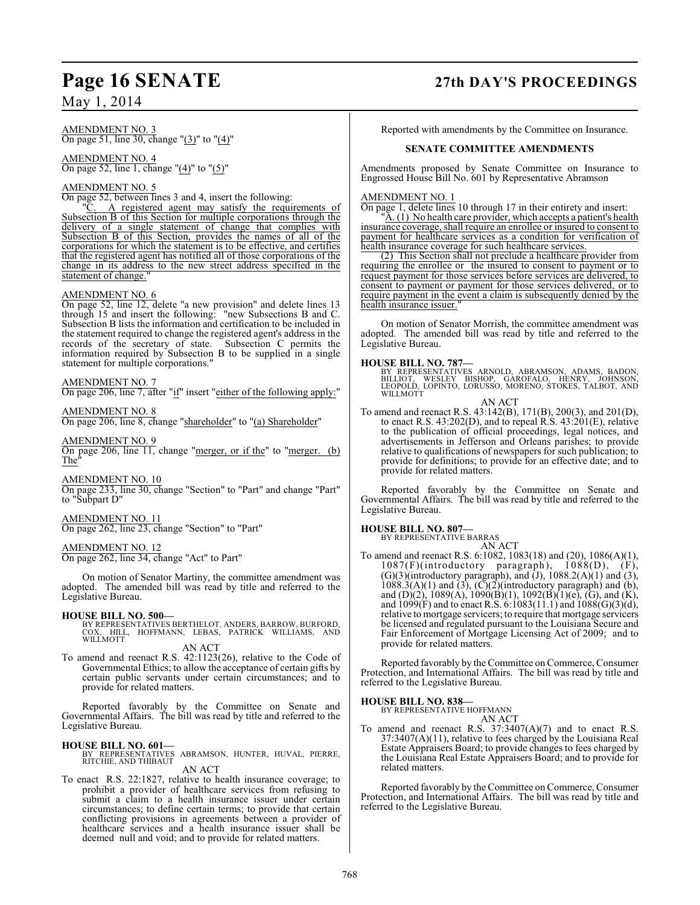AMENDMENT NO. 3
On page 51, line 30, change "(3)" to "(4)"

AMENDMENT NO. 4
On page 52, line 1, change "(4)" to "(5)"

AMENDMENT NO. 5
On page 52, between lines 3 and 4, insert the following:

"C. A registered agent may satisfy the requirements of Subsection B of this Section for multiple corporations through the delivery of a single statement of change that complies with Subsection B of this Section, provides the names of all of the corporations for which the statement is to be effective, and certifies that the registered agent has notified all of those corporations of the change in its address to the new street address specified in the statement of change."

AMENDMENT NO. 6
On page 52, line 12, delete "a new provision" and delete lines 13 through 15 and insert the following: "new Subsections B and C. Subsection B lists the information and certification to be included in the statement required to change the registered agent's address in the records of the secretary of state. Subsection C permits the information required by Subsection B to be supplied in a single statement for multiple corporations."

AMENDMENT NO. 7
On page 206, line 7, after "if" insert "either of the following apply:"

AMENDMENT NO. 8
On page 206, line 8, change "shareholder" to "(a) Shareholder"

AMENDMENT NO. 9
On page 206, line 11, change "merger, or if the" to "merger. (b) The"

AMENDMENT NO. 10
On page 233, line 30, change "Section" to "Part" and change "Part" to "Subpart D"

AMENDMENT NO. 11
On page 262, line 23, change "Section" to "Part"

AMENDMENT NO. 12
On page 262, line 34, change "Act" to Part"

On motion of Senator Martiny, the committee amendment was adopted. The amended bill was read by title and referred to the Legislative Bureau.

**HOUSE BILL NO. 500—**
BY REPRESENTATIVES BERTHELOT, ANDERS, BARROW, BURFORD, COX, HILL, HOFFMANN, LEBAS, PATRICK WILLIAMS, AND WILLMOTT

AN ACT

To amend and reenact R.S. 42:1123(26), relative to the Code of Governmental Ethics; to allow the acceptance of certain gifts by certain public servants under certain circumstances; and to provide for related matters.

Reported favorably by the Committee on Senate and Governmental Affairs. The bill was read by title and referred to the Legislative Bureau.

**HOUSE BILL NO. 601—**
BY REPRESENTATIVES ABRAMSON, HUNTER, HUVAL, PIERRE, RITCHIE, AND THIBAUT

AN ACT

To enact R.S. 22:1827, relative to health insurance coverage; to prohibit a provider of healthcare services from refusing to submit a claim to a health insurance issuer under certain circumstances; to define certain terms; to provide that certain conflicting provisions in agreements between a provider of healthcare services and a health insurance issuer shall be deemed null and void; and to provide for related matters.

Reported with amendments by the Committee on Insurance.

**SENATE COMMITTEE AMENDMENTS**

Amendments proposed by Senate Committee on Insurance to Engrossed House Bill No. 601 by Representative Abramson

AMENDMENT NO. 1
On page 1, delete lines 10 through 17 in their entirety and insert:

"A. (1) No health care provider, which accepts a patient's health insurance coverage, shall require an enrollee or insured to consent to payment for healthcare services as a condition for verification of health insurance coverage for such healthcare services.

(2) This Section shall not preclude a healthcare provider from requiring the enrollee or the insured to consent to payment or to request payment for those services before services are delivered, to consent to payment or payment for those services delivered, or to require payment in the event a claim is subsequently denied by the health insurance issuer."

On motion of Senator Morrish, the committee amendment was adopted. The amended bill was read by title and referred to the Legislative Bureau.

**HOUSE BILL NO. 787—**
BY REPRESENTATIVES ARNOLD, ABRAMSON, ADAMS, BADON, BILLIOT, WESLEY BISHOP, GAROFALO, HENRY, JOHNSON, LEOPOLD, LOPINTO, LORUSSO, MORENO, STOKES, TALBOT, AND WILLMOTT

AN ACT

To amend and reenact R.S. 43:142(B), 171(B), 200(3), and 201(D), to enact R.S. 43:202(D), and to repeal R.S. 43:201(E), relative to the publication of official proceedings, legal notices, and advertisements in Jefferson and Orleans parishes; to provide relative to qualifications of newspapers for such publication; to provide for definitions; to provide for an effective date; and to provide for related matters.

Reported favorably by the Committee on Senate and Governmental Affairs. The bill was read by title and referred to the Legislative Bureau.

**HOUSE BILL NO. 807—**
BY REPRESENTATIVE BARRAS

AN ACT

To amend and reenact R.S. 6:1082, 1083(18) and (20), 1086(A)(1), 1087(F)(introductory paragraph), 1088(D), (F), (G)(3)(introductory paragraph), and (J), 1088.2(A)(1) and (3), 1088.3(A)(1) and (3), (C)(2)(introductory paragraph) and (b), and (D)(2), 1089(A), 1090(B)(1), 1092(B)(1)(e), (G), and (K), and 1099(F) and to enact R.S. 6:1083(11.1) and 1088(G)(3)(d), relative to mortgage servicers; to require that mortgage servicers be licensed and regulated pursuant to the Louisiana Secure and Fair Enforcement of Mortgage Licensing Act of 2009; and to provide for related matters.

Reported favorably by the Committee on Commerce, Consumer Protection, and International Affairs. The bill was read by title and referred to the Legislative Bureau.

**HOUSE BILL NO. 838—**
BY REPRESENTATIVE HOFFMANN

AN ACT

To amend and reenact R.S. 37:3407(A)(7) and to enact R.S. 37:3407(A)(11), relative to fees charged by the Louisiana Real Estate Appraisers Board; to provide changes to fees charged by the Louisiana Real Estate Appraisers Board; and to provide for related matters.

Reported favorably by the Committee on Commerce, Consumer Protection, and International Affairs. The bill was read by title and referred to the Legislative Bureau.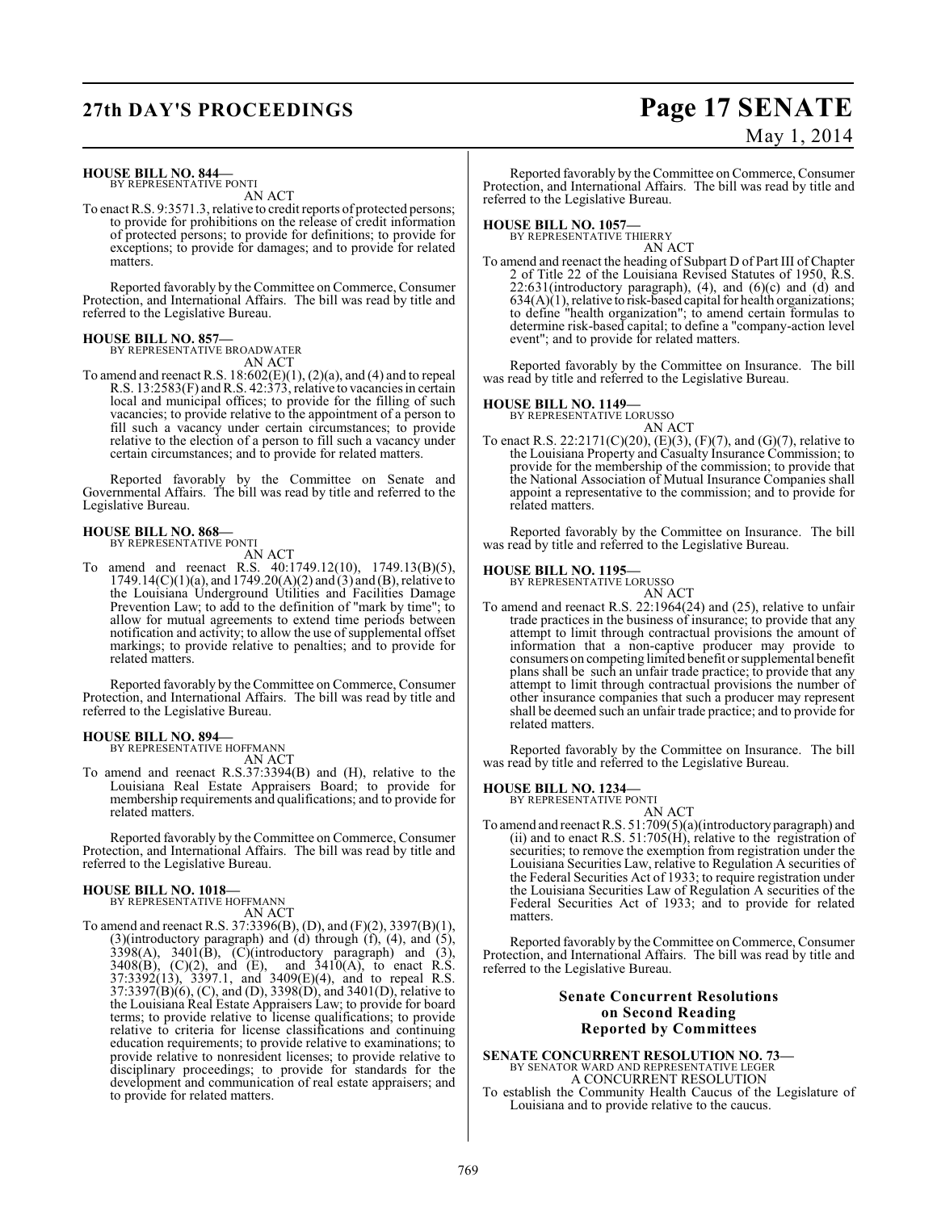**HOUSE BILL NO. 844—**
BY REPRESENTATIVE PONTI

AN ACT

To enact R.S. 9:3571.3, relative to credit reports of protected persons; to provide for prohibitions on the release of credit information of protected persons; to provide for definitions; to provide for exceptions; to provide for damages; and to provide for related matters.

Reported favorably by the Committee on Commerce, Consumer Protection, and International Affairs. The bill was read by title and referred to the Legislative Bureau.

**HOUSE BILL NO. 857—**
BY REPRESENTATIVE BROADWATER

AN ACT

To amend and reenact R.S. 18:602(E)(1), (2)(a), and (4) and to repeal R.S. 13:2583(F) and R.S. 42:373, relative to vacancies in certain local and municipal offices; to provide for the filling of such vacancies; to provide relative to the appointment of a person to fill such a vacancy under certain circumstances; to provide relative to the election of a person to fill such a vacancy under certain circumstances; and to provide for related matters.

Reported favorably by the Committee on Senate and Governmental Affairs. The bill was read by title and referred to the Legislative Bureau.

**HOUSE BILL NO. 868—**
BY REPRESENTATIVE PONTI

AN ACT

To amend and reenact R.S. 40:1749.12(10), 1749.13(B)(5), 1749.14(C)(1)(a), and 1749.20(A)(2) and (3) and (B), relative to the Louisiana Underground Utilities and Facilities Damage Prevention Law; to add to the definition of "mark by time"; to allow for mutual agreements to extend time periods between notification and activity; to allow the use of supplemental offset markings; to provide relative to penalties; and to provide for related matters.

Reported favorably by the Committee on Commerce, Consumer Protection, and International Affairs. The bill was read by title and referred to the Legislative Bureau.

**HOUSE BILL NO. 894—**
BY REPRESENTATIVE HOFFMANN

AN ACT

To amend and reenact R.S.37:3394(B) and (H), relative to the Louisiana Real Estate Appraisers Board; to provide for membership requirements and qualifications; and to provide for related matters.

Reported favorably by the Committee on Commerce, Consumer Protection, and International Affairs. The bill was read by title and referred to the Legislative Bureau.

**HOUSE BILL NO. 1018—**
BY REPRESENTATIVE HOFFMANN

AN ACT

To amend and reenact R.S. 37:3396(B), (D), and (F)(2), 3397(B)(1), (3)(introductory paragraph) and (d) through (f), (4), and (5), 3398(A), 3401(B), (C)(introductory paragraph) and (3), 3408(B), (C)(2), and (E), and 3410(A), to enact R.S. 37:3392(13), 3397.1, and 3409(E)(4), and to repeal R.S. 37:3397(B)(6), (C), and (D), 3398(D), and 3401(D), relative to the Louisiana Real Estate Appraisers Law; to provide for board terms; to provide relative to license qualifications; to provide relative to criteria for license classifications and continuing education requirements; to provide relative to examinations; to provide relative to nonresident licenses; to provide relative to disciplinary proceedings; to provide for standards for the development and communication of real estate appraisers; and to provide for related matters.

Reported favorably by the Committee on Commerce, Consumer Protection, and International Affairs. The bill was read by title and referred to the Legislative Bureau.

**HOUSE BILL NO. 1057—**
BY REPRESENTATIVE THIERRY

AN ACT

To amend and reenact the heading of Subpart D of Part III of Chapter 2 of Title 22 of the Louisiana Revised Statutes of 1950, R.S. 22:631(introductory paragraph), (4), and (6)(c) and (d) and 634(A)(1), relative to risk-based capital for health organizations; to define "health organization"; to amend certain formulas to determine risk-based capital; to define a "company-action level event"; and to provide for related matters.

Reported favorably by the Committee on Insurance. The bill was read by title and referred to the Legislative Bureau.

**HOUSE BILL NO. 1149—**
BY REPRESENTATIVE LORUSSO

AN ACT

To enact R.S. 22:2171(C)(20), (E)(3), (F)(7), and (G)(7), relative to the Louisiana Property and Casualty Insurance Commission; to provide for the membership of the commission; to provide that the National Association of Mutual Insurance Companies shall appoint a representative to the commission; and to provide for related matters.

Reported favorably by the Committee on Insurance. The bill was read by title and referred to the Legislative Bureau.

**HOUSE BILL NO. 1195—**
BY REPRESENTATIVE LORUSSO

AN ACT

To amend and reenact R.S. 22:1964(24) and (25), relative to unfair trade practices in the business of insurance; to provide that any attempt to limit through contractual provisions the amount of information that a non-captive producer may provide to consumers on competing limited benefit or supplemental benefit plans shall be such an unfair trade practice; to provide that any attempt to limit through contractual provisions the number of other insurance companies that such a producer may represent shall be deemed such an unfair trade practice; and to provide for related matters.

Reported favorably by the Committee on Insurance. The bill was read by title and referred to the Legislative Bureau.

**HOUSE BILL NO. 1234—**
BY REPRESENTATIVE PONTI

AN ACT

To amend and reenact R.S. 51:709(5)(a)(introductory paragraph) and (ii) and to enact R.S. 51:705(H), relative to the registration of securities; to remove the exemption from registration under the Louisiana Securities Law, relative to Regulation A securities of the Federal Securities Act of 1933; to require registration under the Louisiana Securities Law of Regulation A securities of the Federal Securities Act of 1933; and to provide for related matters.

Reported favorably by the Committee on Commerce, Consumer Protection, and International Affairs. The bill was read by title and referred to the Legislative Bureau.

## Senate Concurrent Resolutions on Second Reading Reported by Committees

**SENATE CONCURRENT RESOLUTION NO. 73—**
BY SENATOR WARD AND REPRESENTATIVE LEGER

A CONCURRENT RESOLUTION

To establish the Community Health Caucus of the Legislature of Louisiana and to provide relative to the caucus.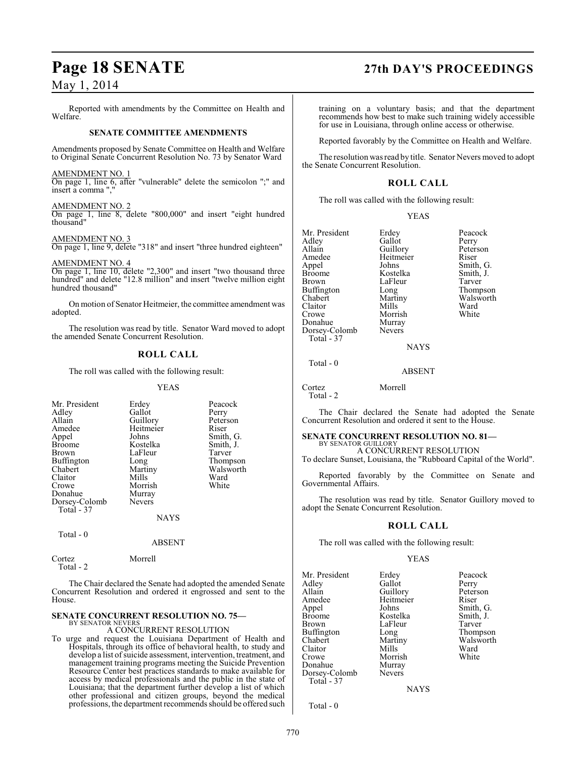Reported with amendments by the Committee on Health and Welfare.

**SENATE COMMITTEE AMENDMENTS**

Amendments proposed by Senate Committee on Health and Welfare to Original Senate Concurrent Resolution No. 73 by Senator Ward

AMENDMENT NO. 1
On page 1, line 6, after "vulnerable" delete the semicolon ";" and insert a comma ","

AMENDMENT NO. 2
On page 1, line 8, delete "800,000" and insert "eight hundred thousand"

AMENDMENT NO. 3
On page 1, line 9, delete "318" and insert "three hundred eighteen"

AMENDMENT NO. 4
On page 1, line 10, delete "2,300" and insert "two thousand three hundred" and delete "12.8 million" and insert "twelve million eight hundred thousand"

On motion of Senator Heitmeier, the committee amendment was adopted.

The resolution was read by title. Senator Ward moved to adopt the amended Senate Concurrent Resolution.

## ROLL CALL

The roll was called with the following result:

YEAS

| | | |
|---|---|---|
| Mr. President | Erdey | Peacock |
| Adley | Gallot | Perry |
| Allain | Guillory | Peterson |
| Amedee | Heitmeier | Riser |
| Appel | Johns | Smith, G. |
| Broome | Kostelka | Smith, J. |
| Brown | LaFleur | Tarver |
| Buffington | Long | Thompson |
| Chabert | Martiny | Walsworth |
| Claitor | Mills | Ward |
| Crowe | Morrish | White |
| Donahue | Murray | |
| Dorsey-Colomb | Nevers | |

Total - 37

NAYS

Total - 0

ABSENT

Cortez Morrell
Total - 2

The Chair declared the Senate had adopted the amended Senate Concurrent Resolution and ordered it engrossed and sent to the House.

**SENATE CONCURRENT RESOLUTION NO. 75—**
BY SENATOR NEVERS
A CONCURRENT RESOLUTION

To urge and request the Louisiana Department of Health and Hospitals, through its office of behavioral health, to study and develop a list of suicide assessment, intervention, treatment, and management training programs meeting the Suicide Prevention Resource Center best practices standards to make available for access by medical professionals and the public in the state of Louisiana; that the department further develop a list of which other professional and citizen groups, beyond the medical professions, the department recommends should be offered such training on a voluntary basis; and that the department recommends how best to make such training widely accessible for use in Louisiana, through online access or otherwise.

Reported favorably by the Committee on Health and Welfare.

The resolution was read by title. Senator Nevers moved to adopt the Senate Concurrent Resolution.

## ROLL CALL

The roll was called with the following result:

YEAS

| | | |
|---|---|---|
| Mr. President | Erdey | Peacock |
| Adley | Gallot | Perry |
| Allain | Guillory | Peterson |
| Amedee | Heitmeier | Riser |
| Appel | Johns | Smith, G. |
| Broome | Kostelka | Smith, J. |
| Brown | LaFleur | Tarver |
| Buffington | Long | Thompson |
| Chabert | Martiny | Walsworth |
| Claitor | Mills | Ward |
| Crowe | Morrish | White |
| Donahue | Murray | |
| Dorsey-Colomb | Nevers | |

Total - 37

NAYS

Total - 0

ABSENT

Cortez Morrell
Total - 2

The Chair declared the Senate had adopted the Senate Concurrent Resolution and ordered it sent to the House.

**SENATE CONCURRENT RESOLUTION NO. 81—**
BY SENATOR GUILLORY
A CONCURRENT RESOLUTION

To declare Sunset, Louisiana, the "Rubboard Capital of the World".

Reported favorably by the Committee on Senate and Governmental Affairs.

The resolution was read by title. Senator Guillory moved to adopt the Senate Concurrent Resolution.

## ROLL CALL

The roll was called with the following result:

YEAS

| | | |
|---|---|---|
| Mr. President | Erdey | Peacock |
| Adley | Gallot | Perry |
| Allain | Guillory | Peterson |
| Amedee | Heitmeier | Riser |
| Appel | Johns | Smith, G. |
| Broome | Kostelka | Smith, J. |
| Brown | LaFleur | Tarver |
| Buffington | Long | Thompson |
| Chabert | Martiny | Walsworth |
| Claitor | Mills | Ward |
| Crowe | Morrish | White |
| Donahue | Murray | |
| Dorsey-Colomb | Nevers | |

Total - 37

NAYS

Total - 0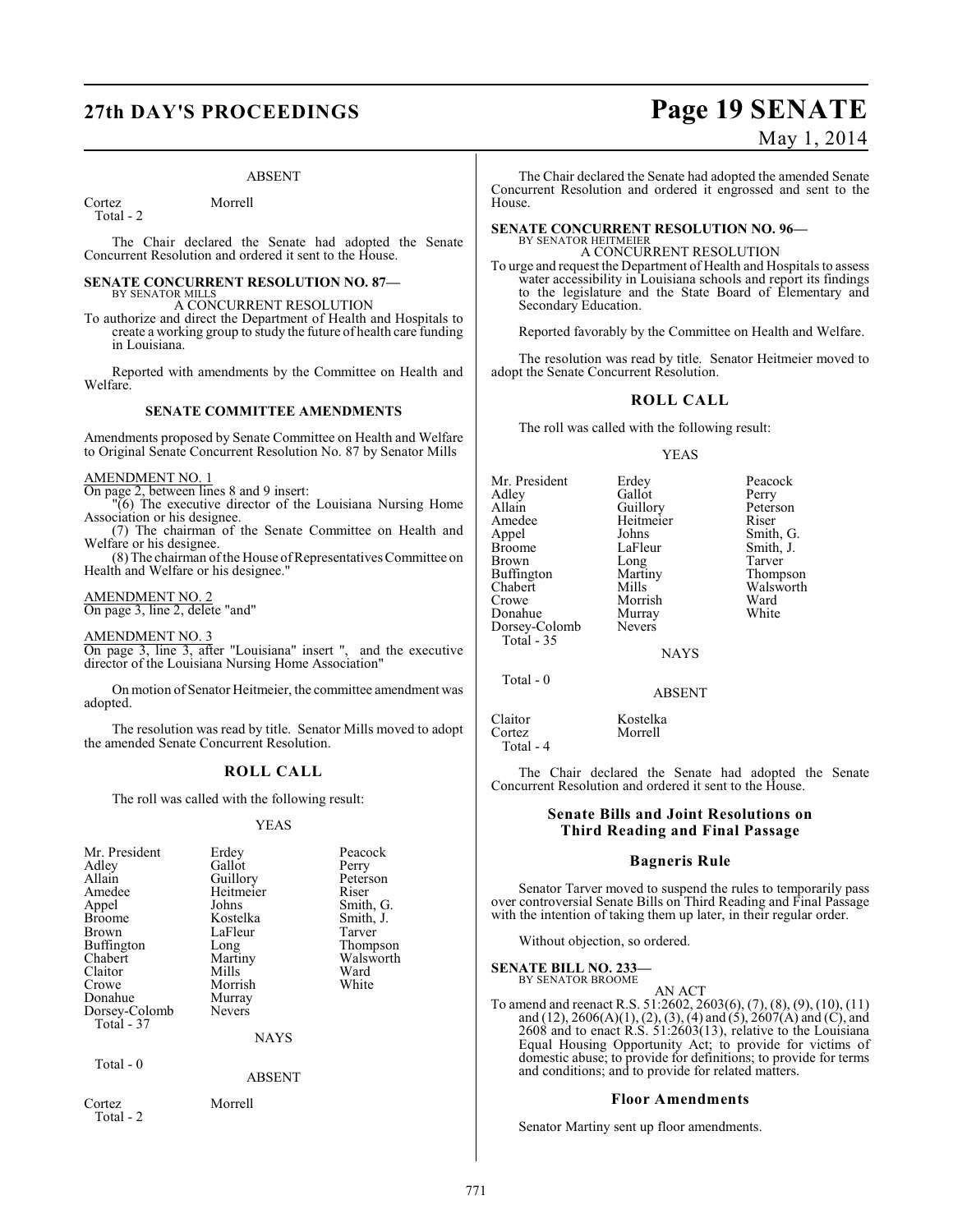ABSENT

| | |
|---|---|
| Cortez | Morrell |
| Total - 2 | |

The Chair declared the Senate had adopted the Senate Concurrent Resolution and ordered it sent to the House.

**SENATE CONCURRENT RESOLUTION NO. 87—**
BY SENATOR MILLS

A CONCURRENT RESOLUTION

To authorize and direct the Department of Health and Hospitals to create a working group to study the future of health care funding in Louisiana.

Reported with amendments by the Committee on Health and Welfare.

**SENATE COMMITTEE AMENDMENTS**

Amendments proposed by Senate Committee on Health and Welfare to Original Senate Concurrent Resolution No. 87 by Senator Mills

AMENDMENT NO. 1
On page 2, between lines 8 and 9 insert:
"(6) The executive director of the Louisiana Nursing Home Association or his designee.
(7) The chairman of the Senate Committee on Health and Welfare or his designee.
(8) The chairman of the House of Representatives Committee on Health and Welfare or his designee."

AMENDMENT NO. 2
On page 3, line 2, delete "and"

AMENDMENT NO. 3
On page 3, line 3, after "Louisiana" insert ", and the executive director of the Louisiana Nursing Home Association"

On motion of Senator Heitmeier, the committee amendment was adopted.

The resolution was read by title. Senator Mills moved to adopt the amended Senate Concurrent Resolution.

**ROLL CALL**

The roll was called with the following result:

YEAS

| | | |
|---|---|---|
| Mr. President | Erdey | Peacock |
| Adley | Gallot | Perry |
| Allain | Guillory | Peterson |
| Amedee | Heitmeier | Riser |
| Appel | Johns | Smith, G. |
| Broome | Kostelka | Smith, J. |
| Brown | LaFleur | Tarver |
| Buffington | Long | Thompson |
| Chabert | Martiny | Walsworth |
| Claitor | Mills | Ward |
| Crowe | Morrish | White |
| Donahue | Murray | |
| Dorsey-Colomb | Nevers | |
| Total - 37 | | |

NAYS

Total - 0

ABSENT

| | |
|---|---|
| Cortez | Morrell |
| Total - 2 | |

The Chair declared the Senate had adopted the amended Senate Concurrent Resolution and ordered it engrossed and sent to the House.

**SENATE CONCURRENT RESOLUTION NO. 96—**
BY SENATOR HEITMEIER

A CONCURRENT RESOLUTION

To urge and request the Department of Health and Hospitals to assess water accessibility in Louisiana schools and report its findings to the legislature and the State Board of Elementary and Secondary Education.

Reported favorably by the Committee on Health and Welfare.

The resolution was read by title. Senator Heitmeier moved to adopt the Senate Concurrent Resolution.

**ROLL CALL**

The roll was called with the following result:

YEAS

| | | |
|---|---|---|
| Mr. President | Erdey | Peacock |
| Adley | Gallot | Perry |
| Allain | Guillory | Peterson |
| Amedee | Heitmeier | Riser |
| Appel | Johns | Smith, G. |
| Broome | LaFleur | Smith, J. |
| Brown | Long | Tarver |
| Buffington | Martiny | Thompson |
| Chabert | Mills | Walsworth |
| Crowe | Morrish | Ward |
| Donahue | Murray | White |
| Dorsey-Colomb | Nevers | |
| Total - 35 | | |

NAYS

Total - 0

ABSENT

| | |
|---|---|
| Claitor | Kostelka |
| Cortez | Morrell |
| Total - 4 | |

The Chair declared the Senate had adopted the Senate Concurrent Resolution and ordered it sent to the House.

## Senate Bills and Joint Resolutions on Third Reading and Final Passage

### Bagneris Rule

Senator Tarver moved to suspend the rules to temporarily pass over controversial Senate Bills on Third Reading and Final Passage with the intention of taking them up later, in their regular order.

Without objection, so ordered.

**SENATE BILL NO. 233—**
BY SENATOR BROOME

AN ACT

To amend and reenact R.S. 51:2602, 2603(6), (7), (8), (9), (10), (11) and (12), 2606(A)(1), (2), (3), (4) and (5), 2607(A) and (C), and 2608 and to enact R.S. 51:2603(13), relative to the Louisiana Equal Housing Opportunity Act; to provide for victims of domestic abuse; to provide for definitions; to provide for terms and conditions; and to provide for related matters.

### Floor Amendments

Senator Martiny sent up floor amendments.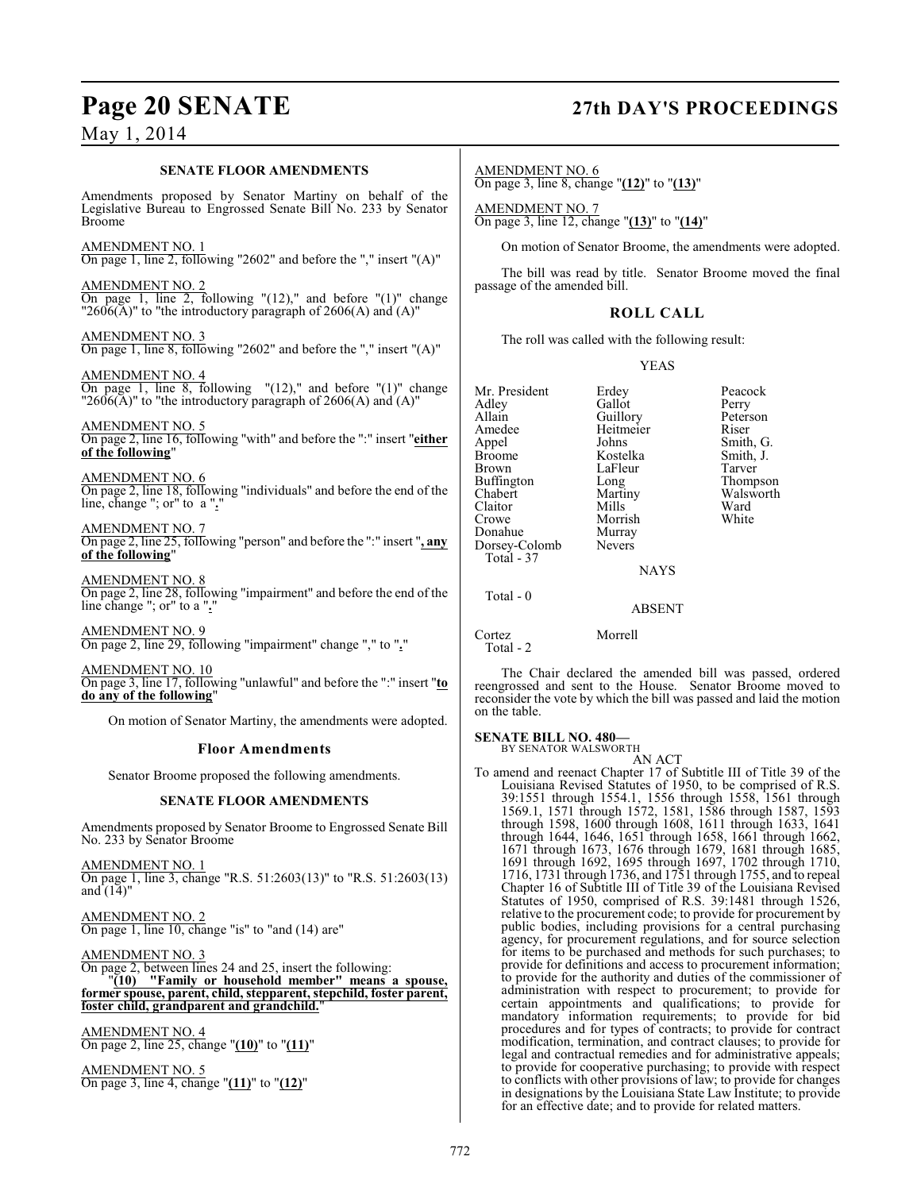### SENATE FLOOR AMENDMENTS

Amendments proposed by Senator Martiny on behalf of the Legislative Bureau to Engrossed Senate Bill No. 233 by Senator Broome

AMENDMENT NO. 1
On page 1, line 2, following "2602" and before the "," insert "(A)"

AMENDMENT NO. 2
On page 1, line 2, following "(12)," and before "(1)" change "2606(A)" to "the introductory paragraph of 2606(A) and (A)"

AMENDMENT NO. 3
On page 1, line 8, following "2602" and before the "," insert "(A)"

AMENDMENT NO. 4
On page 1, line 8, following "(12)," and before "(1)" change "2606(A)" to "the introductory paragraph of 2606(A) and (A)"

AMENDMENT NO. 5
On page 2, line 16, following "with" and before the ":" insert "**either of the following**"

AMENDMENT NO. 6
On page 2, line 18, following "individuals" and before the end of the line, change "; or" to a "**.**"

AMENDMENT NO. 7
On page 2, line 25, following "person" and before the ":" insert "**, any of the following**"

AMENDMENT NO. 8
On page 2, line 28, following "impairment" and before the end of the line change "; or" to a "**.**"

AMENDMENT NO. 9
On page 2, line 29, following "impairment" change "," to "**.**"

AMENDMENT NO. 10
On page 3, line 17, following "unlawful" and before the ":" insert "**to do any of the following**"

On motion of Senator Martiny, the amendments were adopted.

### Floor Amendments

Senator Broome proposed the following amendments.

### SENATE FLOOR AMENDMENTS

Amendments proposed by Senator Broome to Engrossed Senate Bill No. 233 by Senator Broome

AMENDMENT NO. 1
On page 1, line 3, change "R.S. 51:2603(13)" to "R.S. 51:2603(13) and (14)"

AMENDMENT NO. 2
On page 1, line 10, change "is" to "and (14) are"

AMENDMENT NO. 3
On page 2, between lines 24 and 25, insert the following:
"**(10) "Family or household member" means a spouse, former spouse, parent, child, stepparent, stepchild, foster parent, foster child, grandparent and grandchild.**"

AMENDMENT NO. 4
On page 2, line 25, change "**(10)**" to "**(11)**"

AMENDMENT NO. 5
On page 3, line 4, change "**(11)**" to "**(12)**"

AMENDMENT NO. 6
On page 3, line 8, change "**(12)**" to "**(13)**"

AMENDMENT NO. 7
On page 3, line 12, change "**(13)**" to "**(14)**"

On motion of Senator Broome, the amendments were adopted.

The bill was read by title. Senator Broome moved the final passage of the amended bill.

### ROLL CALL

The roll was called with the following result:

YEAS

| | | |
|---|---|---|
| Mr. President | Erdey | Peacock |
| Adley | Gallot | Perry |
| Allain | Guillory | Peterson |
| Amedee | Heitmeier | Riser |
| Appel | Johns | Smith, G. |
| Broome | Kostelka | Smith, J. |
| Brown | LaFleur | Tarver |
| Buffington | Long | Thompson |
| Chabert | Martiny | Walsworth |
| Claitor | Mills | Ward |
| Crowe | Morrish | White |
| Donahue | Murray | |
| Dorsey-Colomb | Nevers | |

Total - 37

NAYS

Total - 0

ABSENT

Cortez    Morrell

Total - 2

The Chair declared the amended bill was passed, ordered reengrossed and sent to the House. Senator Broome moved to reconsider the vote by which the bill was passed and laid the motion on the table.

**SENATE BILL NO. 480—**
BY SENATOR WALSWORTH

AN ACT

To amend and reenact Chapter 17 of Subtitle III of Title 39 of the Louisiana Revised Statutes of 1950, to be comprised of R.S. 39:1551 through 1554.1, 1556 through 1558, 1561 through 1569.1, 1571 through 1572, 1581, 1586 through 1587, 1593 through 1598, 1600 through 1608, 1611 through 1633, 1641 through 1644, 1646, 1651 through 1658, 1661 through 1662, 1671 through 1673, 1676 through 1679, 1681 through 1685, 1691 through 1692, 1695 through 1697, 1702 through 1710, 1716, 1731 through 1736, and 1751 through 1755, and to repeal Chapter 16 of Subtitle III of Title 39 of the Louisiana Revised Statutes of 1950, comprised of R.S. 39:1481 through 1526, relative to the procurement code; to provide for procurement by public bodies, including provisions for a central purchasing agency, for procurement regulations, and for source selection for items to be purchased and methods for such purchases; to provide for definitions and access to procurement information; to provide for the authority and duties of the commissioner of administration with respect to procurement; to provide for certain appointments and qualifications; to provide for mandatory information requirements; to provide for bid procedures and for types of contracts; to provide for contract modification, termination, and contract clauses; to provide for legal and contractual remedies and for administrative appeals; to provide for cooperative purchasing; to provide with respect to conflicts with other provisions of law; to provide for changes in designations by the Louisiana State Law Institute; to provide for an effective date; and to provide for related matters.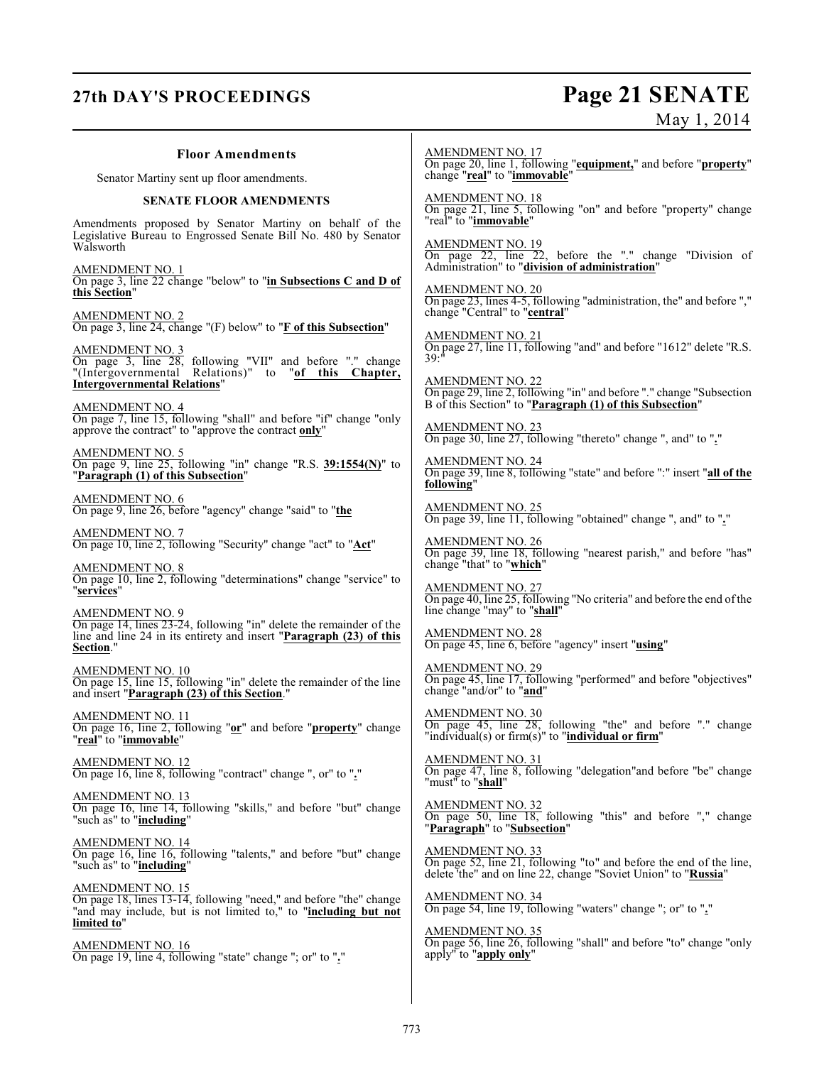### Floor Amendments

Senator Martiny sent up floor amendments.

**SENATE FLOOR AMENDMENTS**

Amendments proposed by Senator Martiny on behalf of the Legislative Bureau to Engrossed Senate Bill No. 480 by Senator Walsworth

AMENDMENT NO. 1
On page 3, line 22 change "below" to "**in Subsections C and D of this Section**"

AMENDMENT NO. 2
On page 3, line 24, change "(F) below" to "**F of this Subsection**"

AMENDMENT NO. 3
On page 3, line 28, following "VII" and before "." change "(Intergovernmental Relations)" to "**of this Chapter, Intergovernmental Relations**"

AMENDMENT NO. 4
On page 7, line 15, following "shall" and before "if" change "only approve the contract" to "approve the contract **only**"

AMENDMENT NO. 5
On page 9, line 25, following "in" change "R.S. **39:1554(N)**" to "**Paragraph (1) of this Subsection**"

AMENDMENT NO. 6
On page 9, line 26, before "agency" change "said" to "**the**

AMENDMENT NO. 7
On page 10, line 2, following "Security" change "act" to "**Act**"

AMENDMENT NO. 8
On page 10, line 2, following "determinations" change "service" to "**services**"

AMENDMENT NO. 9
On page 14, lines 23-24, following "in" delete the remainder of the line and line 24 in its entirety and insert "**Paragraph (23) of this Section**."

AMENDMENT NO. 10
On page 15, line 15, following "in" delete the remainder of the line and insert "**Paragraph (23) of this Section**."

AMENDMENT NO. 11
On page 16, line 2, following "**or**" and before "**property**" change "**real**" to "**immovable**"

AMENDMENT NO. 12
On page 16, line 8, following "contract" change ", or" to "**.**"

AMENDMENT NO. 13
On page 16, line 14, following "skills," and before "but" change "such as" to "**including**"

AMENDMENT NO. 14
On page 16, line 16, following "talents," and before "but" change "such as" to "**including**"

AMENDMENT NO. 15
On page 18, lines 13-14, following "need," and before "the" change "and may include, but is not limited to," to "**including but not limited to**"

AMENDMENT NO. 16
On page 19, line 4, following "state" change "; or" to "**.**"

AMENDMENT NO. 17
On page 20, line 1, following "**equipment,**" and before "**property**" change "**real**" to "**immovable**"

AMENDMENT NO. 18
On page 21, line 5, following "on" and before "property" change "real" to "**immovable**"

AMENDMENT NO. 19
On page 22, line 22, before the "." change "Division of Administration" to "**division of administration**"

AMENDMENT NO. 20
On page 23, lines 4-5, following "administration, the" and before "," change "Central" to "**central**"

AMENDMENT NO. 21
On page 27, line 11, following "and" and before "1612" delete "R.S. 39:"

AMENDMENT NO. 22
On page 29, line 2, following "in" and before "." change "Subsection B of this Section" to "**Paragraph (1) of this Subsection**"

AMENDMENT NO. 23
On page 30, line 27, following "thereto" change ", and" to "**.**"

AMENDMENT NO. 24
On page 39, line 8, following "state" and before ":" insert "**all of the following**"

AMENDMENT NO. 25
On page 39, line 11, following "obtained" change ", and" to "**.**"

AMENDMENT NO. 26
On page 39, line 18, following "nearest parish," and before "has" change "that" to "**which**"

AMENDMENT NO. 27
On page 40, line 25, following "No criteria" and before the end of the line change "may" to "**shall**"

AMENDMENT NO. 28
On page 45, line 6, before "agency" insert "**using**"

AMENDMENT NO. 29
On page 45, line 17, following "performed" and before "objectives" change "and/or" to "**and**"

AMENDMENT NO. 30
On page 45, line 28, following "the" and before "." change "individual(s) or firm(s)" to "**individual or firm**"

AMENDMENT NO. 31
On page 47, line 8, following "delegation"and before "be" change "must" to "**shall**"

AMENDMENT NO. 32
On page 50, line 18, following "this" and before "," change "**Paragraph**" to "**Subsection**"

AMENDMENT NO. 33
On page 52, line 21, following "to" and before the end of the line, delete "the" and on line 22, change "Soviet Union" to "**Russia**"

AMENDMENT NO. 34
On page 54, line 19, following "waters" change "; or" to "**.**"

AMENDMENT NO. 35
On page 56, line 26, following "shall" and before "to" change "only apply" to "**apply only**"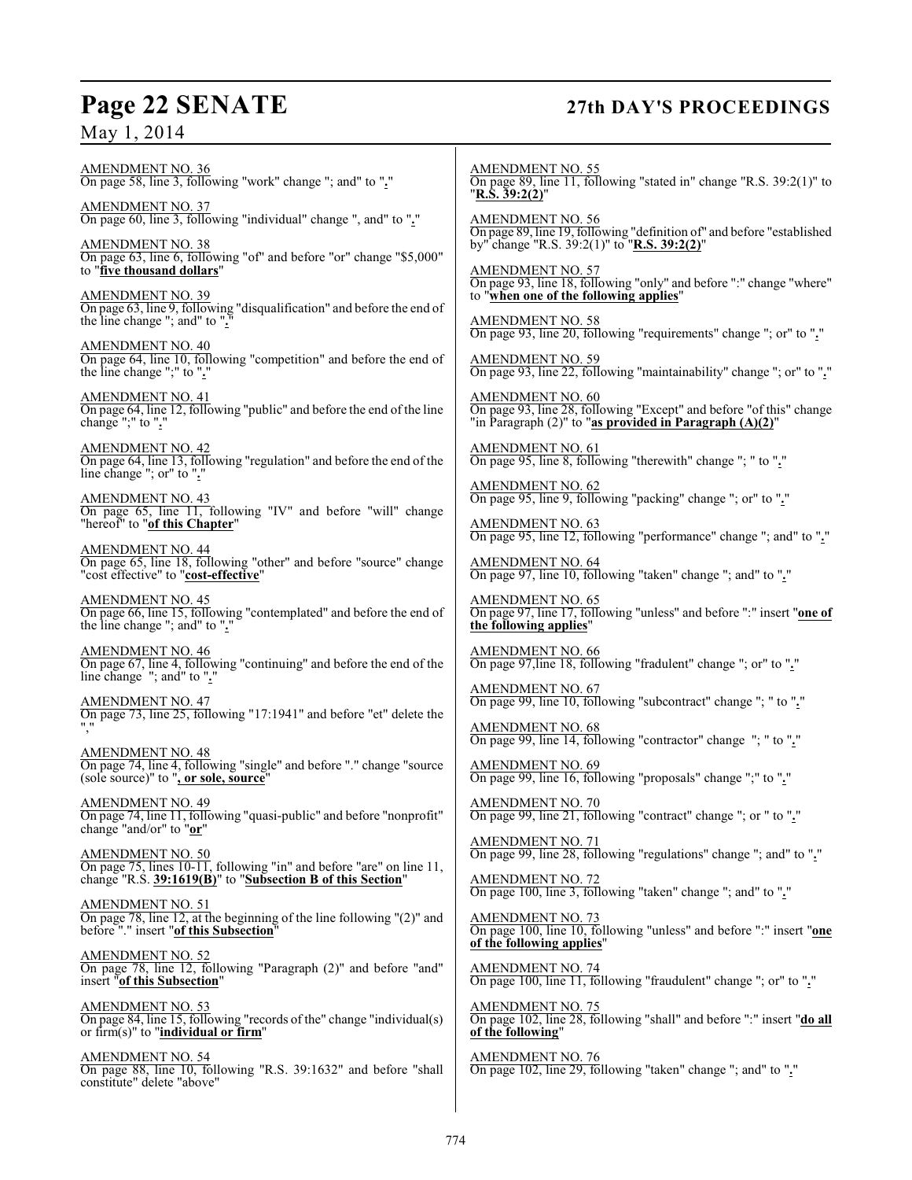AMENDMENT NO. 36
On page 58, line 3, following "work" change "; and" to "**.**"

AMENDMENT NO. 37
On page 60, line 3, following "individual" change ", and" to "**.**"

AMENDMENT NO. 38
On page 63, line 6, following "of" and before "or" change "$5,000" to "**five thousand dollars**"

AMENDMENT NO. 39
On page 63, line 9, following "disqualification" and before the end of the line change "; and" to "**.**"

AMENDMENT NO. 40
On page 64, line 10, following "competition" and before the end of the line change ";" to "**.**"

AMENDMENT NO. 41
On page 64, line 12, following "public" and before the end of the line change ";" to "**.**"

AMENDMENT NO. 42
On page 64, line 13, following "regulation" and before the end of the line change "; or" to "**.**"

AMENDMENT NO. 43
On page 65, line 11, following "IV" and before "will" change "hereof" to "**of this Chapter**"

AMENDMENT NO. 44
On page 65, line 18, following "other" and before "source" change "cost effective" to "**cost-effective**"

AMENDMENT NO. 45
On page 66, line 15, following "contemplated" and before the end of the line change "; and" to "**.**"

AMENDMENT NO. 46
On page 67, line 4, following "continuing" and before the end of the line change "; and" to "**.**"

AMENDMENT NO. 47
On page 73, line 25, following "17:1941" and before "et" delete the ","

AMENDMENT NO. 48
On page 74, line 4, following "single" and before "." change "source (sole source)" to "**, or sole, source**"

AMENDMENT NO. 49
On page 74, line 11, following "quasi-public" and before "nonprofit" change "and/or" to "**or**"

AMENDMENT NO. 50
On page 75, lines 10-11, following "in" and before "are" on line 11, change "R.S. **39:1619(B)**" to "**Subsection B of this Section**"

AMENDMENT NO. 51
On page 78, line 12, at the beginning of the line following "(2)" and before "." insert "**of this Subsection**"

AMENDMENT NO. 52
On page 78, line 12, following "Paragraph (2)" and before "and" insert "**of this Subsection**"

AMENDMENT NO. 53
On page 84, line 15, following "records of the" change "individual(s) or firm(s)" to "**individual or firm**"

AMENDMENT NO. 54
On page 88, line 10, following "R.S. 39:1632" and before "shall constitute" delete "above"

AMENDMENT NO. 55
On page 89, line 11, following "stated in" change "R.S. 39:2(1)" to "**R.S. 39:2(2)**"

AMENDMENT NO. 56
On page 89, line 19, following "definition of" and before "established by" change "R.S. 39:2(1)" to "**R.S. 39:2(2)**"

AMENDMENT NO. 57
On page 93, line 18, following "only" and before ":" change "where" to "**when one of the following applies**"

AMENDMENT NO. 58
On page 93, line 20, following "requirements" change "; or" to "**.**"

AMENDMENT NO. 59
On page 93, line 22, following "maintainability" change "; or" to "**.**"

AMENDMENT NO. 60
On page 93, line 28, following "Except" and before "of this" change "in Paragraph (2)" to "**as provided in Paragraph (A)(2)**"

AMENDMENT NO. 61
On page 95, line 8, following "therewith" change "; " to "**.**"

AMENDMENT NO. 62
On page 95, line 9, following "packing" change "; or" to "**.**"

AMENDMENT NO. 63
On page 95, line 12, following "performance" change "; and" to "**.**"

AMENDMENT NO. 64
On page 97, line 10, following "taken" change "; and" to "**.**"

AMENDMENT NO. 65
On page 97, line 17, following "unless" and before ":" insert "**one of the following applies**"

AMENDMENT NO. 66
On page 97,line 18, following "fradulent" change "; or" to "**.**"

AMENDMENT NO. 67
On page 99, line 10, following "subcontract" change "; " to "**.**"

AMENDMENT NO. 68
On page 99, line 14, following "contractor" change "; " to "**.**"

AMENDMENT NO. 69
On page 99, line 16, following "proposals" change ";" to "**.**"

AMENDMENT NO. 70
On page 99, line 21, following "contract" change "; or " to "**.**"

AMENDMENT NO. 71
On page 99, line 28, following "regulations" change "; and" to "**.**"

AMENDMENT NO. 72
On page 100, line 3, following "taken" change "; and" to "**.**"

AMENDMENT NO. 73
On page 100, line 10, following "unless" and before ":" insert "**one of the following applies**"

AMENDMENT NO. 74
On page 100, line 11, following "fraudulent" change "; or" to "**.**"

AMENDMENT NO. 75
On page 102, line 28, following "shall" and before ":" insert "**do all of the following**"

AMENDMENT NO. 76
On page 102, line 29, following "taken" change "; and" to "**.**"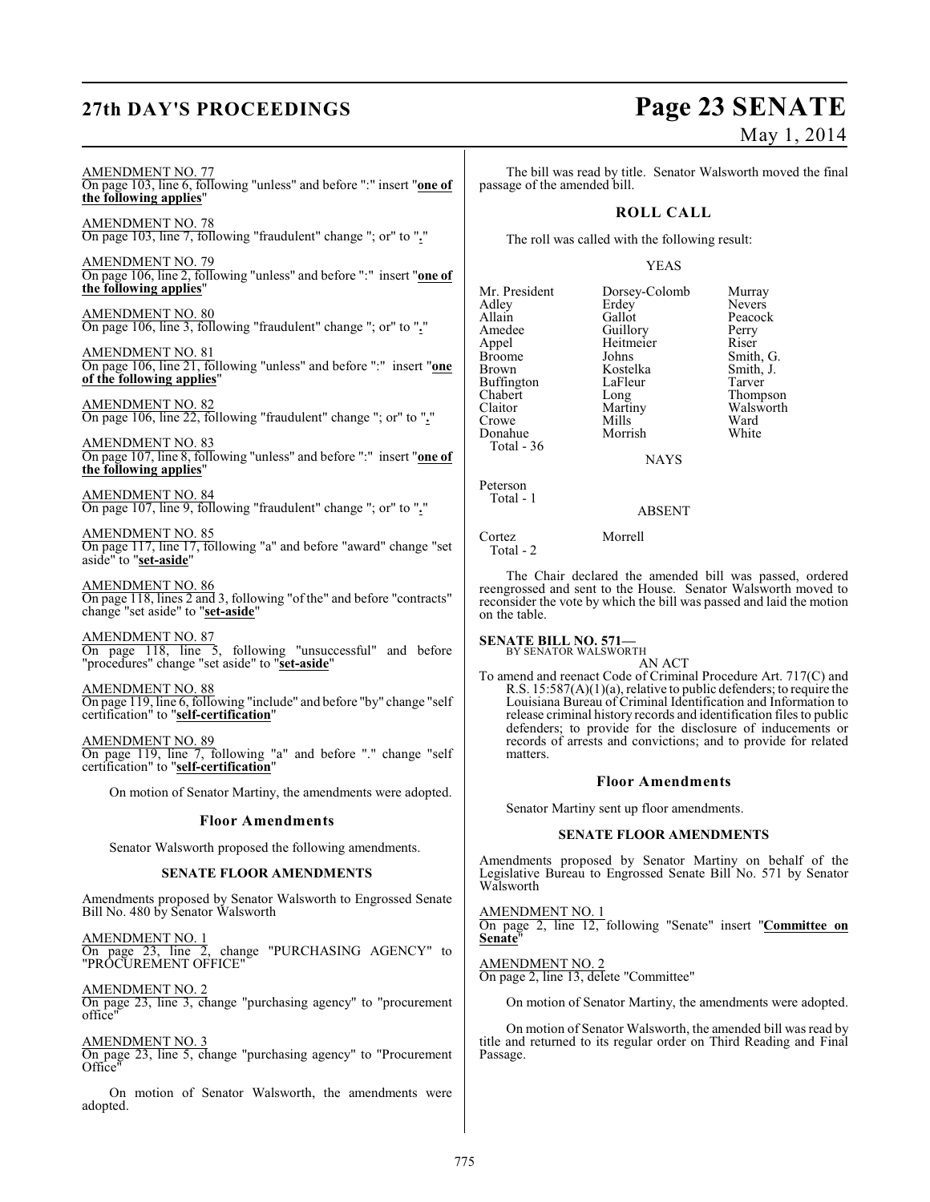AMENDMENT NO. 77
On page 103, line 6, following "unless" and before ":" insert "**one of the following applies**"

AMENDMENT NO. 78
On page 103, line 7, following "fraudulent" change "; or" to "**.**"

AMENDMENT NO. 79
On page 106, line 2, following "unless" and before ":" insert "**one of the following applies**"

AMENDMENT NO. 80
On page 106, line 3, following "fraudulent" change "; or" to "**.**"

AMENDMENT NO. 81
On page 106, line 21, following "unless" and before ":" insert "**one of the following applies**"

AMENDMENT NO. 82
On page 106, line 22, following "fraudulent" change "; or" to "**.**"

AMENDMENT NO. 83
On page 107, line 8, following "unless" and before ":" insert "**one of the following applies**"

AMENDMENT NO. 84
On page 107, line 9, following "fraudulent" change "; or" to "**.**"

AMENDMENT NO. 85
On page 117, line 17, following "a" and before "award" change "set aside" to "**set-aside**"

AMENDMENT NO. 86
On page 118, lines 2 and 3, following "of the" and before "contracts" change "set aside" to "**set-aside**"

AMENDMENT NO. 87
On page 118, line 5, following "unsuccessful" and before "procedures" change "set aside" to "**set-aside**"

AMENDMENT NO. 88
On page 119, line 6, following "include" and before "by" change "self certification" to "**self-certification**"

AMENDMENT NO. 89
On page 119, line 7, following "a" and before "." change "self certification" to "**self-certification**"

On motion of Senator Martiny, the amendments were adopted.

### Floor Amendments

Senator Walsworth proposed the following amendments.

### SENATE FLOOR AMENDMENTS

Amendments proposed by Senator Walsworth to Engrossed Senate Bill No. 480 by Senator Walsworth

AMENDMENT NO. 1
On page 23, line 2, change "PURCHASING AGENCY" to "PROCUREMENT OFFICE"

AMENDMENT NO. 2
On page 23, line 3, change "purchasing agency" to "procurement office"

AMENDMENT NO. 3
On page 23, line 5, change "purchasing agency" to "Procurement Office"

On motion of Senator Walsworth, the amendments were adopted.

The bill was read by title. Senator Walsworth moved the final passage of the amended bill.

### ROLL CALL

The roll was called with the following result:

YEAS

| | | |
|---|---|---|
| Mr. President | Dorsey-Colomb | Murray |
| Adley | Erdey | Nevers |
| Allain | Gallot | Peacock |
| Amedee | Guillory | Perry |
| Appel | Heitmeier | Riser |
| Broome | Johns | Smith, G. |
| Brown | Kostelka | Smith, J. |
| Buffington | LaFleur | Tarver |
| Chabert | Long | Thompson |
| Claitor | Martiny | Walsworth |
| Crowe | Mills | Ward |
| Donahue | Morrish | White |

Total - 36

NAYS

Peterson
Total - 1

ABSENT

Cortez Morrell
Total - 2

The Chair declared the amended bill was passed, ordered reengrossed and sent to the House. Senator Walsworth moved to reconsider the vote by which the bill was passed and laid the motion on the table.

**SENATE BILL NO. 571—**
BY SENATOR WALSWORTH

AN ACT

To amend and reenact Code of Criminal Procedure Art. 717(C) and R.S. 15:587(A)(1)(a), relative to public defenders; to require the Louisiana Bureau of Criminal Identification and Information to release criminal history records and identification files to public defenders; to provide for the disclosure of inducements or records of arrests and convictions; and to provide for related matters.

### Floor Amendments

Senator Martiny sent up floor amendments.

### SENATE FLOOR AMENDMENTS

Amendments proposed by Senator Martiny on behalf of the Legislative Bureau to Engrossed Senate Bill No. 571 by Senator Walsworth

AMENDMENT NO. 1
On page 2, line 12, following "Senate" insert "**Committee on Senate**"

AMENDMENT NO. 2
On page 2, line 13, delete "Committee"

On motion of Senator Martiny, the amendments were adopted.

On motion of Senator Walsworth, the amended bill was read by title and returned to its regular order on Third Reading and Final Passage.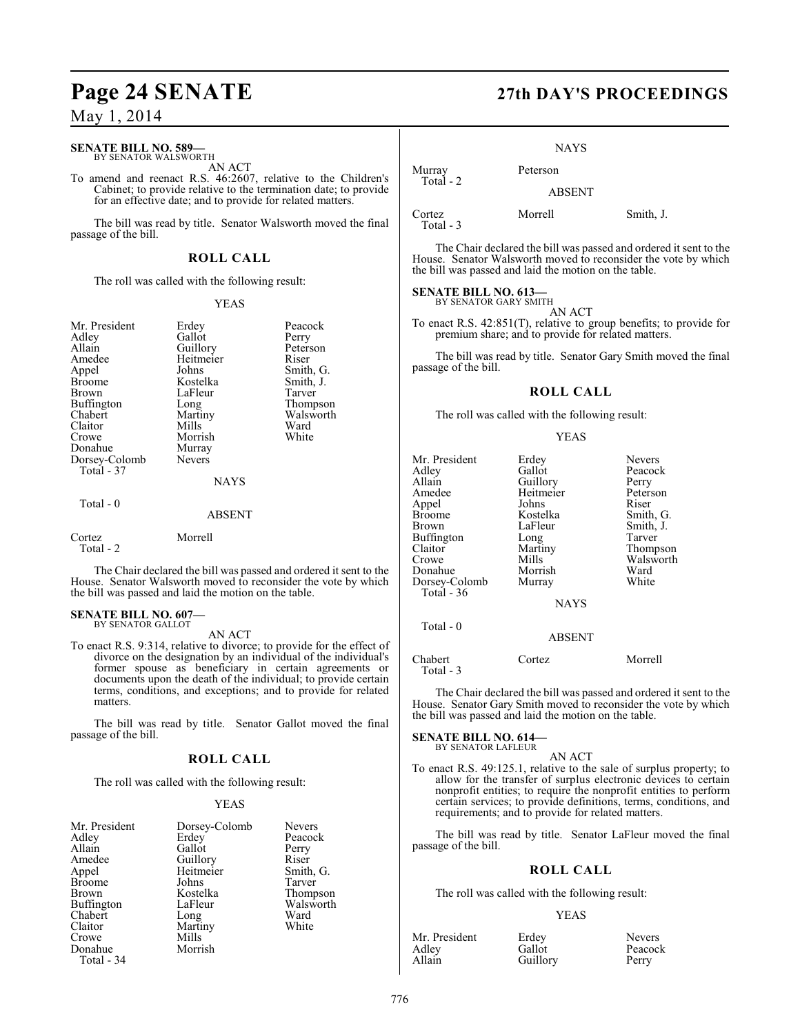**SENATE BILL NO. 589—**
BY SENATOR WALSWORTH

AN ACT

To amend and reenact R.S. 46:2607, relative to the Children's Cabinet; to provide relative to the termination date; to provide for an effective date; and to provide for related matters.

The bill was read by title. Senator Walsworth moved the final passage of the bill.

## ROLL CALL

The roll was called with the following result:

YEAS

| | | |
|---|---|---|
| Mr. President | Erdey | Peacock |
| Adley | Gallot | Perry |
| Allain | Guillory | Peterson |
| Amedee | Heitmeier | Riser |
| Appel | Johns | Smith, G. |
| Broome | Kostelka | Smith, J. |
| Brown | LaFleur | Tarver |
| Buffington | Long | Thompson |
| Chabert | Martiny | Walsworth |
| Claitor | Mills | Ward |
| Crowe | Morrish | White |
| Donahue | Murray | |
| Dorsey-Colomb | Nevers | |
| Total - 37 | | |

NAYS

Total - 0

ABSENT

| | |
|---|---|
| Cortez | Morrell |
| Total - 2 | |

The Chair declared the bill was passed and ordered it sent to the House. Senator Walsworth moved to reconsider the vote by which the bill was passed and laid the motion on the table.

**SENATE BILL NO. 607—**
BY SENATOR GALLOT

AN ACT

To enact R.S. 9:314, relative to divorce; to provide for the effect of divorce on the designation by an individual of the individual's former spouse as beneficiary in certain agreements or documents upon the death of the individual; to provide certain terms, conditions, and exceptions; and to provide for related matters.

The bill was read by title. Senator Gallot moved the final passage of the bill.

## ROLL CALL

The roll was called with the following result:

YEAS

| | | |
|---|---|---|
| Mr. President | Dorsey-Colomb | Nevers |
| Adley | Erdey | Peacock |
| Allain | Gallot | Perry |
| Amedee | Guillory | Riser |
| Appel | Heitmeier | Smith, G. |
| Broome | Johns | Tarver |
| Brown | Kostelka | Thompson |
| Buffington | LaFleur | Walsworth |
| Chabert | Long | Ward |
| Claitor | Martiny | White |
| Crowe | Mills | |
| Donahue | Morrish | |
| Total - 34 | | |

NAYS

| | |
|---|---|
| Murray | Peterson |
| Total - 2 | |

ABSENT

| | | |
|---|---|---|
| Cortez | Morrell | Smith, J. |
| Total - 3 | | |

The Chair declared the bill was passed and ordered it sent to the House. Senator Walsworth moved to reconsider the vote by which the bill was passed and laid the motion on the table.

**SENATE BILL NO. 613—**
BY SENATOR GARY SMITH

AN ACT

To enact R.S. 42:851(T), relative to group benefits; to provide for premium share; and to provide for related matters.

The bill was read by title. Senator Gary Smith moved the final passage of the bill.

## ROLL CALL

The roll was called with the following result:

YEAS

| | | |
|---|---|---|
| Mr. President | Erdey | Nevers |
| Adley | Gallot | Peacock |
| Allain | Guillory | Perry |
| Amedee | Heitmeier | Peterson |
| Appel | Johns | Riser |
| Broome | Kostelka | Smith, G. |
| Brown | LaFleur | Smith, J. |
| Buffington | Long | Tarver |
| Claitor | Martiny | Thompson |
| Crowe | Mills | Walsworth |
| Donahue | Morrish | Ward |
| Dorsey-Colomb | Murray | White |
| Total - 36 | | |

NAYS

Total - 0

ABSENT

| | | |
|---|---|---|
| Chabert | Cortez | Morrell |
| Total - 3 | | |

The Chair declared the bill was passed and ordered it sent to the House. Senator Gary Smith moved to reconsider the vote by which the bill was passed and laid the motion on the table.

**SENATE BILL NO. 614—**
BY SENATOR LAFLEUR

AN ACT

To enact R.S. 49:125.1, relative to the sale of surplus property; to allow for the transfer of surplus electronic devices to certain nonprofit entities; to require the nonprofit entities to perform certain services; to provide definitions, terms, conditions, and requirements; and to provide for related matters.

The bill was read by title. Senator LaFleur moved the final passage of the bill.

## ROLL CALL

The roll was called with the following result:

YEAS

| | | |
|---|---|---|
| Mr. President | Erdey | Nevers |
| Adley | Gallot | Peacock |
| Allain | Guillory | Perry |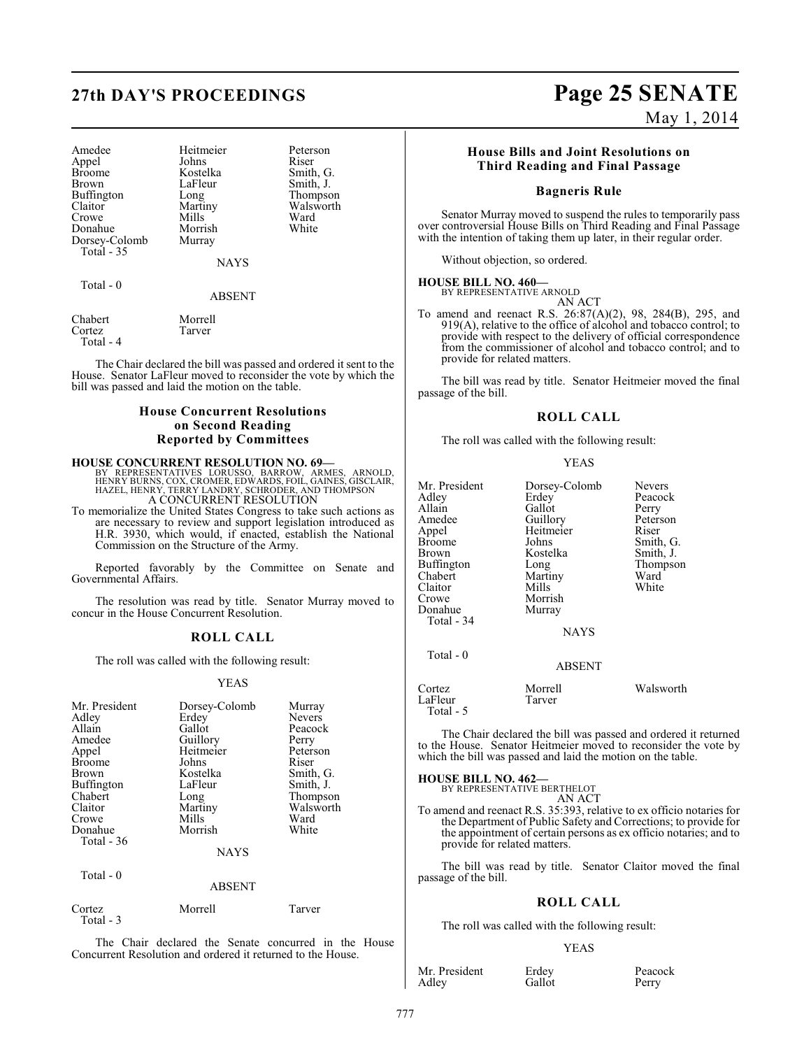| | | |
|---|---|---|
| Amedee | Heitmeier | Peterson |
| Appel | Johns | Riser |
| Broome | Kostelka | Smith, G. |
| Brown | LaFleur | Smith, J. |
| Buffington | Long | Thompson |
| Claitor | Martiny | Walsworth |
| Crowe | Mills | Ward |
| Donahue | Morrish | White |
| Dorsey-Colomb | Murray | |
| Total - 35 | | |

NAYS

Total - 0

ABSENT

| | |
|---|---|
| Chabert | Morrell |
| Cortez | Tarver |
| Total - 4 | |

The Chair declared the bill was passed and ordered it sent to the House. Senator LaFleur moved to reconsider the vote by which the bill was passed and laid the motion on the table.

## House Concurrent Resolutions on Second Reading Reported by Committees

**HOUSE CONCURRENT RESOLUTION NO. 69—**
BY REPRESENTATIVES LORUSSO, BARROW, ARMES, ARNOLD, HENRY BURNS, COX, CROMER, EDWARDS, FOIL, GAINES, GISCLAIR, HAZEL, HENRY, TERRY LANDRY, SCHRODER, AND THOMPSON
A CONCURRENT RESOLUTION
To memorialize the United States Congress to take such actions as are necessary to review and support legislation introduced as H.R. 3930, which would, if enacted, establish the National Commission on the Structure of the Army.

Reported favorably by the Committee on Senate and Governmental Affairs.

The resolution was read by title. Senator Murray moved to concur in the House Concurrent Resolution.

## ROLL CALL

The roll was called with the following result:

YEAS

| | | |
|---|---|---|
| Mr. President | Dorsey-Colomb | Murray |
| Adley | Erdey | Nevers |
| Allain | Gallot | Peacock |
| Amedee | Guillory | Perry |
| Appel | Heitmeier | Peterson |
| Broome | Johns | Riser |
| Brown | Kostelka | Smith, G. |
| Buffington | LaFleur | Smith, J. |
| Chabert | Long | Thompson |
| Claitor | Martiny | Walsworth |
| Crowe | Mills | Ward |
| Donahue | Morrish | White |
| Total - 36 | | |

NAYS

Total - 0

ABSENT

| | | |
|---|---|---|
| Cortez | Morrell | Tarver |
| Total - 3 | | |

The Chair declared the Senate concurred in the House Concurrent Resolution and ordered it returned to the House.

## House Bills and Joint Resolutions on Third Reading and Final Passage

### Bagneris Rule

Senator Murray moved to suspend the rules to temporarily pass over controversial House Bills on Third Reading and Final Passage with the intention of taking them up later, in their regular order.

Without objection, so ordered.

**HOUSE BILL NO. 460—**
BY REPRESENTATIVE ARNOLD
AN ACT
To amend and reenact R.S. 26:87(A)(2), 98, 284(B), 295, and 919(A), relative to the office of alcohol and tobacco control; to provide with respect to the delivery of official correspondence from the commissioner of alcohol and tobacco control; and to provide for related matters.

The bill was read by title. Senator Heitmeier moved the final passage of the bill.

## ROLL CALL

The roll was called with the following result:

YEAS

| | | |
|---|---|---|
| Mr. President | Dorsey-Colomb | Nevers |
| Adley | Erdey | Peacock |
| Allain | Gallot | Perry |
| Amedee | Guillory | Peterson |
| Appel | Heitmeier | Riser |
| Broome | Johns | Smith, G. |
| Brown | Kostelka | Smith, J. |
| Buffington | Long | Thompson |
| Chabert | Martiny | Ward |
| Claitor | Mills | White |
| Crowe | Morrish | |
| Donahue | Murray | |
| Total - 34 | | |

NAYS

Total - 0

ABSENT

| | | |
|---|---|---|
| Cortez | Morrell | Walsworth |
| LaFleur | Tarver | |
| Total - 5 | | |

The Chair declared the bill was passed and ordered it returned to the House. Senator Heitmeier moved to reconsider the vote by which the bill was passed and laid the motion on the table.

**HOUSE BILL NO. 462—**
BY REPRESENTATIVE BERTHELOT
AN ACT
To amend and reenact R.S. 35:393, relative to ex officio notaries for the Department of Public Safety and Corrections; to provide for the appointment of certain persons as ex officio notaries; and to provide for related matters.

The bill was read by title. Senator Claitor moved the final passage of the bill.

## ROLL CALL

The roll was called with the following result:

YEAS

| | | |
|---|---|---|
| Mr. President | Erdey | Peacock |
| Adley | Gallot | Perry |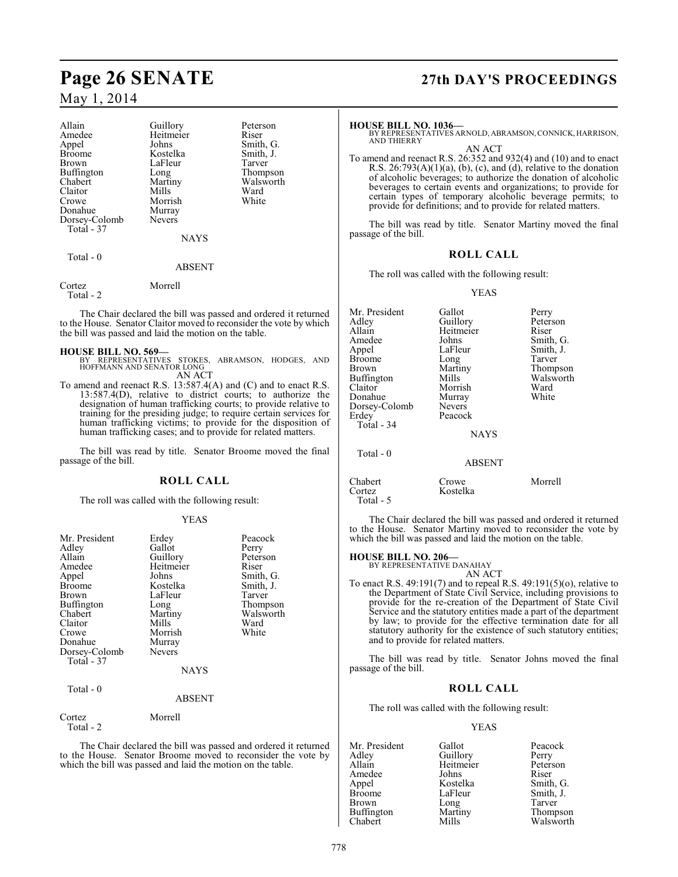| | | |
|---|---|---|
| Allain | Guillory | Peterson |
| Amedee | Heitmeier | Riser |
| Appel | Johns | Smith, G. |
| Broome | Kostelka | Smith, J. |
| Brown | LaFleur | Tarver |
| Buffington | Long | Thompson |
| Chabert | Martiny | Walsworth |
| Claitor | Mills | Ward |
| Crowe | Morrish | White |
| Donahue | Murray | |
| Dorsey-Colomb | Nevers | |

Total - 37

NAYS

Total - 0

ABSENT

Cortez Morrell

Total - 2

The Chair declared the bill was passed and ordered it returned to the House. Senator Claitor moved to reconsider the vote by which the bill was passed and laid the motion on the table.

**HOUSE BILL NO. 569—**
BY REPRESENTATIVES STOKES, ABRAMSON, HODGES, AND HOFFMANN AND SENATOR LONG
AN ACT

To amend and reenact R.S. 13:587.4(A) and (C) and to enact R.S. 13:587.4(D), relative to district courts; to authorize the designation of human trafficking courts; to provide relative to training for the presiding judge; to require certain services for human trafficking victims; to provide for the disposition of human trafficking cases; and to provide for related matters.

The bill was read by title. Senator Broome moved the final passage of the bill.

## ROLL CALL

The roll was called with the following result:

YEAS

| | | |
|---|---|---|
| Mr. President | Erdey | Peacock |
| Adley | Gallot | Perry |
| Allain | Guillory | Peterson |
| Amedee | Heitmeier | Riser |
| Appel | Johns | Smith, G. |
| Broome | Kostelka | Smith, J. |
| Brown | LaFleur | Tarver |
| Buffington | Long | Thompson |
| Chabert | Martiny | Walsworth |
| Claitor | Mills | Ward |
| Crowe | Morrish | White |
| Donahue | Murray | |
| Dorsey-Colomb | Nevers | |

Total - 37

NAYS

Total - 0

ABSENT

Cortez Morrell

Total - 2

The Chair declared the bill was passed and ordered it returned to the House. Senator Broome moved to reconsider the vote by which the bill was passed and laid the motion on the table.

**HOUSE BILL NO. 1036—**
BY REPRESENTATIVES ARNOLD, ABRAMSON, CONNICK, HARRISON, AND THIERRY
AN ACT

To amend and reenact R.S. 26:352 and 932(4) and (10) and to enact R.S. 26:793(A)(1)(a), (b), (c), and (d), relative to the donation of alcoholic beverages; to authorize the donation of alcoholic beverages to certain events and organizations; to provide for certain types of temporary alcoholic beverage permits; to provide for definitions; and to provide for related matters.

The bill was read by title. Senator Martiny moved the final passage of the bill.

## ROLL CALL

The roll was called with the following result:

YEAS

| | | |
|---|---|---|
| Mr. President | Gallot | Perry |
| Adley | Guillory | Peterson |
| Allain | Heitmeier | Riser |
| Amedee | Johns | Smith, G. |
| Appel | LaFleur | Smith, J. |
| Broome | Long | Tarver |
| Brown | Martiny | Thompson |
| Buffington | Mills | Walsworth |
| Claitor | Morrish | Ward |
| Donahue | Murray | White |
| Dorsey-Colomb | Nevers | |
| Erdey | Peacock | |

Total - 34

NAYS

Total - 0

ABSENT

| | | |
|---|---|---|
| Chabert | Crowe | Morrell |
| Cortez | Kostelka | |

Total - 5

The Chair declared the bill was passed and ordered it returned to the House. Senator Martiny moved to reconsider the vote by which the bill was passed and laid the motion on the table.

**HOUSE BILL NO. 206—**
BY REPRESENTATIVE DANAHAY
AN ACT

To enact R.S. 49:191(7) and to repeal R.S. 49:191(5)(o), relative to the Department of State Civil Service, including provisions to provide for the re-creation of the Department of State Civil Service and the statutory entities made a part of the department by law; to provide for the effective termination date for all statutory authority for the existence of such statutory entities; and to provide for related matters.

The bill was read by title. Senator Johns moved the final passage of the bill.

## ROLL CALL

The roll was called with the following result:

YEAS

| | | |
|---|---|---|
| Mr. President | Gallot | Peacock |
| Adley | Guillory | Perry |
| Allain | Heitmeier | Peterson |
| Amedee | Johns | Riser |
| Appel | Kostelka | Smith, G. |
| Broome | LaFleur | Smith, J. |
| Brown | Long | Tarver |
| Buffington | Martiny | Thompson |
| Chabert | Mills | Walsworth |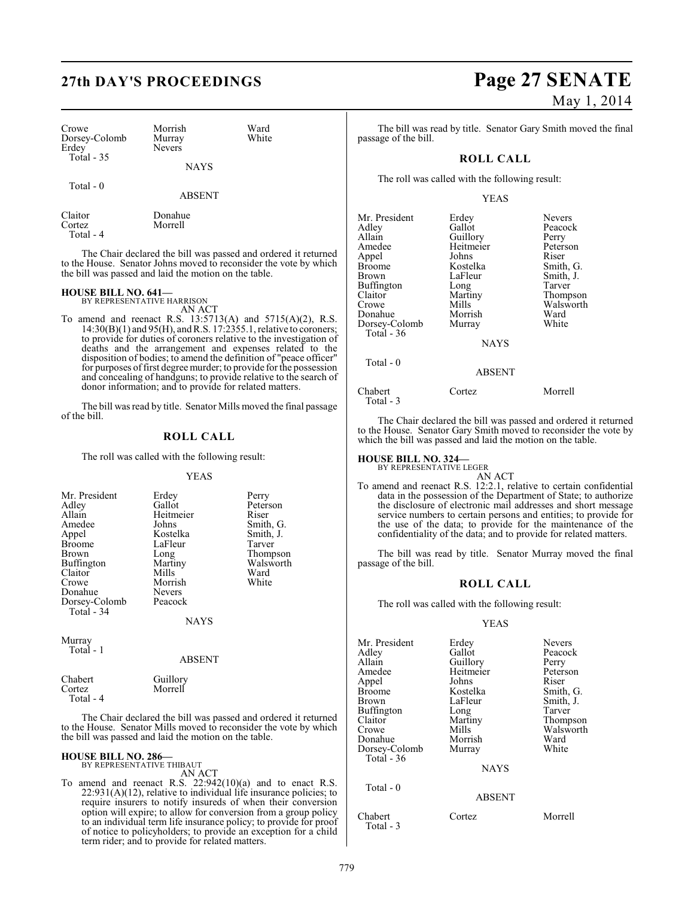| | | |
|---|---|---|
| Crowe | Morrish | Ward |
| Dorsey-Colomb | Murray | White |
| Erdey | Nevers | |
| Total - 35 | | |

NAYS

Total - 0

ABSENT

| | |
|---|---|
| Claitor | Donahue |
| Cortez | Morrell |
| Total - 4 | |

The Chair declared the bill was passed and ordered it returned to the House. Senator Johns moved to reconsider the vote by which the bill was passed and laid the motion on the table.

**HOUSE BILL NO. 641—**
BY REPRESENTATIVE HARRISON

AN ACT

To amend and reenact R.S. 13:5713(A) and 5715(A)(2), R.S. 14:30(B)(1) and 95(H), and R.S. 17:2355.1, relative to coroners; to provide for duties of coroners relative to the investigation of deaths and the arrangement and expenses related to the disposition of bodies; to amend the definition of "peace officer" for purposes of first degree murder; to provide for the possession and concealing of handguns; to provide relative to the search of donor information; and to provide for related matters.

The bill was read by title. Senator Mills moved the final passage of the bill.

## ROLL CALL

The roll was called with the following result:

YEAS

| | | |
|---|---|---|
| Mr. President | Erdey | Perry |
| Adley | Gallot | Peterson |
| Allain | Heitmeier | Riser |
| Amedee | Johns | Smith, G. |
| Appel | Kostelka | Smith, J. |
| Broome | LaFleur | Tarver |
| Brown | Long | Thompson |
| Buffington | Martiny | Walsworth |
| Claitor | Mills | Ward |
| Crowe | Morrish | White |
| Donahue | Nevers | |
| Dorsey-Colomb | Peacock | |
| Total - 34 | | |

NAYS

Murray
Total - 1

ABSENT

| | |
|---|---|
| Chabert | Guillory |
| Cortez | Morrell |
| Total - 4 | |

The Chair declared the bill was passed and ordered it returned to the House. Senator Mills moved to reconsider the vote by which the bill was passed and laid the motion on the table.

**HOUSE BILL NO. 286—**
BY REPRESENTATIVE THIBAUT

AN ACT

To amend and reenact R.S. 22:942(10)(a) and to enact R.S. 22:931(A)(12), relative to individual life insurance policies; to require insurers to notify insureds of when their conversion option will expire; to allow for conversion from a group policy to an individual term life insurance policy; to provide for proof of notice to policyholders; to provide an exception for a child term rider; and to provide for related matters.

The bill was read by title. Senator Gary Smith moved the final passage of the bill.

## ROLL CALL

The roll was called with the following result:

YEAS

| | | |
|---|---|---|
| Mr. President | Erdey | Nevers |
| Adley | Gallot | Peacock |
| Allain | Guillory | Perry |
| Amedee | Heitmeier | Peterson |
| Appel | Johns | Riser |
| Broome | Kostelka | Smith, G. |
| Brown | LaFleur | Smith, J. |
| Buffington | Long | Tarver |
| Claitor | Martiny | Thompson |
| Crowe | Mills | Walsworth |
| Donahue | Morrish | Ward |
| Dorsey-Colomb | Murray | White |
| Total - 36 | | |

NAYS

Total - 0

ABSENT

| | | |
|---|---|---|
| Chabert | Cortez | Morrell |
| Total - 3 | | |

The Chair declared the bill was passed and ordered it returned to the House. Senator Gary Smith moved to reconsider the vote by which the bill was passed and laid the motion on the table.

**HOUSE BILL NO. 324—**
BY REPRESENTATIVE LEGER

AN ACT

To amend and reenact R.S. 12:2.1, relative to certain confidential data in the possession of the Department of State; to authorize the disclosure of electronic mail addresses and short message service numbers to certain persons and entities; to provide for the use of the data; to provide for the maintenance of the confidentiality of the data; and to provide for related matters.

The bill was read by title. Senator Murray moved the final passage of the bill.

## ROLL CALL

The roll was called with the following result:

YEAS

| | | |
|---|---|---|
| Mr. President | Erdey | Nevers |
| Adley | Gallot | Peacock |
| Allain | Guillory | Perry |
| Amedee | Heitmeier | Peterson |
| Appel | Johns | Riser |
| Broome | Kostelka | Smith, G. |
| Brown | LaFleur | Smith, J. |
| Buffington | Long | Tarver |
| Claitor | Martiny | Thompson |
| Crowe | Mills | Walsworth |
| Donahue | Morrish | Ward |
| Dorsey-Colomb | Murray | White |
| Total - 36 | | |

NAYS

Total - 0

ABSENT

| | | |
|---|---|---|
| Chabert | Cortez | Morrell |
| Total - 3 | | |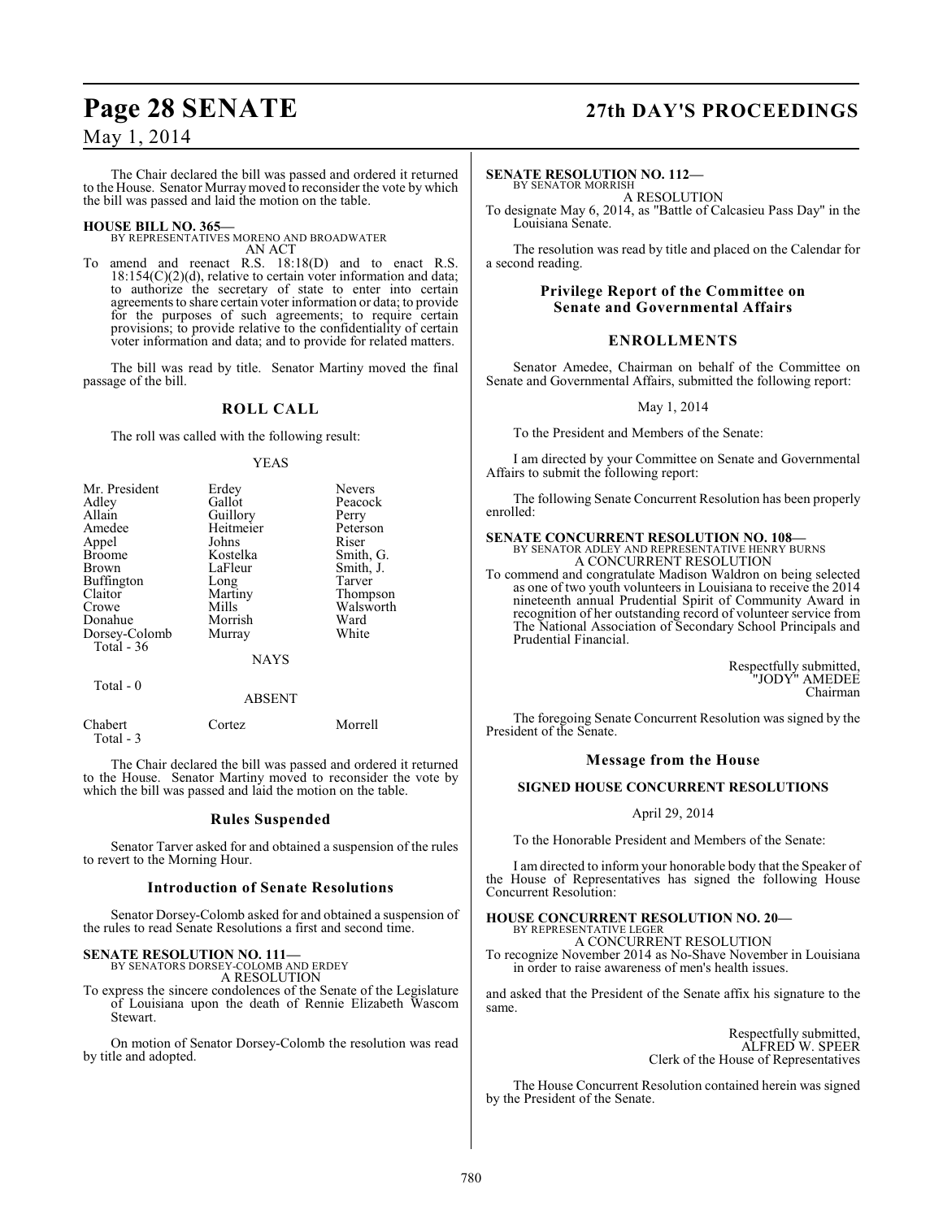The Chair declared the bill was passed and ordered it returned to the House. Senator Murray moved to reconsider the vote by which the bill was passed and laid the motion on the table.

**HOUSE BILL NO. 365—**
BY REPRESENTATIVES MORENO AND BROADWATER
AN ACT

To amend and reenact R.S. 18:18(D) and to enact R.S. 18:154(C)(2)(d), relative to certain voter information and data; to authorize the secretary of state to enter into certain agreements to share certain voter information or data; to provide for the purposes of such agreements; to require certain provisions; to provide relative to the confidentiality of certain voter information and data; and to provide for related matters.

The bill was read by title. Senator Martiny moved the final passage of the bill.

## ROLL CALL

The roll was called with the following result:

YEAS

| | | |
|---|---|---|
| Mr. President | Erdey | Nevers |
| Adley | Gallot | Peacock |
| Allain | Guillory | Perry |
| Amedee | Heitmeier | Peterson |
| Appel | Johns | Riser |
| Broome | Kostelka | Smith, G. |
| Brown | LaFleur | Smith, J. |
| Buffington | Long | Tarver |
| Claitor | Martiny | Thompson |
| Crowe | Mills | Walsworth |
| Donahue | Morrish | Ward |
| Dorsey-Colomb | Murray | White |

Total - 36

NAYS

Total - 0

ABSENT

| | | |
|---|---|---|
| Chabert | Cortez | Morrell |

Total - 3

The Chair declared the bill was passed and ordered it returned to the House. Senator Martiny moved to reconsider the vote by which the bill was passed and laid the motion on the table.

## Rules Suspended

Senator Tarver asked for and obtained a suspension of the rules to revert to the Morning Hour.

## Introduction of Senate Resolutions

Senator Dorsey-Colomb asked for and obtained a suspension of the rules to read Senate Resolutions a first and second time.

**SENATE RESOLUTION NO. 111—**
BY SENATORS DORSEY-COLOMB AND ERDEY
A RESOLUTION

To express the sincere condolences of the Senate of the Legislature of Louisiana upon the death of Rennie Elizabeth Wascom Stewart.

On motion of Senator Dorsey-Colomb the resolution was read by title and adopted.

**SENATE RESOLUTION NO. 112—**
BY SENATOR MORRISH
A RESOLUTION

To designate May 6, 2014, as "Battle of Calcasieu Pass Day" in the Louisiana Senate.

The resolution was read by title and placed on the Calendar for a second reading.

## Privilege Report of the Committee on Senate and Governmental Affairs

## ENROLLMENTS

Senator Amedee, Chairman on behalf of the Committee on Senate and Governmental Affairs, submitted the following report:

May 1, 2014

To the President and Members of the Senate:

I am directed by your Committee on Senate and Governmental Affairs to submit the following report:

The following Senate Concurrent Resolution has been properly enrolled:

**SENATE CONCURRENT RESOLUTION NO. 108—**
BY SENATOR ADLEY AND REPRESENTATIVE HENRY BURNS
A CONCURRENT RESOLUTION

To commend and congratulate Madison Waldron on being selected as one of two youth volunteers in Louisiana to receive the 2014 nineteenth annual Prudential Spirit of Community Award in recognition of her outstanding record of volunteer service from The National Association of Secondary School Principals and Prudential Financial.

Respectfully submitted,
"JODY" AMEDEE
Chairman

The foregoing Senate Concurrent Resolution was signed by the President of the Senate.

## Message from the House

## SIGNED HOUSE CONCURRENT RESOLUTIONS

April 29, 2014

To the Honorable President and Members of the Senate:

I am directed to inform your honorable body that the Speaker of the House of Representatives has signed the following House Concurrent Resolution:

**HOUSE CONCURRENT RESOLUTION NO. 20—**
BY REPRESENTATIVE LEGER
A CONCURRENT RESOLUTION

To recognize November 2014 as No-Shave November in Louisiana in order to raise awareness of men's health issues.

and asked that the President of the Senate affix his signature to the same.

Respectfully submitted,
ALFRED W. SPEER
Clerk of the House of Representatives

The House Concurrent Resolution contained herein was signed by the President of the Senate.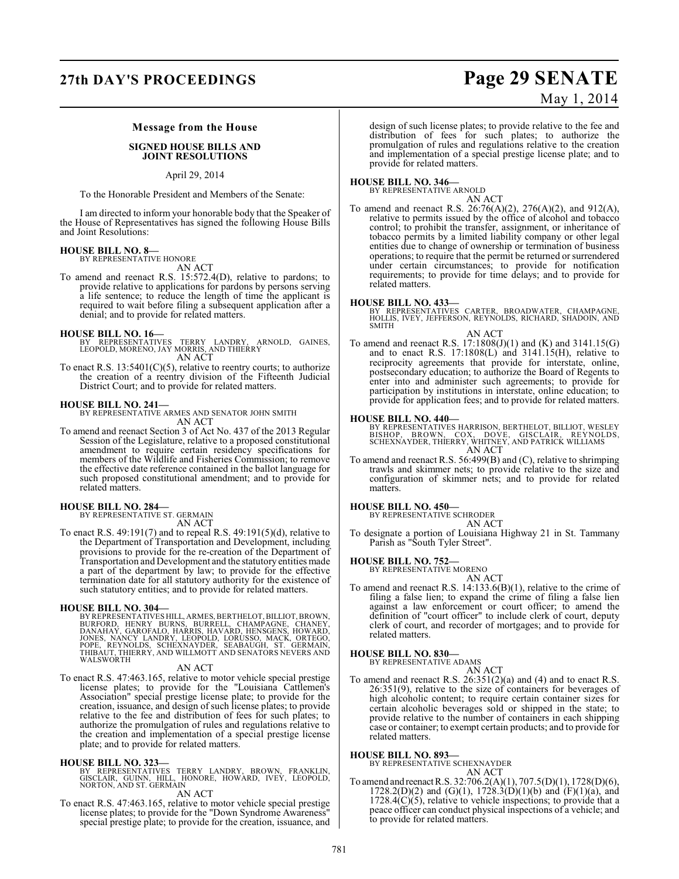### Message from the House

**SIGNED HOUSE BILLS AND JOINT RESOLUTIONS**

April 29, 2014

To the Honorable President and Members of the Senate:

I am directed to inform your honorable body that the Speaker of the House of Representatives has signed the following House Bills and Joint Resolutions:

**HOUSE BILL NO. 8—**
BY REPRESENTATIVE HONORE
AN ACT

To amend and reenact R.S. 15:572.4(D), relative to pardons; to provide relative to applications for pardons by persons serving a life sentence; to reduce the length of time the applicant is required to wait before filing a subsequent application after a denial; and to provide for related matters.

**HOUSE BILL NO. 16—**
BY REPRESENTATIVES TERRY LANDRY, ARNOLD, GAINES, LEOPOLD, MORENO, JAY MORRIS, AND THIERRY
AN ACT

To enact R.S. 13:5401(C)(5), relative to reentry courts; to authorize the creation of a reentry division of the Fifteenth Judicial District Court; and to provide for related matters.

**HOUSE BILL NO. 241—**
BY REPRESENTATIVE ARMES AND SENATOR JOHN SMITH
AN ACT

To amend and reenact Section 3 of Act No. 437 of the 2013 Regular Session of the Legislature, relative to a proposed constitutional amendment to require certain residency specifications for members of the Wildlife and Fisheries Commission; to remove the effective date reference contained in the ballot language for such proposed constitutional amendment; and to provide for related matters.

**HOUSE BILL NO. 284—**
BY REPRESENTATIVE ST. GERMAIN
AN ACT

To enact R.S. 49:191(7) and to repeal R.S. 49:191(5)(d), relative to the Department of Transportation and Development, including provisions to provide for the re-creation of the Department of Transportation and Development and the statutory entities made a part of the department by law; to provide for the effective termination date for all statutory authority for the existence of such statutory entities; and to provide for related matters.

**HOUSE BILL NO. 304—**
BY REPRESENTATIVES HILL, ARMES, BERTHELOT, BILLIOT, BROWN, BURFORD, HENRY BURNS, BURRELL, CHAMPAGNE, CHANEY, DANAHAY, GAROFALO, HARRIS, HAVARD, HENSGENS, HOWARD, JONES, NANCY LANDRY, LEOPOLD, LORUSSO, MACK, ORTEGO, POPE, REYNOLDS, SCHEXNAYDER, SEABAUGH, ST. GERMAIN, THIBAUT, THIERRY, AND WILLMOTT AND SENATORS NEVERS AND WALSWORTH
AN ACT

To enact R.S. 47:463.165, relative to motor vehicle special prestige license plates; to provide for the "Louisiana Cattlemen's Association" special prestige license plate; to provide for the creation, issuance, and design of such license plates; to provide relative to the fee and distribution of fees for such plates; to authorize the promulgation of rules and regulations relative to the creation and implementation of a special prestige license plate; and to provide for related matters.

**HOUSE BILL NO. 323—**
BY REPRESENTATIVES TERRY LANDRY, BROWN, FRANKLIN, GISCLAIR, GUINN, HILL, HONORE, HOWARD, IVEY, LEOPOLD, NORTON, AND ST. GERMAIN
AN ACT

To enact R.S. 47:463.165, relative to motor vehicle special prestige license plates; to provide for the "Down Syndrome Awareness" special prestige plate; to provide for the creation, issuance, and design of such license plates; to provide relative to the fee and distribution of fees for such plates; to authorize the promulgation of rules and regulations relative to the creation and implementation of a special prestige license plate; and to provide for related matters.

**HOUSE BILL NO. 346—**
BY REPRESENTATIVE ARNOLD
AN ACT

To amend and reenact R.S. 26:76(A)(2), 276(A)(2), and 912(A), relative to permits issued by the office of alcohol and tobacco control; to prohibit the transfer, assignment, or inheritance of tobacco permits by a limited liability company or other legal entities due to change of ownership or termination of business operations; to require that the permit be returned or surrendered under certain circumstances; to provide for notification requirements; to provide for time delays; and to provide for related matters.

**HOUSE BILL NO. 433—**
BY REPRESENTATIVES CARTER, BROADWATER, CHAMPAGNE, HOLLIS, IVEY, JEFFERSON, REYNOLDS, RICHARD, SHADOIN, AND SMITH
AN ACT

To amend and reenact R.S. 17:1808(J)(1) and (K) and 3141.15(G) and to enact R.S. 17:1808(L) and 3141.15(H), relative to reciprocity agreements that provide for interstate, online, postsecondary education; to authorize the Board of Regents to enter into and administer such agreements; to provide for participation by institutions in interstate, online education; to provide for application fees; and to provide for related matters.

**HOUSE BILL NO. 440—**
BY REPRESENTATIVES HARRISON, BERTHELOT, BILLIOT, WESLEY BISHOP, BROWN, COX, DOVE, GISCLAIR, REYNOLDS, SCHEXNAYDER, THIERRY, WHITNEY, AND PATRICK WILLIAMS
AN ACT

To amend and reenact R.S. 56:499(B) and (C), relative to shrimping trawls and skimmer nets; to provide relative to the size and configuration of skimmer nets; and to provide for related matters.

**HOUSE BILL NO. 450—**
BY REPRESENTATIVE SCHRODER
AN ACT

To designate a portion of Louisiana Highway 21 in St. Tammany Parish as "South Tyler Street".

**HOUSE BILL NO. 752—**
BY REPRESENTATIVE MORENO
AN ACT

To amend and reenact R.S. 14:133.6(B)(1), relative to the crime of filing a false lien; to expand the crime of filing a false lien against a law enforcement or court officer; to amend the definition of "court officer" to include clerk of court, deputy clerk of court, and recorder of mortgages; and to provide for related matters.

**HOUSE BILL NO. 830—**
BY REPRESENTATIVE ADAMS
AN ACT

To amend and reenact R.S. 26:351(2)(a) and (4) and to enact R.S. 26:351(9), relative to the size of containers for beverages of high alcoholic content; to require certain container sizes for certain alcoholic beverages sold or shipped in the state; to provide relative to the number of containers in each shipping case or container; to exempt certain products; and to provide for related matters.

**HOUSE BILL NO. 893—**
BY REPRESENTATIVE SCHEXNAYDER
AN ACT

To amend and reenact R.S. 32:706.2(A)(1), 707.5(D)(1), 1728(D)(6), 1728.2(D)(2) and (G)(1), 1728.3(D)(1)(b) and (F)(1)(a), and 1728.4(C)(5), relative to vehicle inspections; to provide that a peace officer can conduct physical inspections of a vehicle; and to provide for related matters.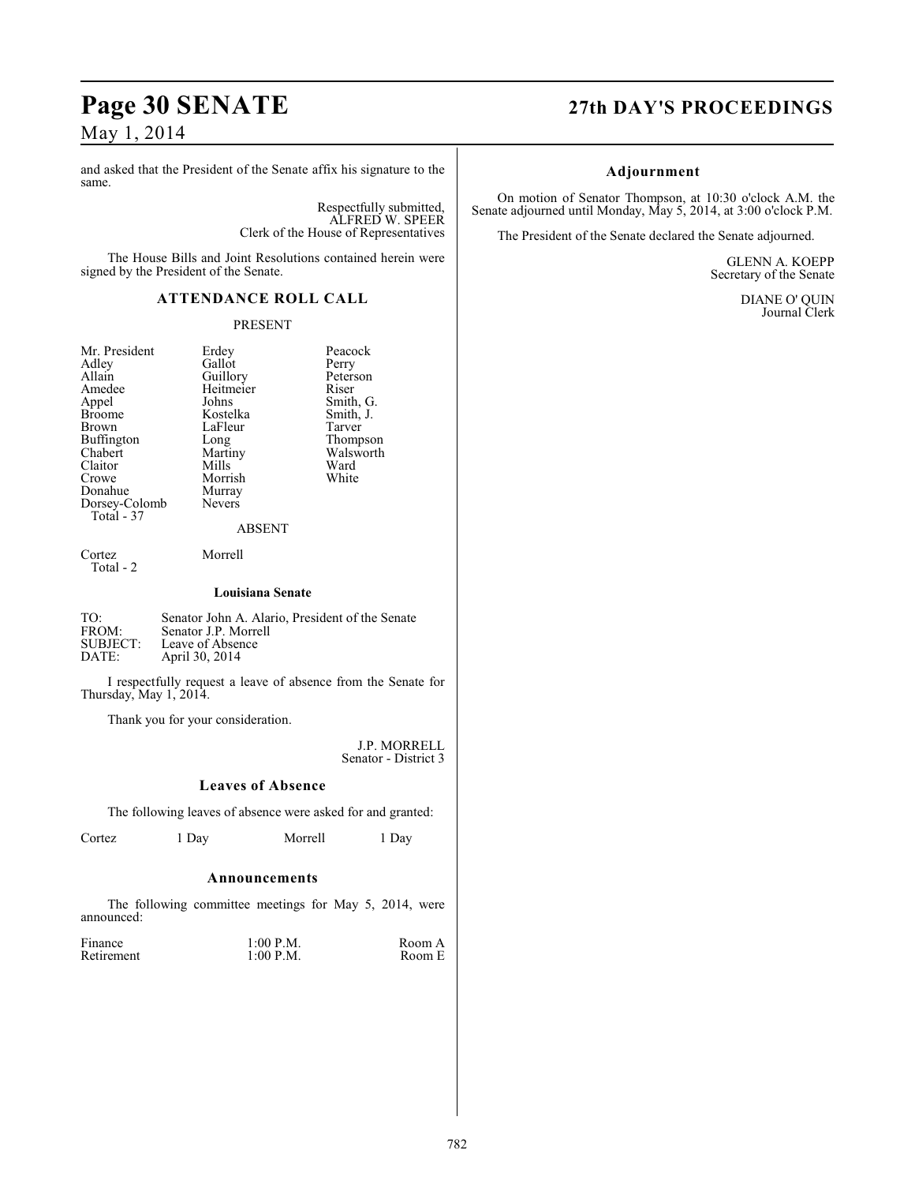and asked that the President of the Senate affix his signature to the same.

Respectfully submitted,
ALFRED W. SPEER
Clerk of the House of Representatives

The House Bills and Joint Resolutions contained herein were signed by the President of the Senate.

### ATTENDANCE ROLL CALL

PRESENT

| | | |
|---|---|---|
| Mr. President | Erdey | Peacock |
| Adley | Gallot | Perry |
| Allain | Guillory | Peterson |
| Amedee | Heitmeier | Riser |
| Appel | Johns | Smith, G. |
| Broome | Kostelka | Smith, J. |
| Brown | LaFleur | Tarver |
| Buffington | Long | Thompson |
| Chabert | Martiny | Walsworth |
| Claitor | Mills | Ward |
| Crowe | Morrish | White |
| Donahue | Murray | |
| Dorsey-Colomb | Nevers | |

Total - 37

ABSENT

| | |
|---|---|
| Cortez | Morrell |

Total - 2

**Louisiana Senate**

TO: Senator John A. Alario, President of the Senate
FROM: Senator J.P. Morrell
SUBJECT: Leave of Absence
DATE: April 30, 2014

I respectfully request a leave of absence from the Senate for Thursday, May 1, 2014.

Thank you for your consideration.

J.P. MORRELL
Senator - District 3

### Leaves of Absence

The following leaves of absence were asked for and granted:

| | | | |
|---|---|---|---|
| Cortez | 1 Day | Morrell | 1 Day |

### Announcements

The following committee meetings for May 5, 2014, were announced:

| | | |
|---|---|---|
| Finance | 1:00 P.M. | Room A |
| Retirement | 1:00 P.M. | Room E |

### Adjournment

On motion of Senator Thompson, at 10:30 o'clock A.M. the Senate adjourned until Monday, May 5, 2014, at 3:00 o'clock P.M.

The President of the Senate declared the Senate adjourned.

GLENN A. KOEPP
Secretary of the Senate

DIANE O' QUIN
Journal Clerk